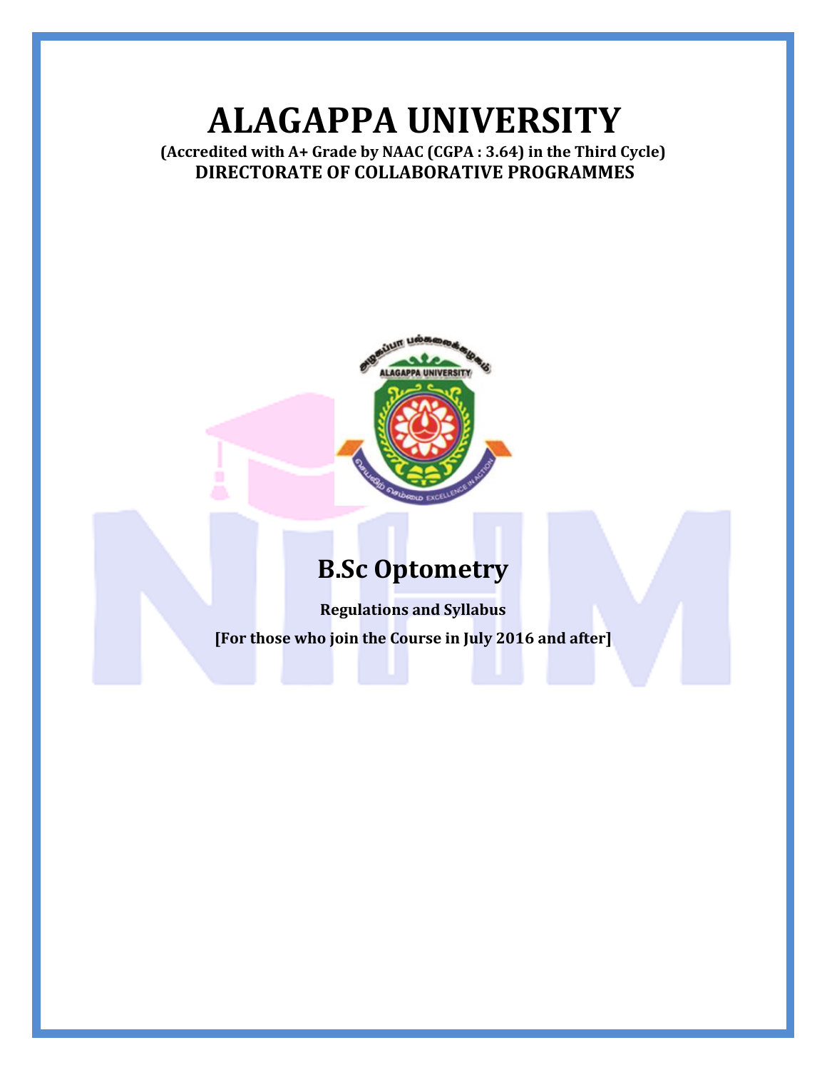# ALAGAPPA UNIVERSITY

**(Accredited with A+ Grade by NAAC (CGPA : 3.64) in the Third Cycle)**

**DIRECTORATE OF COLLABORATIVE PROGRAMMES**

## B.Sc Optometry

**Regulations and Syllabus**

**[For those who join the Course in July 2016 and after]**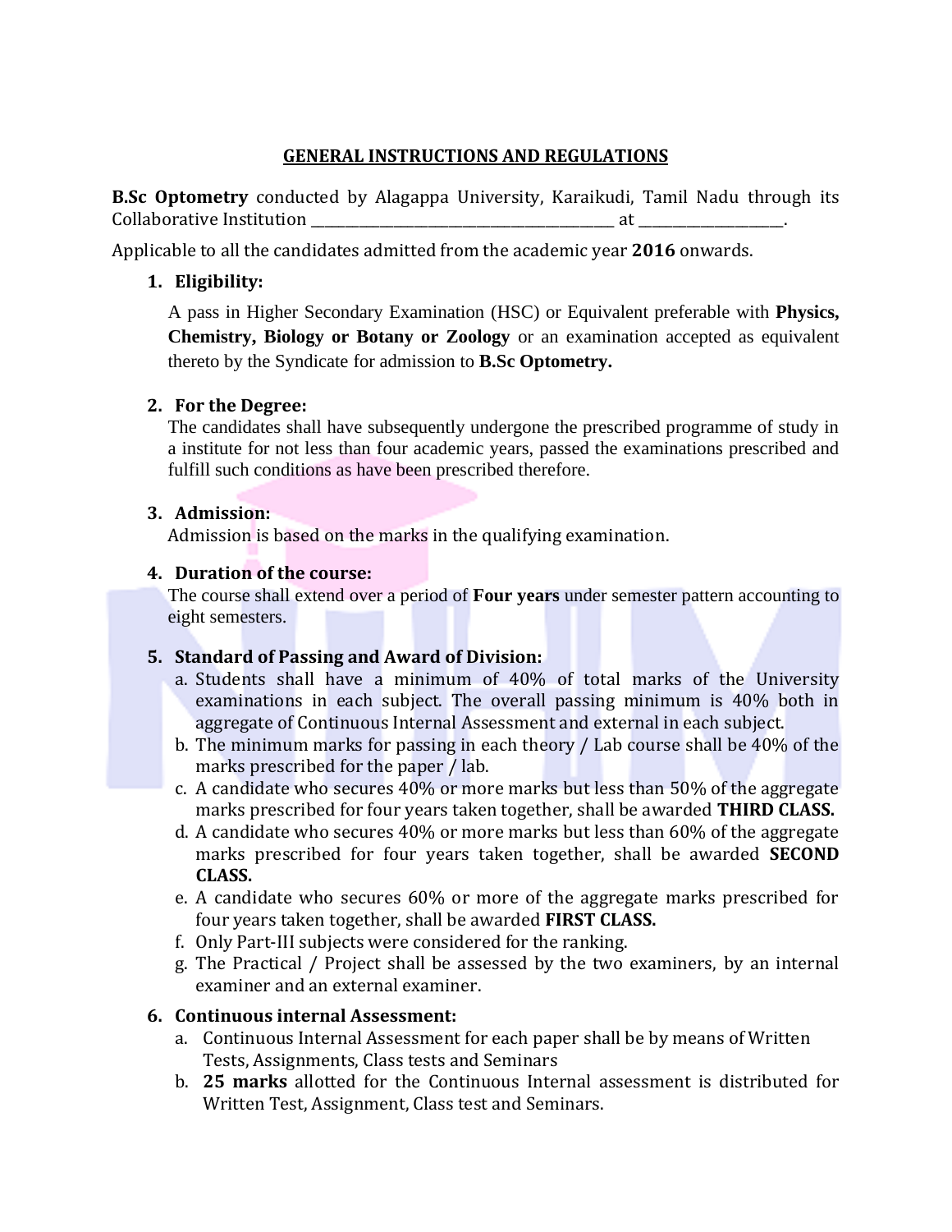## GENERAL INSTRUCTIONS AND REGULATIONS

**B.Sc Optometry** conducted by Alagappa University, Karaikudi, Tamil Nadu through its Collaborative Institution ________________________________________ at __________________.

Applicable to all the candidates admitted from the academic year **2016** onwards.

1. **Eligibility:**

   A pass in Higher Secondary Examination (HSC) or Equivalent preferable with **Physics, Chemistry, Biology or Botany or Zoology** or an examination accepted as equivalent thereto by the Syndicate for admission to **B.Sc Optometry.**

2. **For the Degree:**

   The candidates shall have subsequently undergone the prescribed programme of study in a institute for not less than four academic years, passed the examinations prescribed and fulfill such conditions as have been prescribed therefore.

3. **Admission:**

   Admission is based on the marks in the qualifying examination.

4. **Duration of the course:**

   The course shall extend over a period of **Four years** under semester pattern accounting to eight semesters.

5. **Standard of Passing and Award of Division:**
   a. Students shall have a minimum of 40% of total marks of the University examinations in each subject. The overall passing minimum is 40% both in aggregate of Continuous Internal Assessment and external in each subject.
   b. The minimum marks for passing in each theory / Lab course shall be 40% of the marks prescribed for the paper / lab.
   c. A candidate who secures 40% or more marks but less than 50% of the aggregate marks prescribed for four years taken together, shall be awarded **THIRD CLASS.**
   d. A candidate who secures 40% or more marks but less than 60% of the aggregate marks prescribed for four years taken together, shall be awarded **SECOND CLASS.**
   e. A candidate who secures 60% or more of the aggregate marks prescribed for four years taken together, shall be awarded **FIRST CLASS.**
   f. Only Part-III subjects were considered for the ranking.
   g. The Practical / Project shall be assessed by the two examiners, by an internal examiner and an external examiner.

6. **Continuous internal Assessment:**
   a. Continuous Internal Assessment for each paper shall be by means of Written Tests, Assignments, Class tests and Seminars
   b. **25 marks** allotted for the Continuous Internal assessment is distributed for Written Test, Assignment, Class test and Seminars.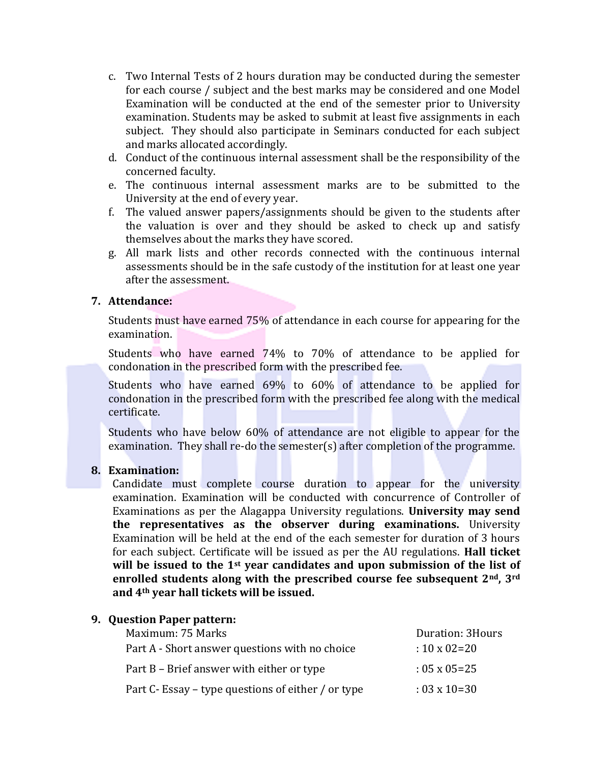c. Two Internal Tests of 2 hours duration may be conducted during the semester for each course / subject and the best marks may be considered and one Model Examination will be conducted at the end of the semester prior to University examination. Students may be asked to submit at least five assignments in each subject. They should also participate in Seminars conducted for each subject and marks allocated accordingly.

d. Conduct of the continuous internal assessment shall be the responsibility of the concerned faculty.

e. The continuous internal assessment marks are to be submitted to the University at the end of every year.

f. The valued answer papers/assignments should be given to the students after the valuation is over and they should be asked to check up and satisfy themselves about the marks they have scored.

g. All mark lists and other records connected with the continuous internal assessments should be in the safe custody of the institution for at least one year after the assessment.

**7. Attendance:**

Students must have earned 75% of attendance in each course for appearing for the examination.

Students who have earned 74% to 70% of attendance to be applied for condonation in the prescribed form with the prescribed fee.

Students who have earned 69% to 60% of attendance to be applied for condonation in the prescribed form with the prescribed fee along with the medical certificate.

Students who have below 60% of attendance are not eligible to appear for the examination. They shall re-do the semester(s) after completion of the programme.

**8. Examination:**

Candidate must complete course duration to appear for the university examination. Examination will be conducted with concurrence of Controller of Examinations as per the Alagappa University regulations. **University may send the representatives as the observer during examinations.** University Examination will be held at the end of the each semester for duration of 3 hours for each subject. Certificate will be issued as per the AU regulations. **Hall ticket will be issued to the 1st year candidates and upon submission of the list of enrolled students along with the prescribed course fee subsequent 2nd, 3rd and 4th year hall tickets will be issued.**

**9. Question Paper pattern:**

| Maximum: 75 Marks | Duration: 3Hours |
|---|---|
| Part A - Short answer questions with no choice | : 10 x 02=20 |
| Part B – Brief answer with either or type | : 05 x 05=25 |
| Part C- Essay – type questions of either / or type | : 03 x 10=30 |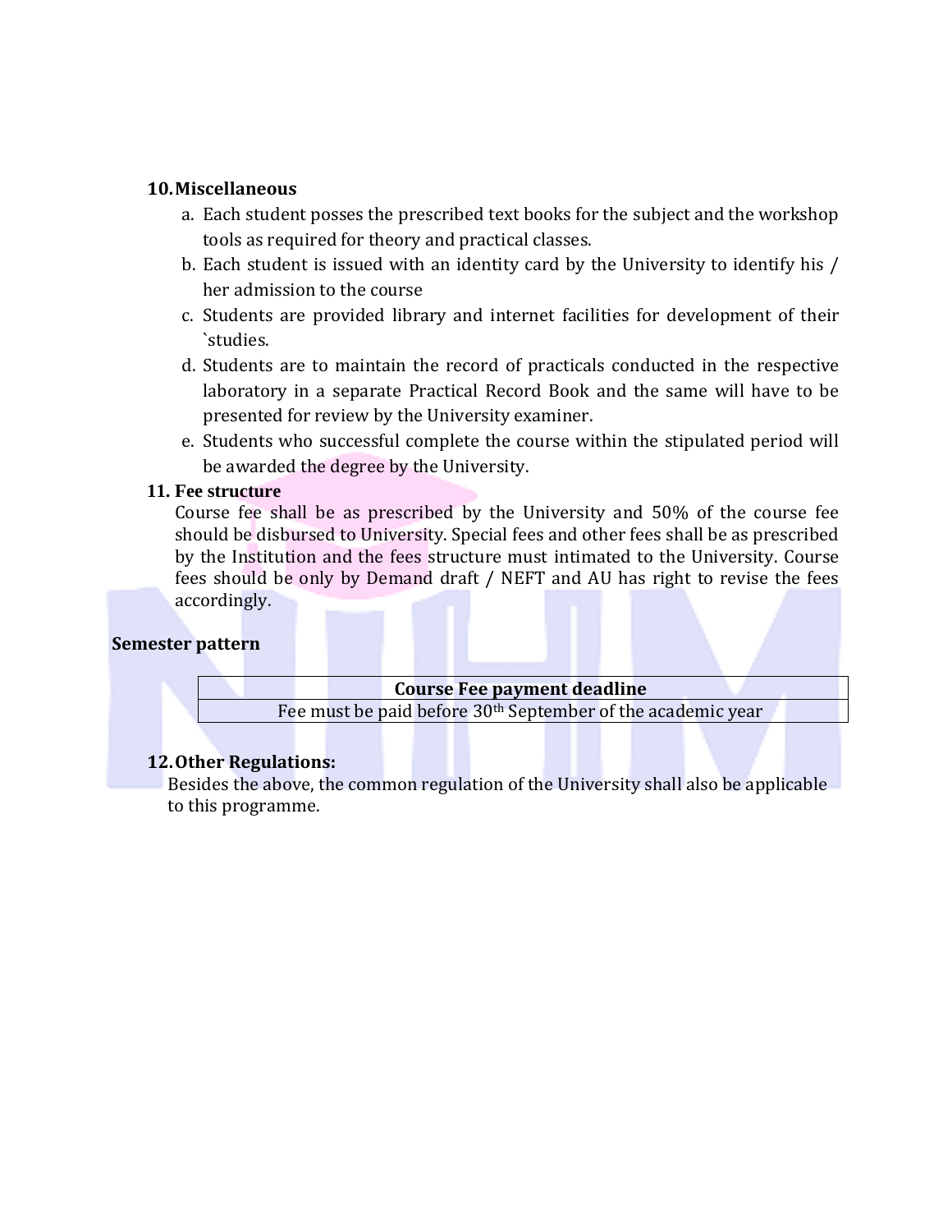**10. Miscellaneous**

a. Each student posses the prescribed text books for the subject and the workshop tools as required for theory and practical classes.
b. Each student is issued with an identity card by the University to identify his / her admission to the course
c. Students are provided library and internet facilities for development of their `studies.
d. Students are to maintain the record of practicals conducted in the respective laboratory in a separate Practical Record Book and the same will have to be presented for review by the University examiner.
e. Students who successful complete the course within the stipulated period will be awarded the degree by the University.

**11. Fee structure**

Course fee shall be as prescribed by the University and 50% of the course fee should be disbursed to University. Special fees and other fees shall be as prescribed by the Institution and the fees structure must intimated to the University. Course fees should be only by Demand draft / NEFT and AU has right to revise the fees accordingly.

**Semester pattern**

| Course Fee payment deadline |
| --- |
| Fee must be paid before 30th September of the academic year |

**12. Other Regulations:**

Besides the above, the common regulation of the University shall also be applicable to this programme.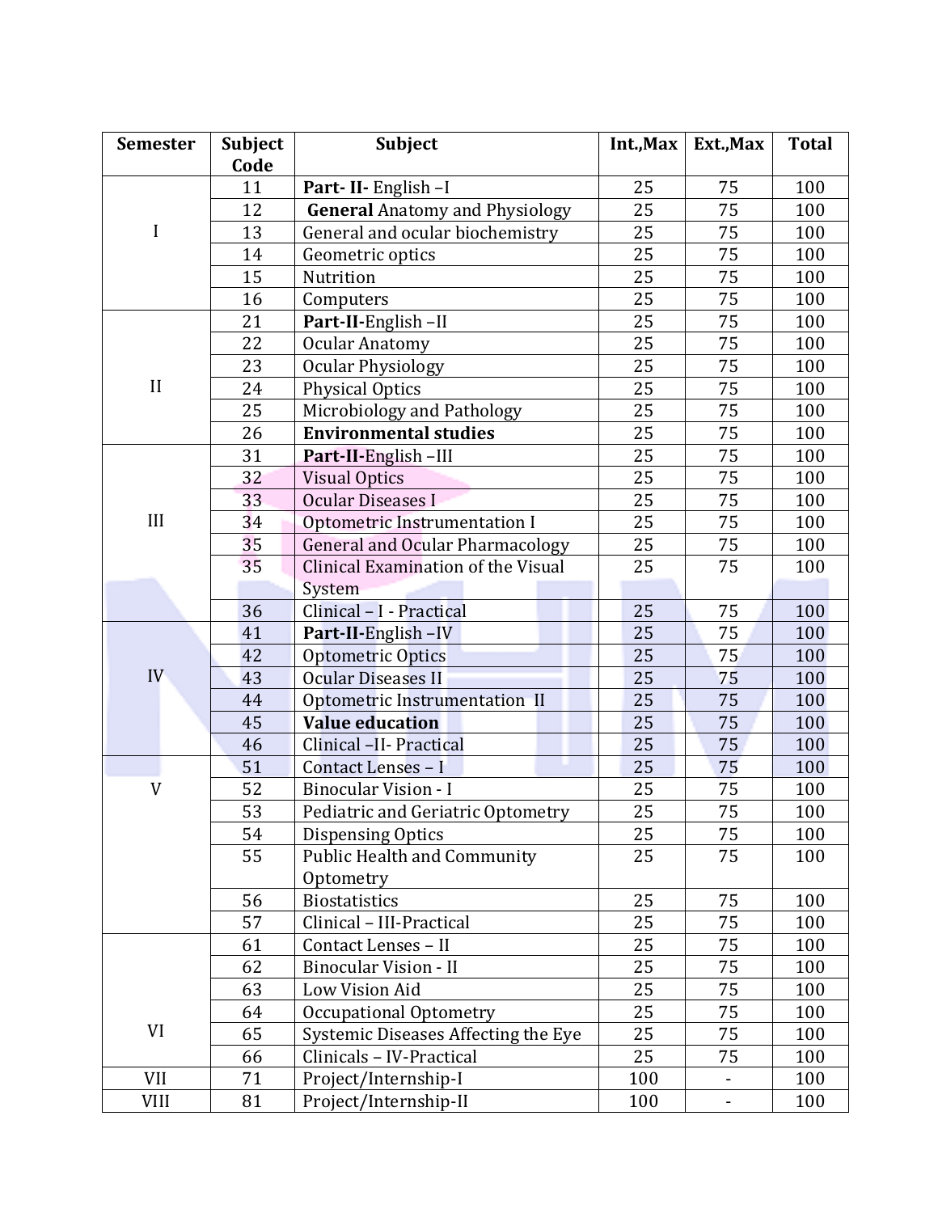| Semester | Subject Code | Subject | Int.,Max | Ext.,Max | Total |
|---|---|---|---|---|---|
| I | 11 | **Part- II-** English –I | 25 | 75 | 100 |
| | 12 | **General** Anatomy and Physiology | 25 | 75 | 100 |
| | 13 | General and ocular biochemistry | 25 | 75 | 100 |
| | 14 | Geometric optics | 25 | 75 | 100 |
| | 15 | Nutrition | 25 | 75 | 100 |
| | 16 | Computers | 25 | 75 | 100 |
| II | 21 | **Part-II-**English –II | 25 | 75 | 100 |
| | 22 | Ocular Anatomy | 25 | 75 | 100 |
| | 23 | Ocular Physiology | 25 | 75 | 100 |
| | 24 | Physical Optics | 25 | 75 | 100 |
| | 25 | Microbiology and Pathology | 25 | 75 | 100 |
| | 26 | **Environmental studies** | 25 | 75 | 100 |
| III | 31 | **Part-II-**English –III | 25 | 75 | 100 |
| | 32 | Visual Optics | 25 | 75 | 100 |
| | 33 | Ocular Diseases I | 25 | 75 | 100 |
| | 34 | Optometric Instrumentation I | 25 | 75 | 100 |
| | 35 | General and Ocular Pharmacology | 25 | 75 | 100 |
| | 35 | Clinical Examination of the Visual System | 25 | 75 | 100 |
| | 36 | Clinical – I - Practical | 25 | 75 | 100 |
| IV | 41 | **Part-II-**English –IV | 25 | 75 | 100 |
| | 42 | Optometric Optics | 25 | 75 | 100 |
| | 43 | Ocular Diseases II | 25 | 75 | 100 |
| | 44 | Optometric Instrumentation II | 25 | 75 | 100 |
| | 45 | **Value education** | 25 | 75 | 100 |
| | 46 | Clinical –II- Practical | 25 | 75 | 100 |
| V | 51 | Contact Lenses – I | 25 | 75 | 100 |
| | 52 | Binocular Vision - I | 25 | 75 | 100 |
| | 53 | Pediatric and Geriatric Optometry | 25 | 75 | 100 |
| | 54 | Dispensing Optics | 25 | 75 | 100 |
| | 55 | Public Health and Community Optometry | 25 | 75 | 100 |
| | 56 | Biostatistics | 25 | 75 | 100 |
| | 57 | Clinical – III-Practical | 25 | 75 | 100 |
| VI | 61 | Contact Lenses – II | 25 | 75 | 100 |
| | 62 | Binocular Vision - II | 25 | 75 | 100 |
| | 63 | Low Vision Aid | 25 | 75 | 100 |
| | 64 | Occupational Optometry | 25 | 75 | 100 |
| | 65 | Systemic Diseases Affecting the Eye | 25 | 75 | 100 |
| | 66 | Clinicals – IV-Practical | 25 | 75 | 100 |
| VII | 71 | Project/Internship-I | 100 | - | 100 |
| VIII | 81 | Project/Internship-II | 100 | - | 100 |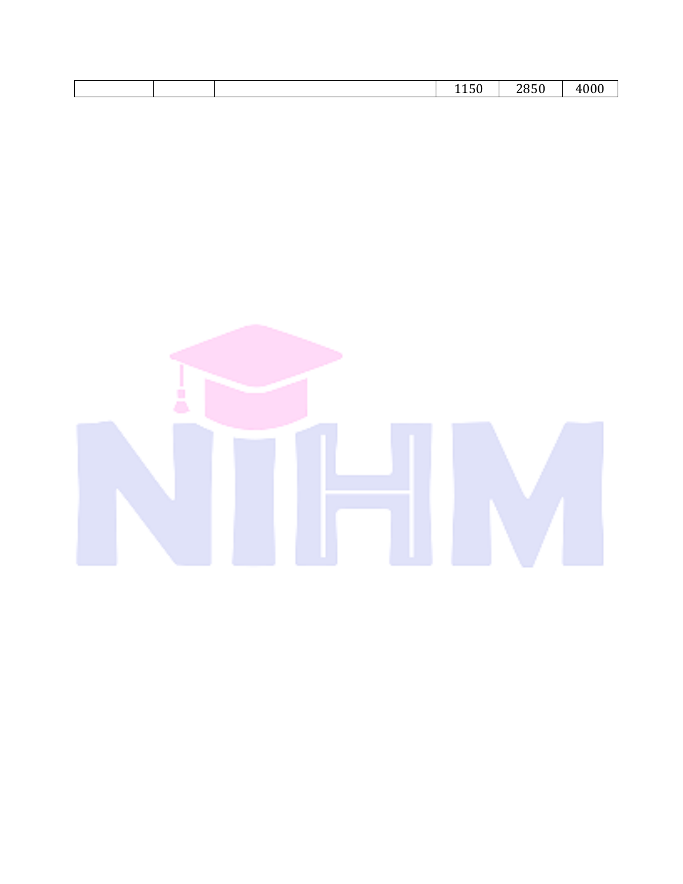| | | | | | |
|---|---|---|---|---|---|
| | | | 1150 | 2850 | 4000 |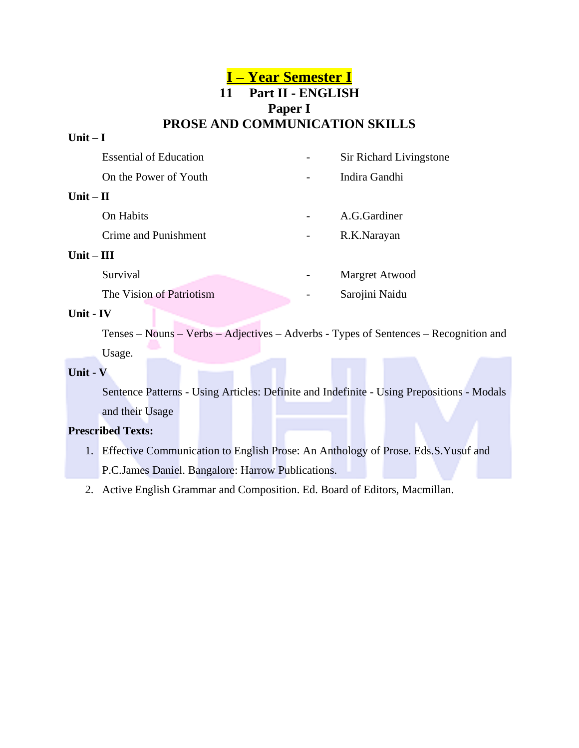# I – Year Semester I

## 11 Part II - ENGLISH

## Paper I

## PROSE AND COMMUNICATION SKILLS

**Unit – I**

| | | |
|---|---|---|
| Essential of Education | - | Sir Richard Livingstone |
| On the Power of Youth | - | Indira Gandhi |

**Unit – II**

| | | |
|---|---|---|
| On Habits | - | A.G.Gardiner |
| Crime and Punishment | - | R.K.Narayan |

**Unit – III**

| | | |
|---|---|---|
| Survival | - | Margret Atwood |
| The Vision of Patriotism | - | Sarojini Naidu |

**Unit - IV**

Tenses – Nouns – Verbs – Adjectives – Adverbs - Types of Sentences – Recognition and Usage.

**Unit - V**

Sentence Patterns - Using Articles: Definite and Indefinite - Using Prepositions - Modals and their Usage

**Prescribed Texts:**

1. Effective Communication to English Prose: An Anthology of Prose. Eds.S.Yusuf and P.C.James Daniel. Bangalore: Harrow Publications.
2. Active English Grammar and Composition. Ed. Board of Editors, Macmillan.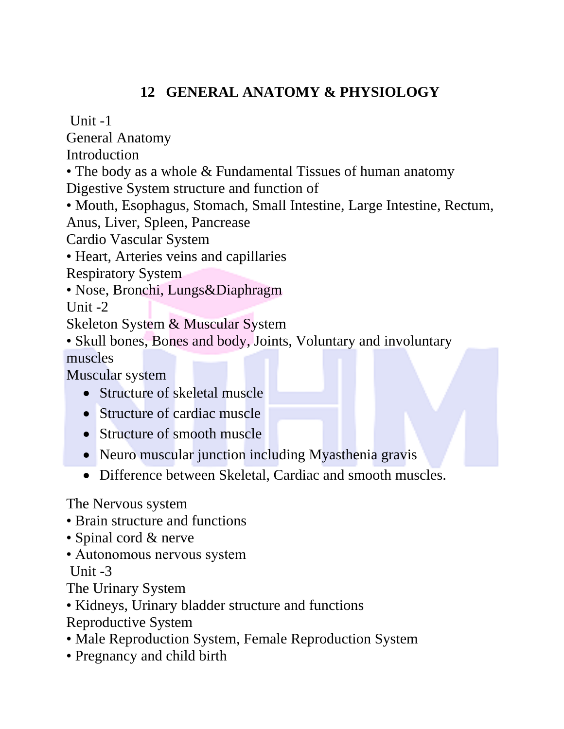# 12 GENERAL ANATOMY & PHYSIOLOGY

Unit -1

General Anatomy

Introduction

• The body as a whole & Fundamental Tissues of human anatomy

Digestive System structure and function of

• Mouth, Esophagus, Stomach, Small Intestine, Large Intestine, Rectum, Anus, Liver, Spleen, Pancrease

Cardio Vascular System

• Heart, Arteries veins and capillaries

Respiratory System

• Nose, Bronchi, Lungs&Diaphragm

Unit -2

Skeleton System & Muscular System

• Skull bones, Bones and body, Joints, Voluntary and involuntary muscles

Muscular system

- Structure of skeletal muscle
- Structure of cardiac muscle
- Structure of smooth muscle
- Neuro muscular junction including Myasthenia gravis
- Difference between Skeletal, Cardiac and smooth muscles.

The Nervous system

• Brain structure and functions

• Spinal cord & nerve

• Autonomous nervous system

Unit -3

The Urinary System

• Kidneys, Urinary bladder structure and functions

Reproductive System

• Male Reproduction System, Female Reproduction System

• Pregnancy and child birth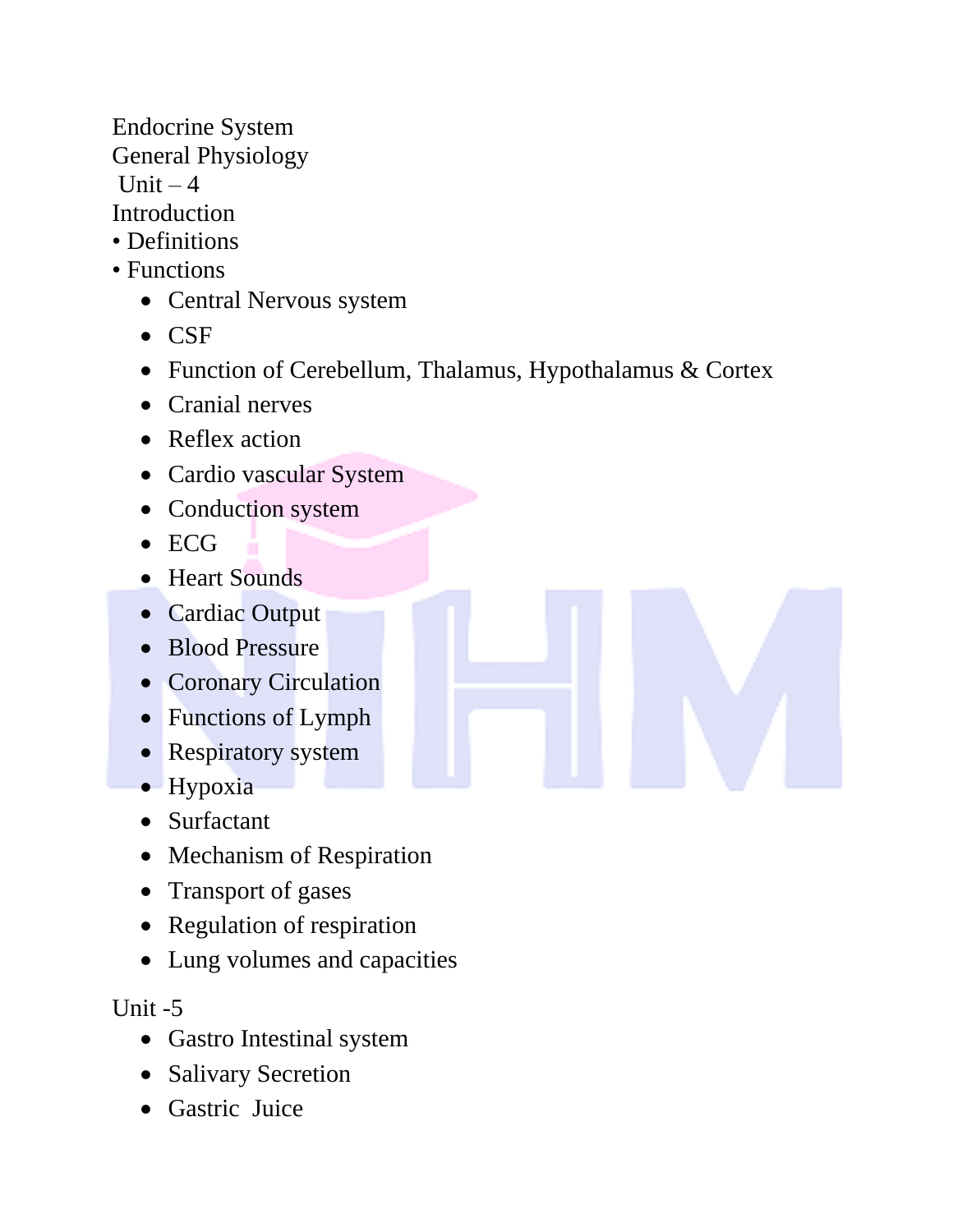Endocrine System

General Physiology

Unit – 4

Introduction

• Definitions
• Functions

- Central Nervous system
- CSF
- Function of Cerebellum, Thalamus, Hypothalamus & Cortex
- Cranial nerves
- Reflex action
- Cardio vascular System
- Conduction system
- ECG
- Heart Sounds
- Cardiac Output
- Blood Pressure
- Coronary Circulation
- Functions of Lymph
- Respiratory system
- Hypoxia
- Surfactant
- Mechanism of Respiration
- Transport of gases
- Regulation of respiration
- Lung volumes and capacities

Unit -5

- Gastro Intestinal system
- Salivary Secretion
- Gastric Juice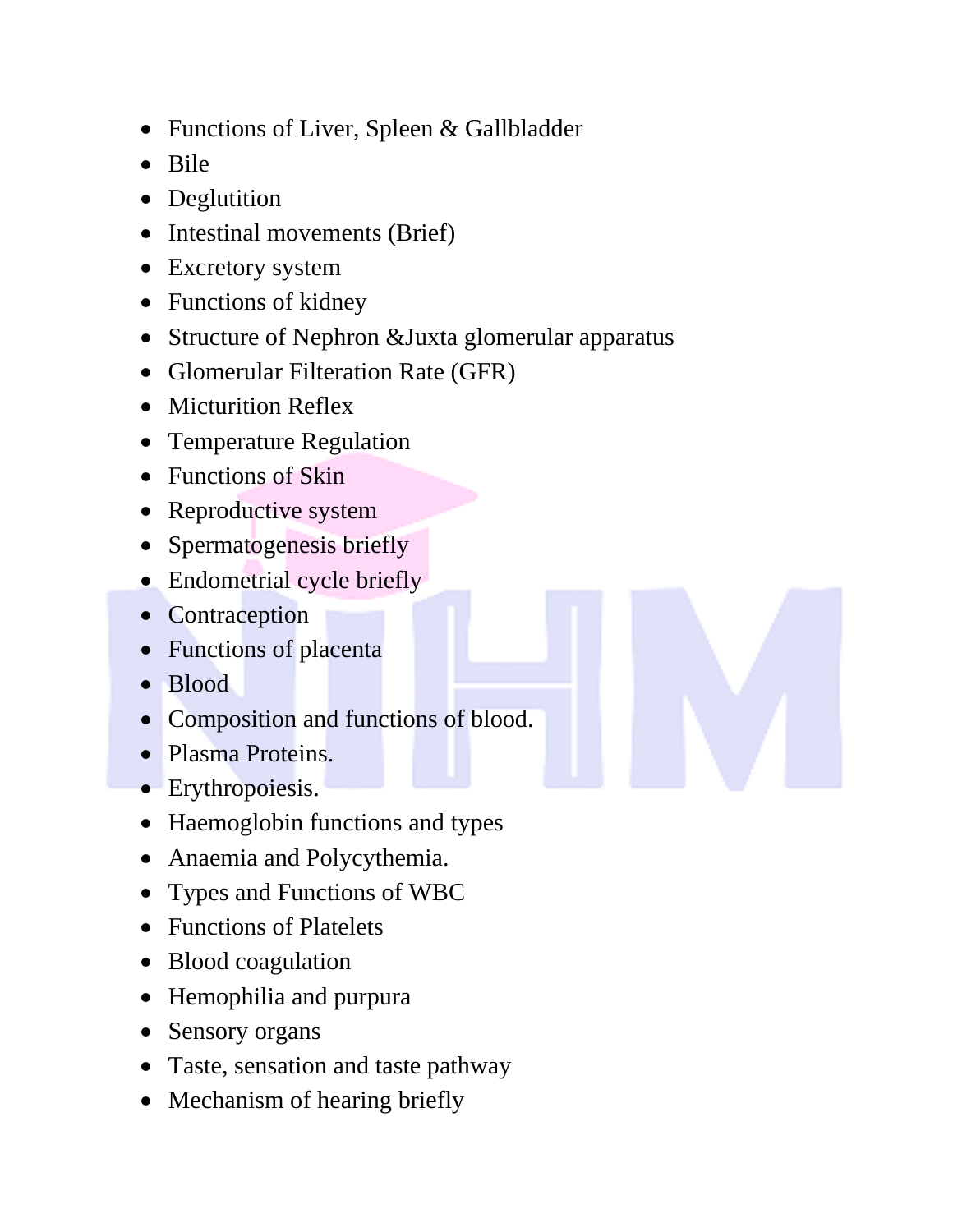- Functions of Liver, Spleen & Gallbladder
- Bile
- Deglutition
- Intestinal movements (Brief)
- Excretory system
- Functions of kidney
- Structure of Nephron &Juxta glomerular apparatus
- Glomerular Filteration Rate (GFR)
- Micturition Reflex
- Temperature Regulation
- Functions of Skin
- Reproductive system
- Spermatogenesis briefly
- Endometrial cycle briefly
- Contraception
- Functions of placenta
- Blood
- Composition and functions of blood.
- Plasma Proteins.
- Erythropoiesis.
- Haemoglobin functions and types
- Anaemia and Polycythemia.
- Types and Functions of WBC
- Functions of Platelets
- Blood coagulation
- Hemophilia and purpura
- Sensory organs
- Taste, sensation and taste pathway
- Mechanism of hearing briefly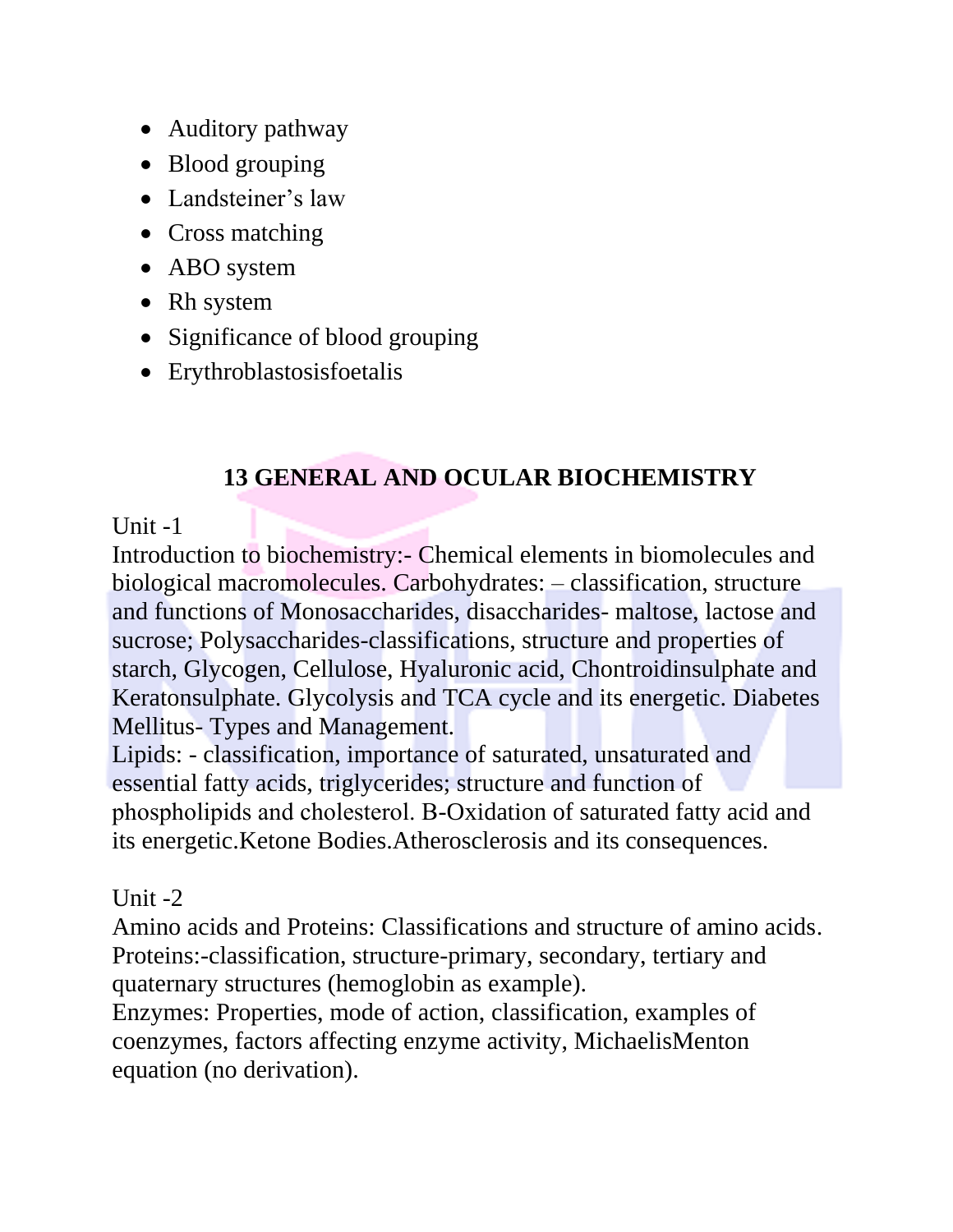- Auditory pathway
- Blood grouping
- Landsteiner's law
- Cross matching
- ABO system
- Rh system
- Significance of blood grouping
- Erythroblastosisfoetalis

## 13 GENERAL AND OCULAR BIOCHEMISTRY

Unit -1

Introduction to biochemistry:- Chemical elements in biomolecules and biological macromolecules. Carbohydrates: – classification, structure and functions of Monosaccharides, disaccharides- maltose, lactose and sucrose; Polysaccharides-classifications, structure and properties of starch, Glycogen, Cellulose, Hyaluronic acid, Chontroidinsulphate and Keratonsulphate. Glycolysis and TCA cycle and its energetic. Diabetes Mellitus- Types and Management.

Lipids: - classification, importance of saturated, unsaturated and essential fatty acids, triglycerides; structure and function of phospholipids and cholesterol. B-Oxidation of saturated fatty acid and its energetic.Ketone Bodies.Atherosclerosis and its consequences.

Unit -2

Amino acids and Proteins: Classifications and structure of amino acids. Proteins:-classification, structure-primary, secondary, tertiary and quaternary structures (hemoglobin as example).

Enzymes: Properties, mode of action, classification, examples of coenzymes, factors affecting enzyme activity, MichaelisMenton equation (no derivation).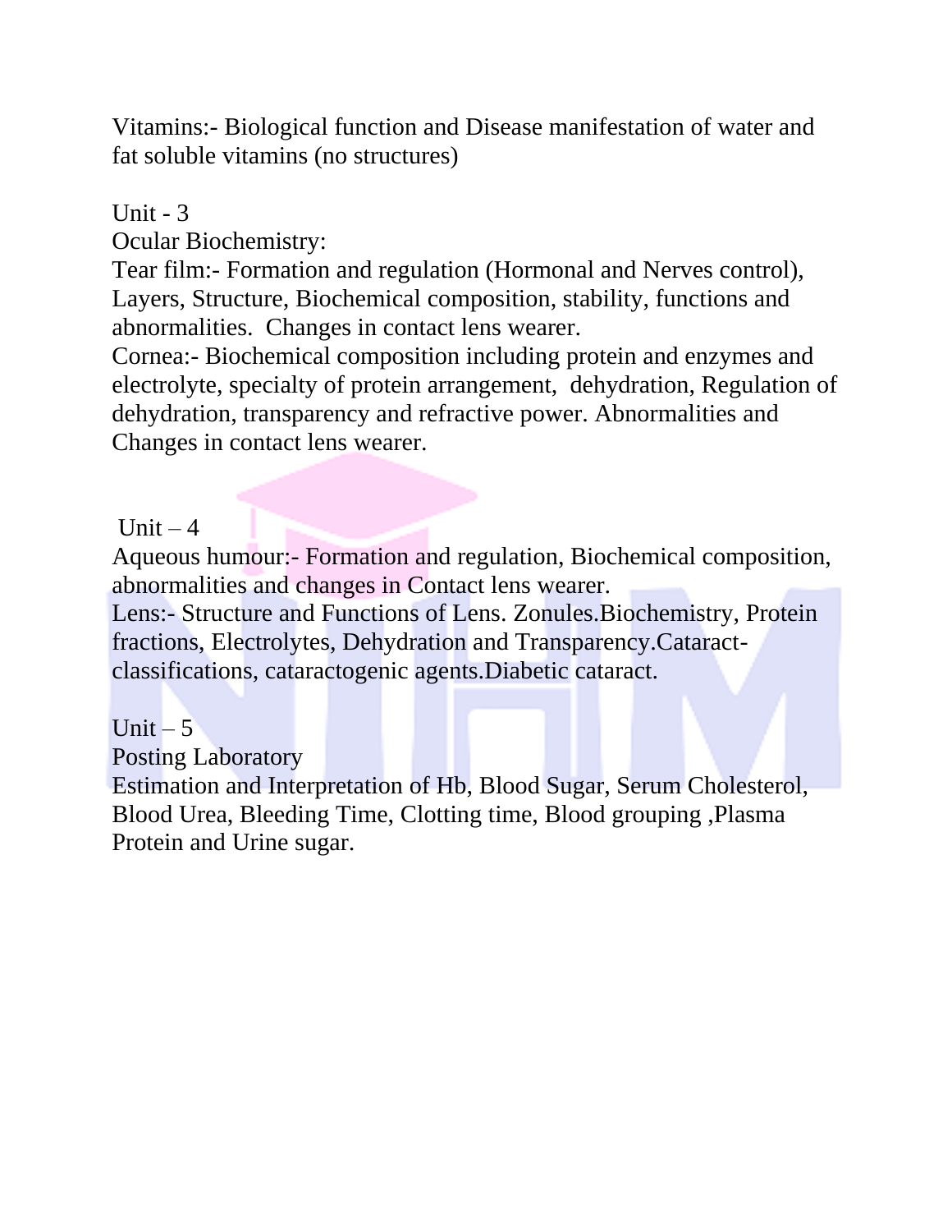Vitamins:- Biological function and Disease manifestation of water and fat soluble vitamins (no structures)

## Unit - 3

Ocular Biochemistry:

Tear film:- Formation and regulation (Hormonal and Nerves control), Layers, Structure, Biochemical composition, stability, functions and abnormalities. Changes in contact lens wearer.

Cornea:- Biochemical composition including protein and enzymes and electrolyte, specialty of protein arrangement, dehydration, Regulation of dehydration, transparency and refractive power. Abnormalities and Changes in contact lens wearer.

## Unit – 4

Aqueous humour:- Formation and regulation, Biochemical composition, abnormalities and changes in Contact lens wearer.

Lens:- Structure and Functions of Lens. Zonules.Biochemistry, Protein fractions, Electrolytes, Dehydration and Transparency.Cataract-classifications, cataractogenic agents.Diabetic cataract.

## Unit – 5

Posting Laboratory

Estimation and Interpretation of Hb, Blood Sugar, Serum Cholesterol, Blood Urea, Bleeding Time, Clotting time, Blood grouping ,Plasma Protein and Urine sugar.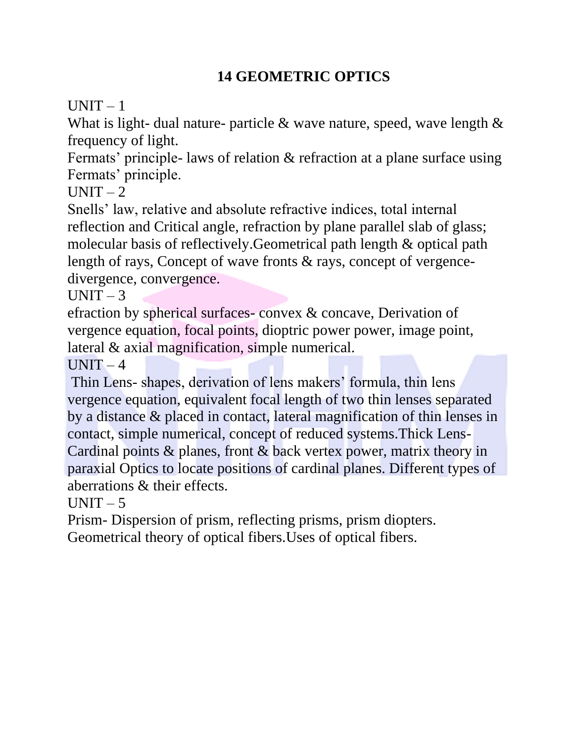# 14 GEOMETRIC OPTICS

UNIT – 1

What is light- dual nature- particle & wave nature, speed, wave length & frequency of light.

Fermats' principle- laws of relation & refraction at a plane surface using Fermats' principle.

UNIT – 2

Snells' law, relative and absolute refractive indices, total internal reflection and Critical angle, refraction by plane parallel slab of glass; molecular basis of reflectively.Geometrical path length & optical path length of rays, Concept of wave fronts & rays, concept of vergence-divergence, convergence.

UNIT – 3

efraction by spherical surfaces- convex & concave, Derivation of vergence equation, focal points, dioptric power power, image point, lateral & axial magnification, simple numerical.

UNIT – 4

Thin Lens- shapes, derivation of lens makers' formula, thin lens vergence equation, equivalent focal length of two thin lenses separated by a distance & placed in contact, lateral magnification of thin lenses in contact, simple numerical, concept of reduced systems.Thick Lens-Cardinal points & planes, front & back vertex power, matrix theory in paraxial Optics to locate positions of cardinal planes. Different types of aberrations & their effects.

UNIT – 5

Prism- Dispersion of prism, reflecting prisms, prism diopters.
Geometrical theory of optical fibers.Uses of optical fibers.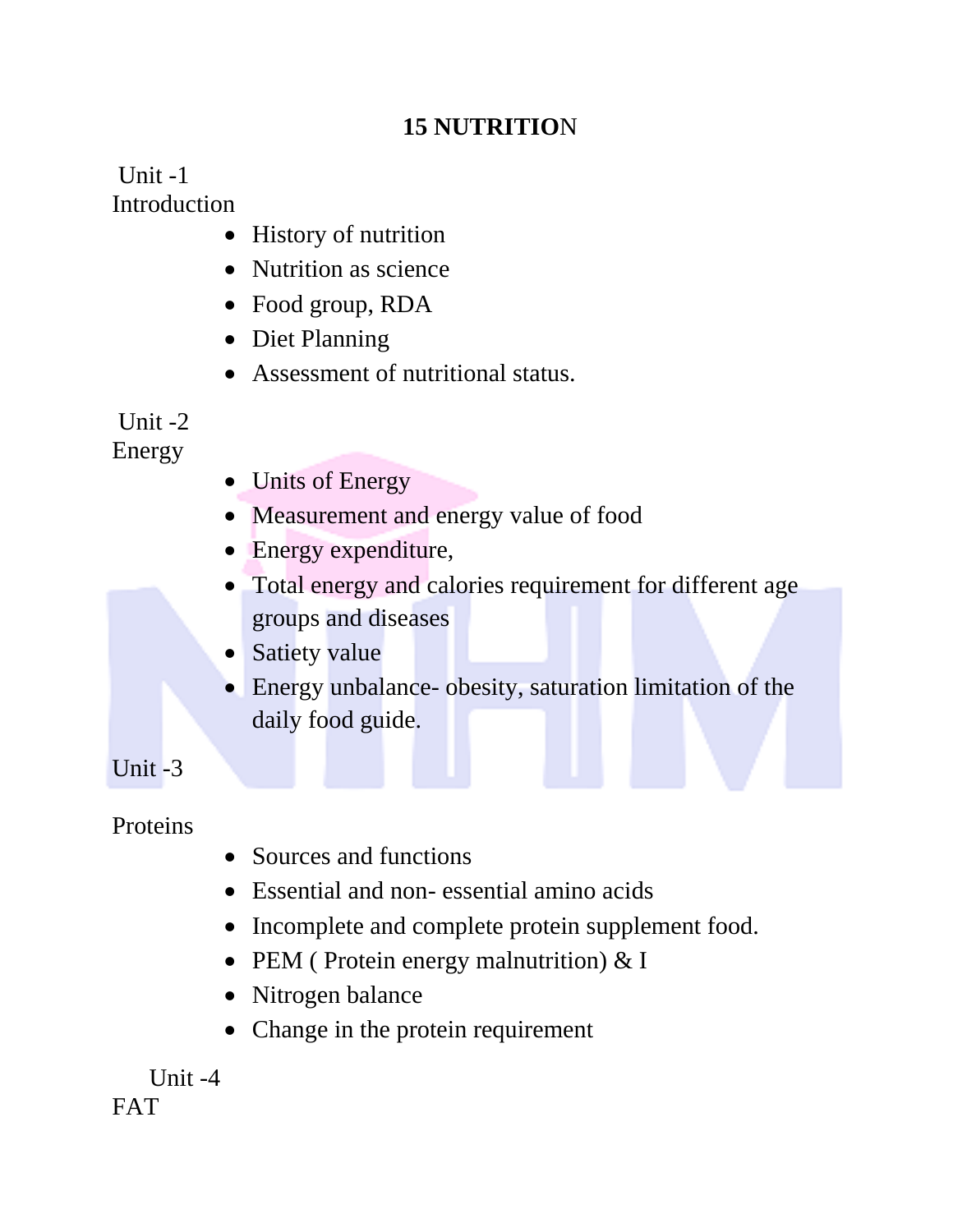# 15 NUTRITION

Unit -1
Introduction

- History of nutrition
- Nutrition as science
- Food group, RDA
- Diet Planning
- Assessment of nutritional status.

Unit -2
Energy

- Units of Energy
- Measurement and energy value of food
- Energy expenditure,
- Total energy and calories requirement for different age groups and diseases
- Satiety value
- Energy unbalance- obesity, saturation limitation of the daily food guide.

Unit -3

Proteins

- Sources and functions
- Essential and non- essential amino acids
- Incomplete and complete protein supplement food.
- PEM ( Protein energy malnutrition) & I
- Nitrogen balance
- Change in the protein requirement

Unit -4
FAT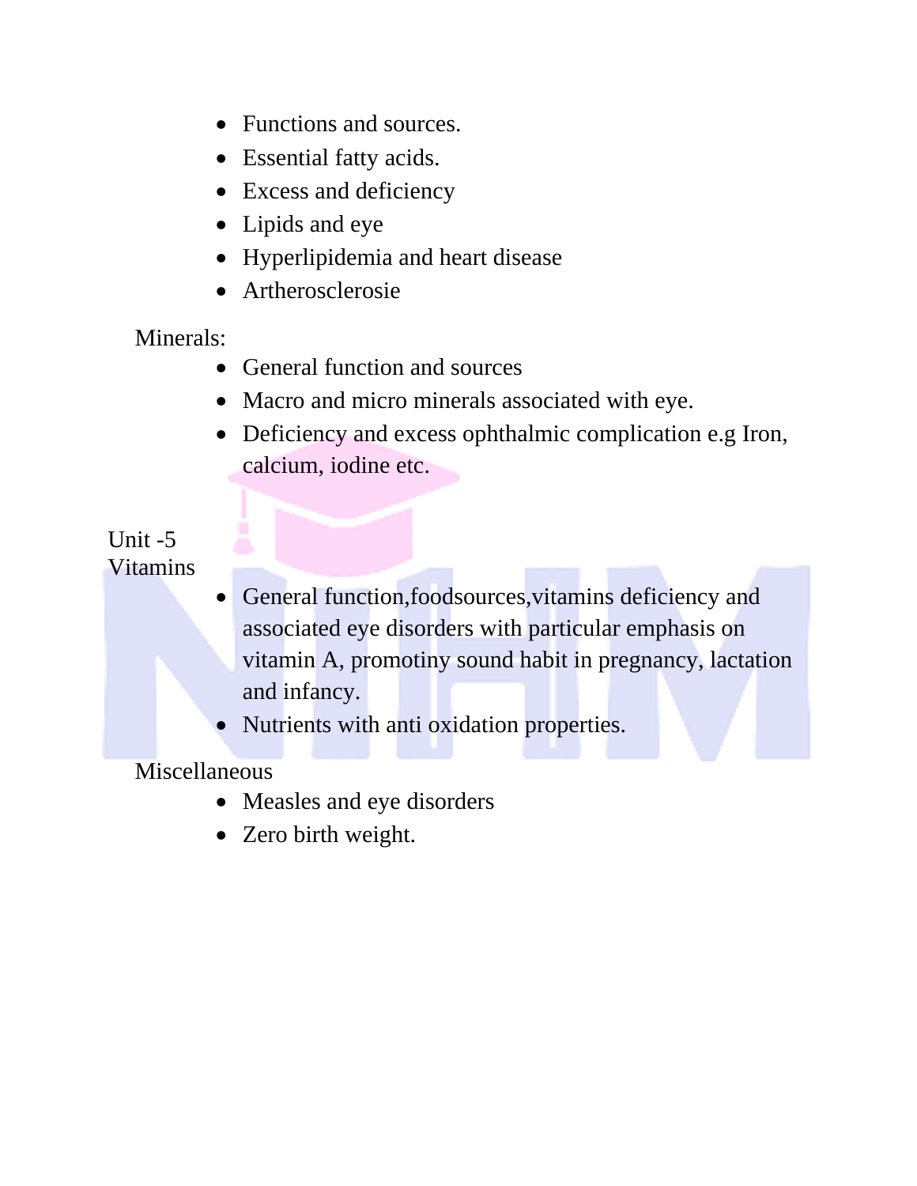- Functions and sources.
- Essential fatty acids.
- Excess and deficiency
- Lipids and eye
- Hyperlipidemia and heart disease
- Artherosclerosie

Minerals:

- General function and sources
- Macro and micro minerals associated with eye.
- Deficiency and excess ophthalmic complication e.g Iron, calcium, iodine etc.

Unit -5
Vitamins

- General function,foodsources,vitamins deficiency and associated eye disorders with particular emphasis on vitamin A, promotiny sound habit in pregnancy, lactation and infancy.
- Nutrients with anti oxidation properties.

Miscellaneous

- Measles and eye disorders
- Zero birth weight.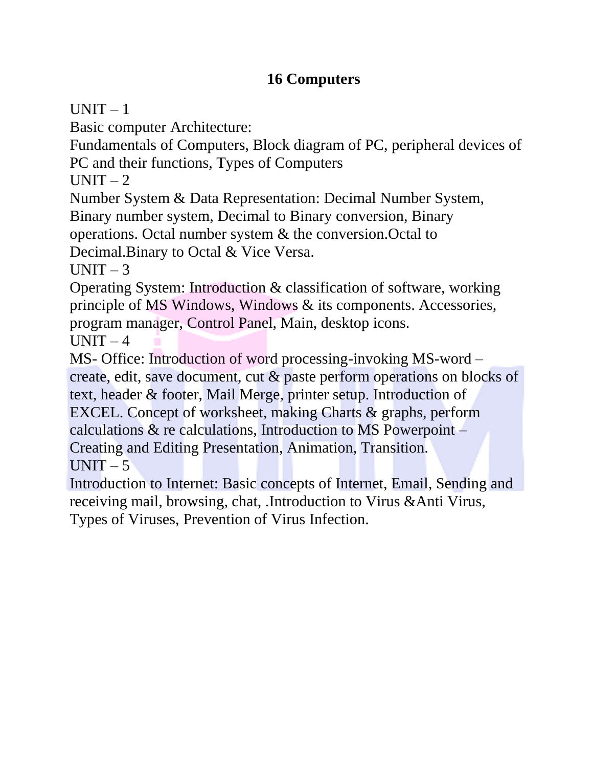# 16 Computers

UNIT – 1

Basic computer Architecture:

Fundamentals of Computers, Block diagram of PC, peripheral devices of PC and their functions, Types of Computers

UNIT – 2

Number System & Data Representation: Decimal Number System, Binary number system, Decimal to Binary conversion, Binary operations. Octal number system & the conversion.Octal to Decimal.Binary to Octal & Vice Versa.

UNIT – 3

Operating System: Introduction & classification of software, working principle of MS Windows, Windows & its components. Accessories, program manager, Control Panel, Main, desktop icons.

UNIT – 4

MS- Office: Introduction of word processing-invoking MS-word – create, edit, save document, cut & paste perform operations on blocks of text, header & footer, Mail Merge, printer setup. Introduction of EXCEL. Concept of worksheet, making Charts & graphs, perform calculations & re calculations, Introduction to MS Powerpoint – Creating and Editing Presentation, Animation, Transition.

UNIT – 5

Introduction to Internet: Basic concepts of Internet, Email, Sending and receiving mail, browsing, chat, .Introduction to Virus &Anti Virus, Types of Viruses, Prevention of Virus Infection.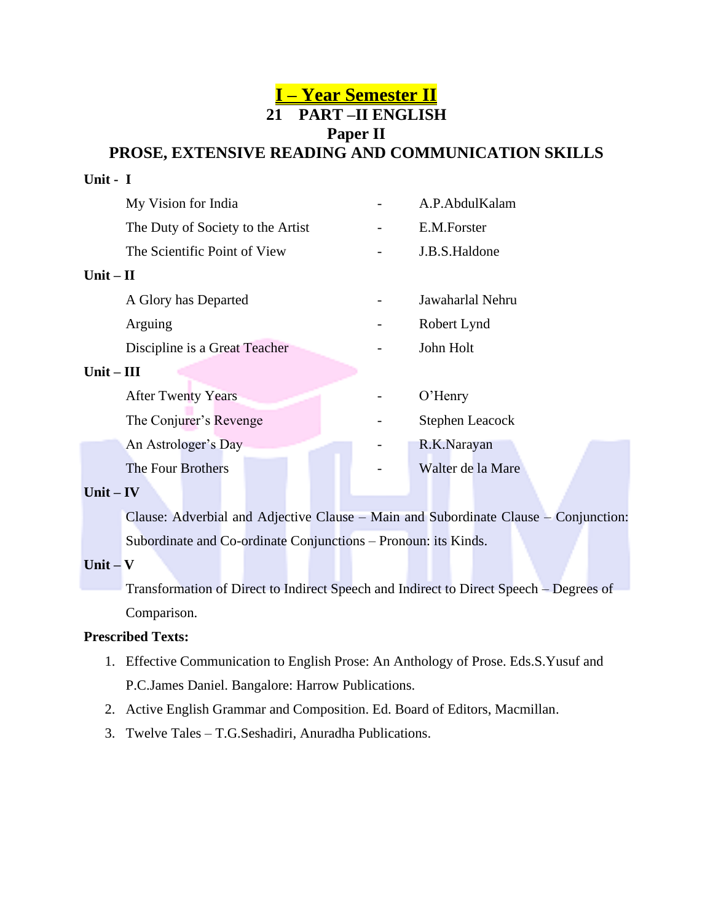# I – Year Semester II

## 21 PART –II ENGLISH

## Paper II

## PROSE, EXTENSIVE READING AND COMMUNICATION SKILLS

**Unit - I**

| | | |
|---|---|---|
| My Vision for India | - | A.P.AbdulKalam |
| The Duty of Society to the Artist | - | E.M.Forster |
| The Scientific Point of View | - | J.B.S.Haldone |

**Unit – II**

| | | |
|---|---|---|
| A Glory has Departed | - | Jawaharlal Nehru |
| Arguing | - | Robert Lynd |
| Discipline is a Great Teacher | - | John Holt |

**Unit – III**

| | | |
|---|---|---|
| After Twenty Years | - | O'Henry |
| The Conjurer's Revenge | - | Stephen Leacock |
| An Astrologer's Day | - | R.K.Narayan |
| The Four Brothers | - | Walter de la Mare |

**Unit – IV**

Clause: Adverbial and Adjective Clause – Main and Subordinate Clause – Conjunction: Subordinate and Co-ordinate Conjunctions – Pronoun: its Kinds.

**Unit – V**

Transformation of Direct to Indirect Speech and Indirect to Direct Speech – Degrees of Comparison.

**Prescribed Texts:**

1. Effective Communication to English Prose: An Anthology of Prose. Eds.S.Yusuf and P.C.James Daniel. Bangalore: Harrow Publications.
2. Active English Grammar and Composition. Ed. Board of Editors, Macmillan.
3. Twelve Tales – T.G.Seshadiri, Anuradha Publications.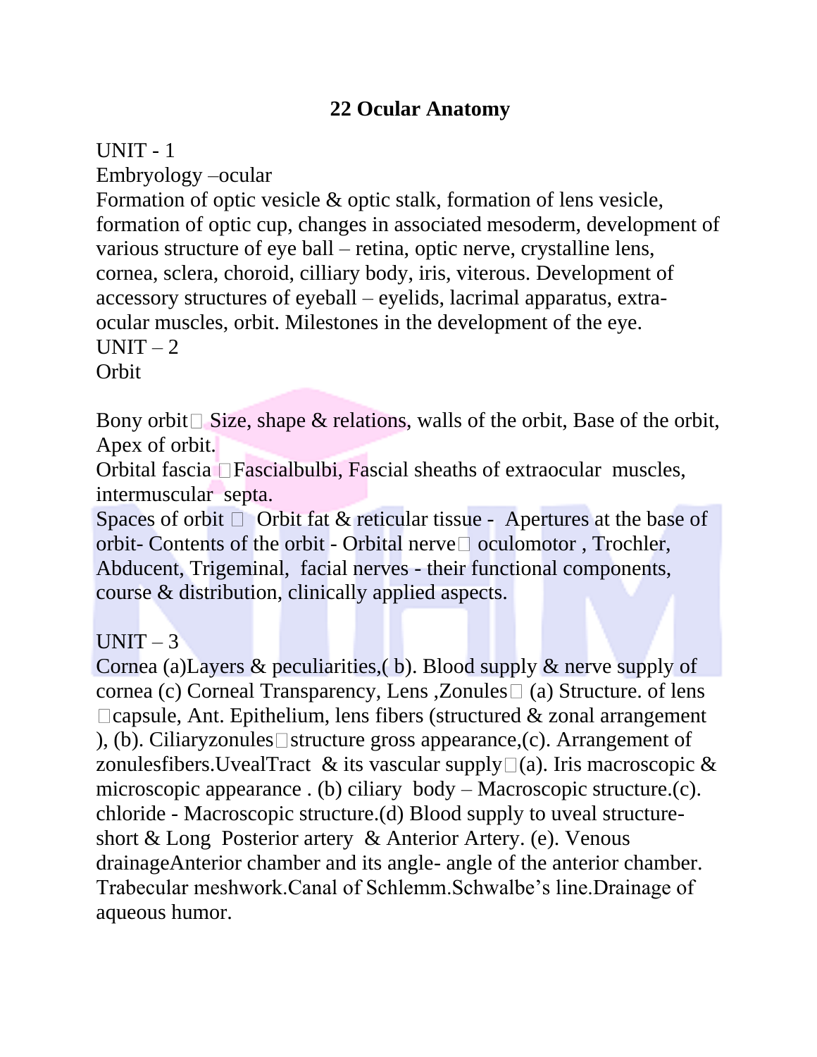# 22 Ocular Anatomy

UNIT - 1

Embryology –ocular

Formation of optic vesicle & optic stalk, formation of lens vesicle, formation of optic cup, changes in associated mesoderm, development of various structure of eye ball – retina, optic nerve, crystalline lens, cornea, sclera, choroid, cilliary body, iris, viterous. Development of accessory structures of eyeball – eyelids, lacrimal apparatus, extra-ocular muscles, orbit. Milestones in the development of the eye.

UNIT – 2

Orbit

Bony orbit Size, shape & relations, walls of the orbit, Base of the orbit, Apex of orbit.

Orbital fascia Fascialbulbi, Fascial sheaths of extraocular muscles, intermuscular septa.

Spaces of orbit Orbit fat & reticular tissue - Apertures at the base of orbit- Contents of the orbit - Orbital nerve oculomotor , Trochler, Abducent, Trigeminal, facial nerves - their functional components, course & distribution, clinically applied aspects.

UNIT – 3

Cornea (a)Layers & peculiarities,( b). Blood supply & nerve supply of cornea (c) Corneal Transparency, Lens ,Zonules (a) Structure. of lens capsule, Ant. Epithelium, lens fibers (structured & zonal arrangement ), (b). Ciliaryzonules structure gross appearance,(c). Arrangement of zonulesfibers.UvealTract & its vascular supply (a). Iris macroscopic & microscopic appearance . (b) ciliary body – Macroscopic structure.(c). chloride - Macroscopic structure.(d) Blood supply to uveal structure- short & Long Posterior artery & Anterior Artery. (e). Venous drainageAnterior chamber and its angle- angle of the anterior chamber. Trabecular meshwork.Canal of Schlemm.Schwalbe's line.Drainage of aqueous humor.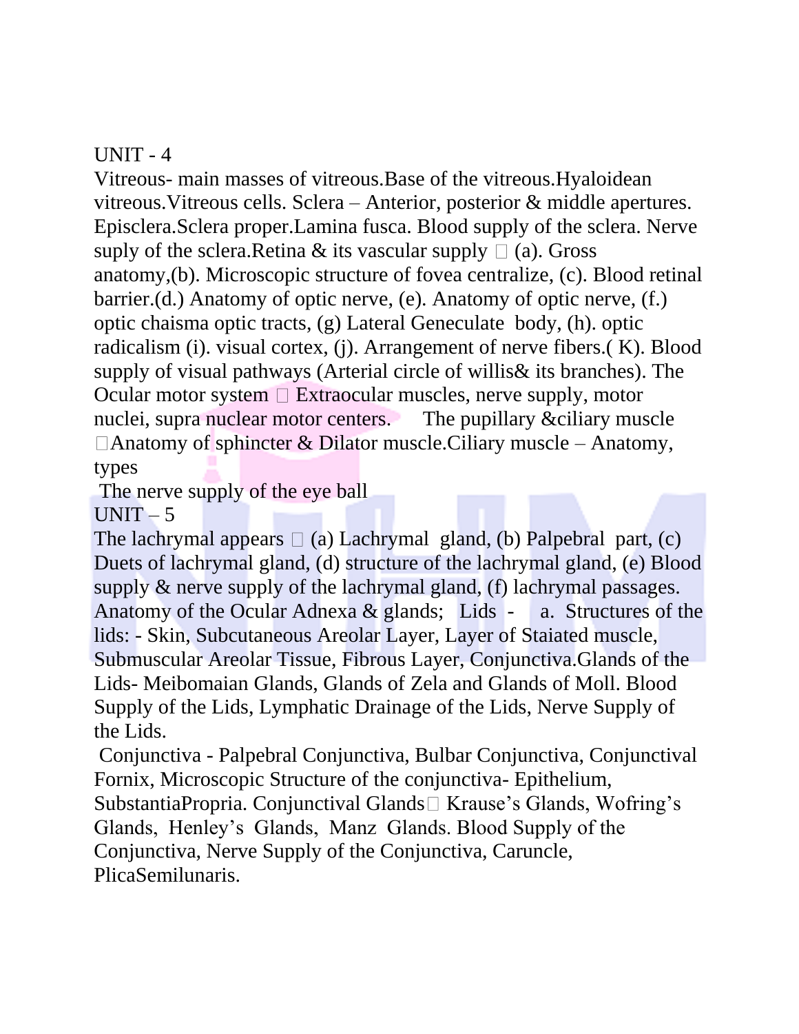UNIT - 4

Vitreous- main masses of vitreous.Base of the vitreous.Hyaloidean vitreous.Vitreous cells. Sclera – Anterior, posterior & middle apertures. Episclera.Sclera proper.Lamina fusca. Blood supply of the sclera. Nerve suply of the sclera.Retina & its vascular supply  (a). Gross anatomy,(b). Microscopic structure of fovea centralize, (c). Blood retinal barrier.(d.) Anatomy of optic nerve, (e). Anatomy of optic nerve, (f.) optic chaisma optic tracts, (g) Lateral Geneculate body, (h). optic radicalism (i). visual cortex, (j). Arrangement of nerve fibers.( K). Blood supply of visual pathways (Arterial circle of willis& its branches). The Ocular motor system  Extraocular muscles, nerve supply, motor nuclei, supra nuclear motor centers. The pupillary &ciliary muscle Anatomy of sphincter & Dilator muscle.Ciliary muscle – Anatomy, types

The nerve supply of the eye ball

UNIT – 5

The lachrymal appears  (a) Lachrymal gland, (b) Palpebral part, (c) Duets of lachrymal gland, (d) structure of the lachrymal gland, (e) Blood supply & nerve supply of the lachrymal gland, (f) lachrymal passages. Anatomy of the Ocular Adnexa & glands; Lids - a. Structures of the lids: - Skin, Subcutaneous Areolar Layer, Layer of Staiated muscle, Submuscular Areolar Tissue, Fibrous Layer, Conjunctiva.Glands of the Lids- Meibomaian Glands, Glands of Zela and Glands of Moll. Blood Supply of the Lids, Lymphatic Drainage of the Lids, Nerve Supply of the Lids.

Conjunctiva - Palpebral Conjunctiva, Bulbar Conjunctiva, Conjunctival Fornix, Microscopic Structure of the conjunctiva- Epithelium, SubstantiaPropria. Conjunctival Glands Krause's Glands, Wofring's Glands, Henley's Glands, Manz Glands. Blood Supply of the Conjunctiva, Nerve Supply of the Conjunctiva, Caruncle, PlicaSemilunaris.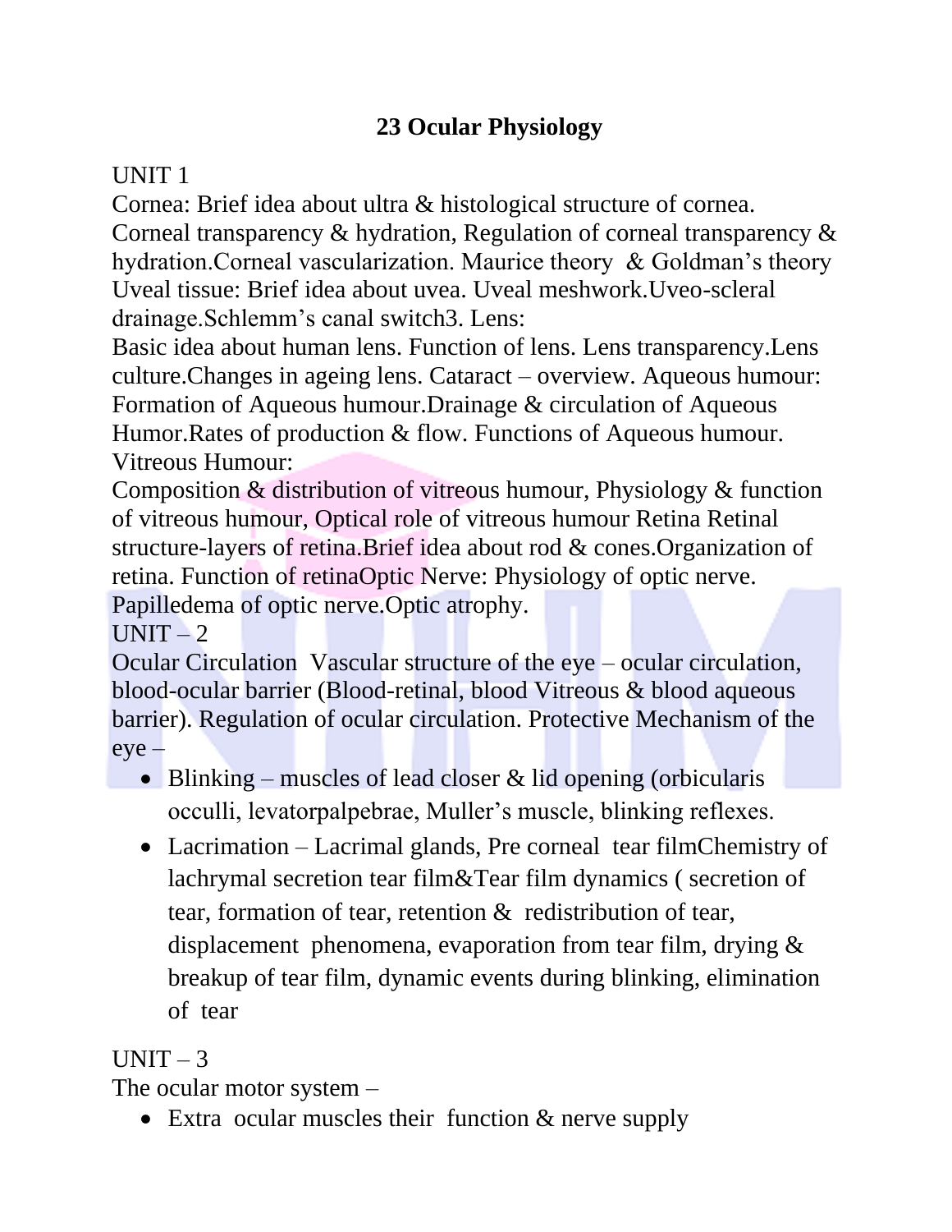# 23 Ocular Physiology

UNIT 1

Cornea: Brief idea about ultra & histological structure of cornea. Corneal transparency & hydration, Regulation of corneal transparency & hydration.Corneal vascularization. Maurice theory & Goldman's theory Uveal tissue: Brief idea about uvea. Uveal meshwork.Uveo-scleral drainage.Schlemm's canal switch3. Lens:

Basic idea about human lens. Function of lens. Lens transparency.Lens culture.Changes in ageing lens. Cataract – overview. Aqueous humour: Formation of Aqueous humour.Drainage & circulation of Aqueous Humor.Rates of production & flow. Functions of Aqueous humour. Vitreous Humour:

Composition & distribution of vitreous humour, Physiology & function of vitreous humour, Optical role of vitreous humour Retina Retinal structure-layers of retina.Brief idea about rod & cones.Organization of retina. Function of retinaOptic Nerve: Physiology of optic nerve. Papilledema of optic nerve.Optic atrophy.

UNIT – 2

Ocular Circulation Vascular structure of the eye – ocular circulation, blood-ocular barrier (Blood-retinal, blood Vitreous & blood aqueous barrier). Regulation of ocular circulation. Protective Mechanism of the eye –

- Blinking – muscles of lead closer & lid opening (orbicularis occulli, levatorpalpebrae, Muller's muscle, blinking reflexes.
- Lacrimation – Lacrimal glands, Pre corneal tear filmChemistry of lachrymal secretion tear film&Tear film dynamics ( secretion of tear, formation of tear, retention & redistribution of tear, displacement phenomena, evaporation from tear film, drying & breakup of tear film, dynamic events during blinking, elimination of tear

UNIT – 3

The ocular motor system –

- Extra ocular muscles their function & nerve supply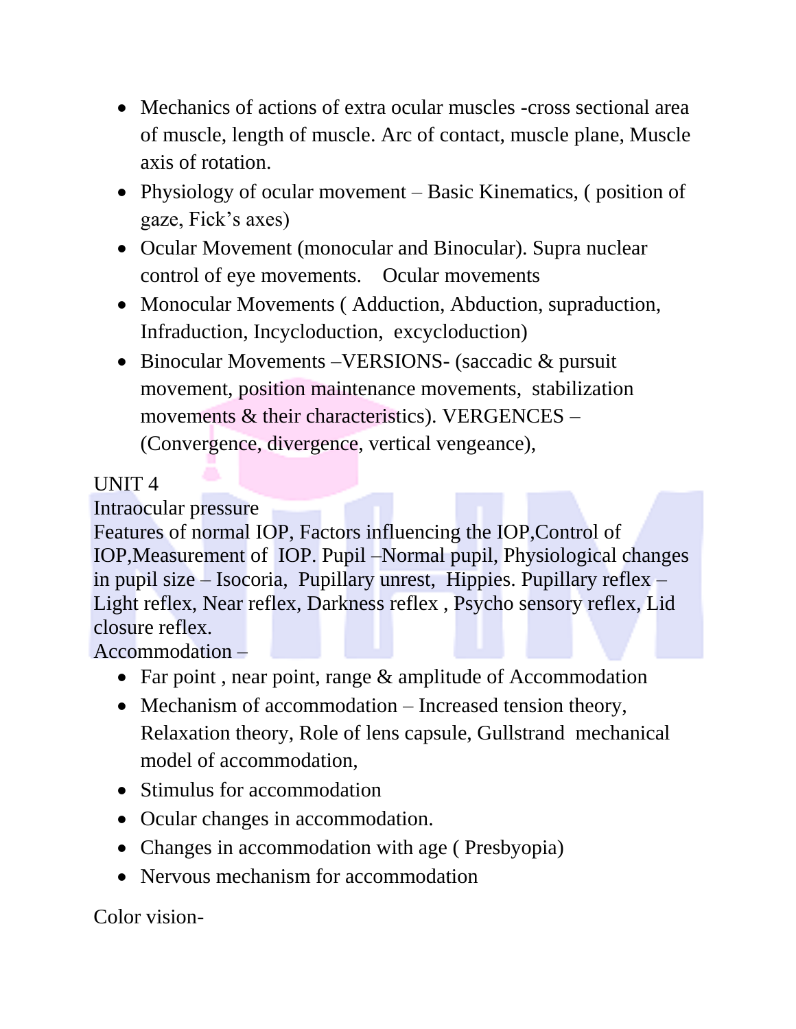- Mechanics of actions of extra ocular muscles -cross sectional area of muscle, length of muscle. Arc of contact, muscle plane, Muscle axis of rotation.
- Physiology of ocular movement – Basic Kinematics, ( position of gaze, Fick's axes)
- Ocular Movement (monocular and Binocular). Supra nuclear control of eye movements.   Ocular movements
- Monocular Movements ( Adduction, Abduction, supraduction, Infraduction, Incycloduction,  excycloduction)
- Binocular Movements –VERSIONS- (saccadic & pursuit movement, position maintenance movements,  stabilization movements & their characteristics). VERGENCES – (Convergence, divergence, vertical vengeance),

UNIT 4

Intraocular pressure

Features of normal IOP, Factors influencing the IOP,Control of IOP,Measurement of  IOP. Pupil –Normal pupil, Physiological changes in pupil size – Isocoria,  Pupillary unrest,  Hippies. Pupillary reflex – Light reflex, Near reflex, Darkness reflex , Psycho sensory reflex, Lid closure reflex.

Accommodation –

- Far point , near point, range & amplitude of Accommodation
- Mechanism of accommodation – Increased tension theory, Relaxation theory, Role of lens capsule, Gullstrand  mechanical model of accommodation,
- Stimulus for accommodation
- Ocular changes in accommodation.
- Changes in accommodation with age ( Presbyopia)
- Nervous mechanism for accommodation

Color vision-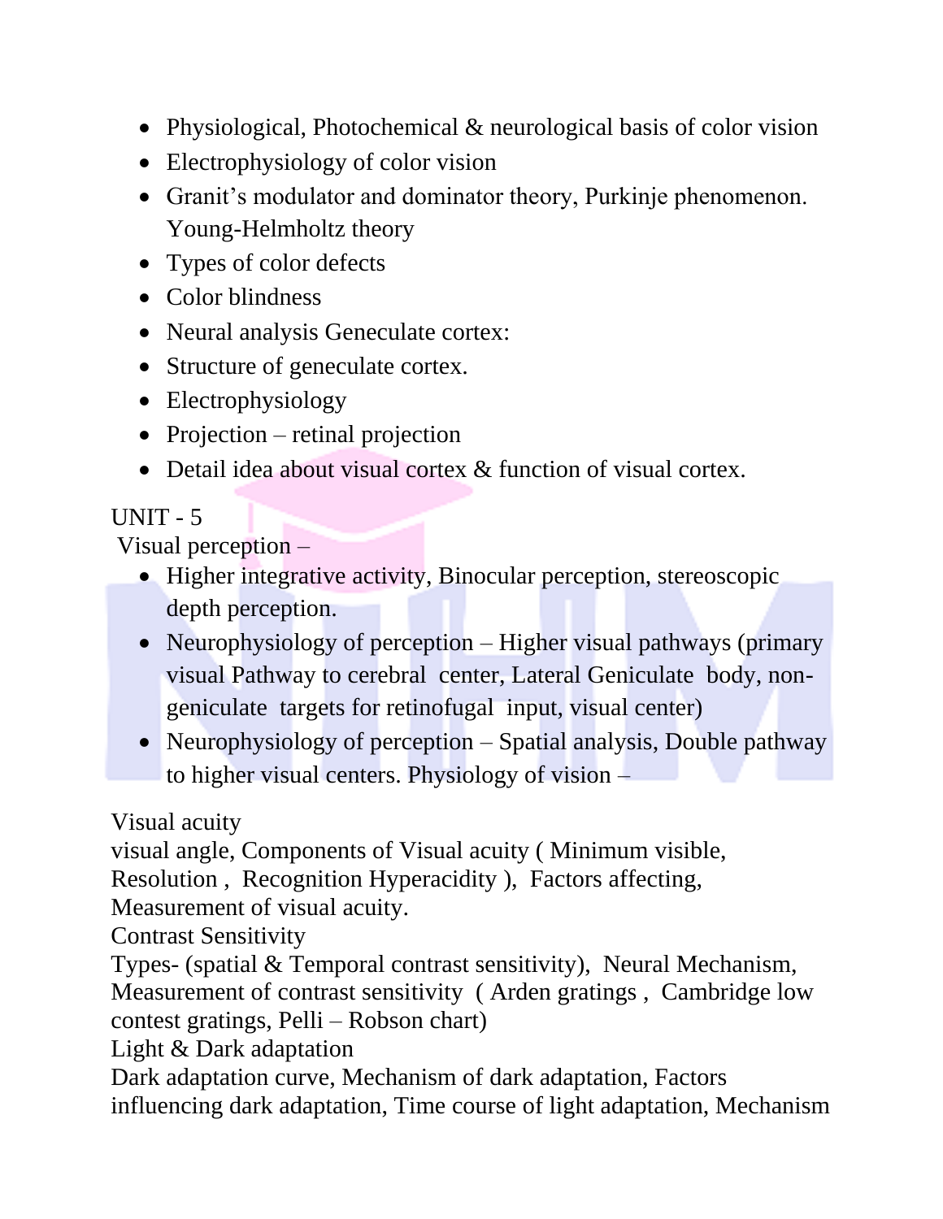- Physiological, Photochemical & neurological basis of color vision
- Electrophysiology of color vision
- Granit's modulator and dominator theory, Purkinje phenomenon. Young-Helmholtz theory
- Types of color defects
- Color blindness
- Neural analysis Geneculate cortex:
- Structure of geneculate cortex.
- Electrophysiology
- Projection – retinal projection
- Detail idea about visual cortex & function of visual cortex.

UNIT - 5

Visual perception –

- Higher integrative activity, Binocular perception, stereoscopic depth perception.
- Neurophysiology of perception – Higher visual pathways (primary visual Pathway to cerebral center, Lateral Geniculate body, non-geniculate targets for retinofugal input, visual center)
- Neurophysiology of perception – Spatial analysis, Double pathway to higher visual centers. Physiology of vision –

Visual acuity

visual angle, Components of Visual acuity ( Minimum visible, Resolution , Recognition Hyperacidity ), Factors affecting, Measurement of visual acuity.

Contrast Sensitivity

Types- (spatial & Temporal contrast sensitivity), Neural Mechanism, Measurement of contrast sensitivity ( Arden gratings , Cambridge low contest gratings, Pelli – Robson chart)

Light & Dark adaptation

Dark adaptation curve, Mechanism of dark adaptation, Factors influencing dark adaptation, Time course of light adaptation, Mechanism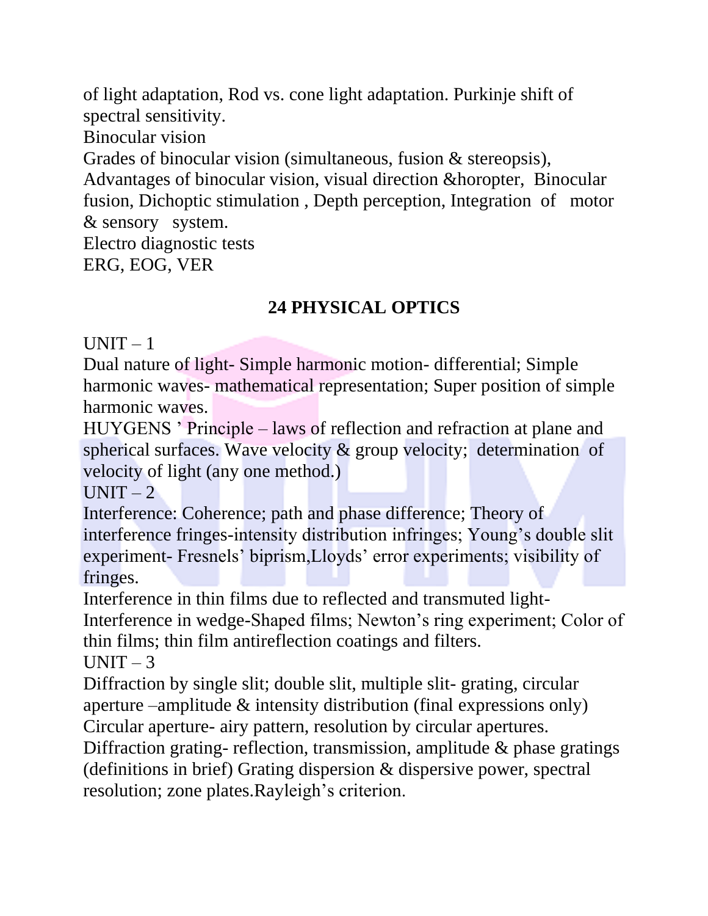of light adaptation, Rod vs. cone light adaptation. Purkinje shift of spectral sensitivity.

Binocular vision

Grades of binocular vision (simultaneous, fusion & stereopsis), Advantages of binocular vision, visual direction &horopter, Binocular fusion, Dichoptic stimulation , Depth perception, Integration of motor & sensory system.

Electro diagnostic tests

ERG, EOG, VER

## 24 PHYSICAL OPTICS

UNIT – 1

Dual nature of light- Simple harmonic motion- differential; Simple harmonic waves- mathematical representation; Super position of simple harmonic waves.

HUYGENS ' Principle – laws of reflection and refraction at plane and spherical surfaces. Wave velocity & group velocity; determination of velocity of light (any one method.)

UNIT – 2

Interference: Coherence; path and phase difference; Theory of interference fringes-intensity distribution infringes; Young's double slit experiment- Fresnels' biprism,Lloyds' error experiments; visibility of fringes.

Interference in thin films due to reflected and transmuted light- Interference in wedge-Shaped films; Newton's ring experiment; Color of thin films; thin film antireflection coatings and filters.

UNIT – 3

Diffraction by single slit; double slit, multiple slit- grating, circular aperture –amplitude & intensity distribution (final expressions only)

Circular aperture- airy pattern, resolution by circular apertures.

Diffraction grating- reflection, transmission, amplitude & phase gratings (definitions in brief) Grating dispersion & dispersive power, spectral resolution; zone plates.Rayleigh's criterion.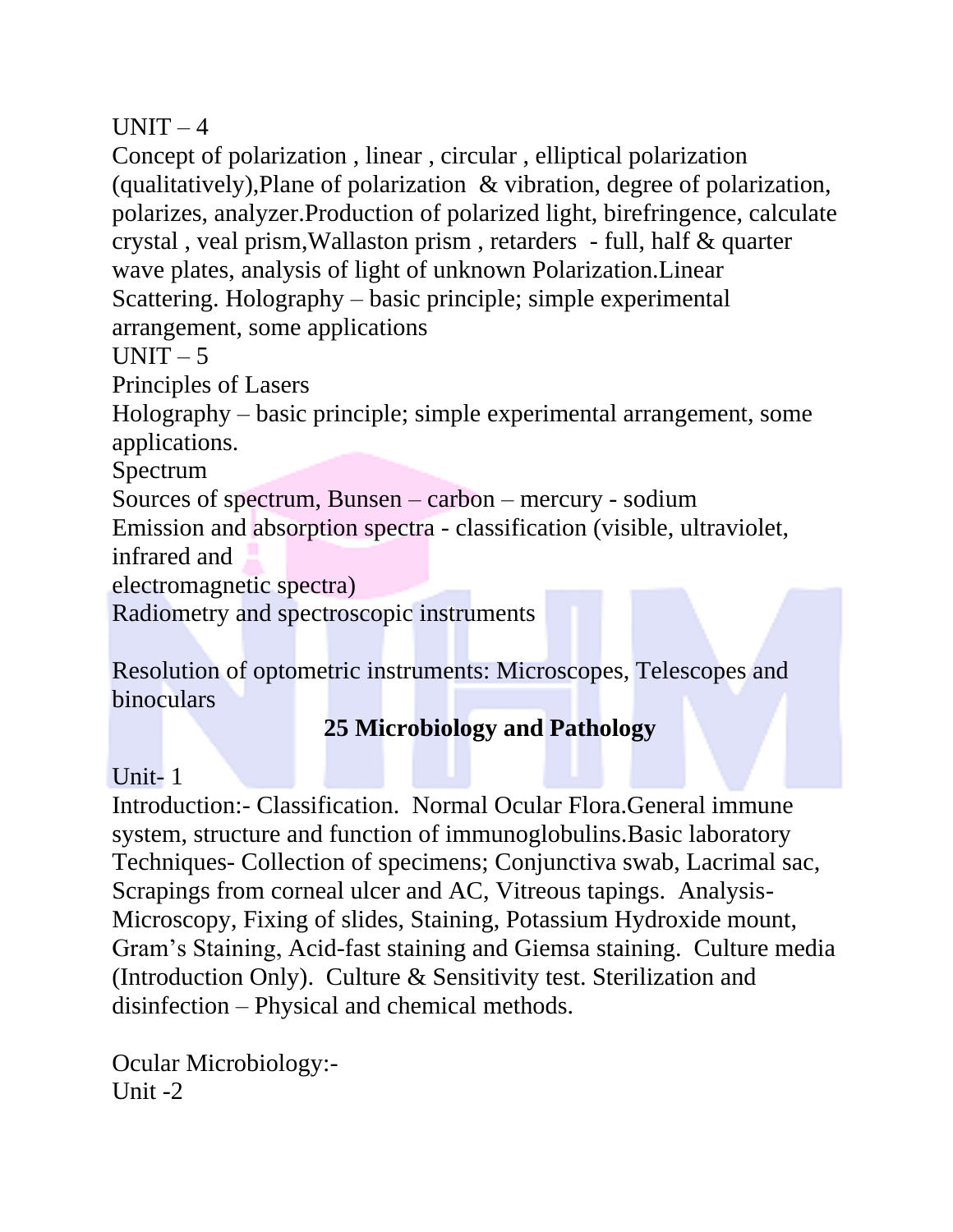UNIT – 4

Concept of polarization , linear , circular , elliptical polarization (qualitatively),Plane of polarization & vibration, degree of polarization, polarizes, analyzer.Production of polarized light, birefringence, calculate crystal , veal prism,Wallaston prism , retarders - full, half & quarter wave plates, analysis of light of unknown Polarization.Linear Scattering. Holography – basic principle; simple experimental arrangement, some applications

UNIT – 5

Principles of Lasers

Holography – basic principle; simple experimental arrangement, some applications.

Spectrum

Sources of spectrum, Bunsen – carbon – mercury - sodium

Emission and absorption spectra - classification (visible, ultraviolet, infrared and electromagnetic spectra)

Radiometry and spectroscopic instruments

Resolution of optometric instruments: Microscopes, Telescopes and binoculars

**25 Microbiology and Pathology**

Unit- 1

Introduction:- Classification. Normal Ocular Flora.General immune system, structure and function of immunoglobulins.Basic laboratory Techniques- Collection of specimens; Conjunctiva swab, Lacrimal sac, Scrapings from corneal ulcer and AC, Vitreous tapings. Analysis- Microscopy, Fixing of slides, Staining, Potassium Hydroxide mount, Gram's Staining, Acid-fast staining and Giemsa staining. Culture media (Introduction Only). Culture & Sensitivity test. Sterilization and disinfection – Physical and chemical methods.

Ocular Microbiology:-

Unit -2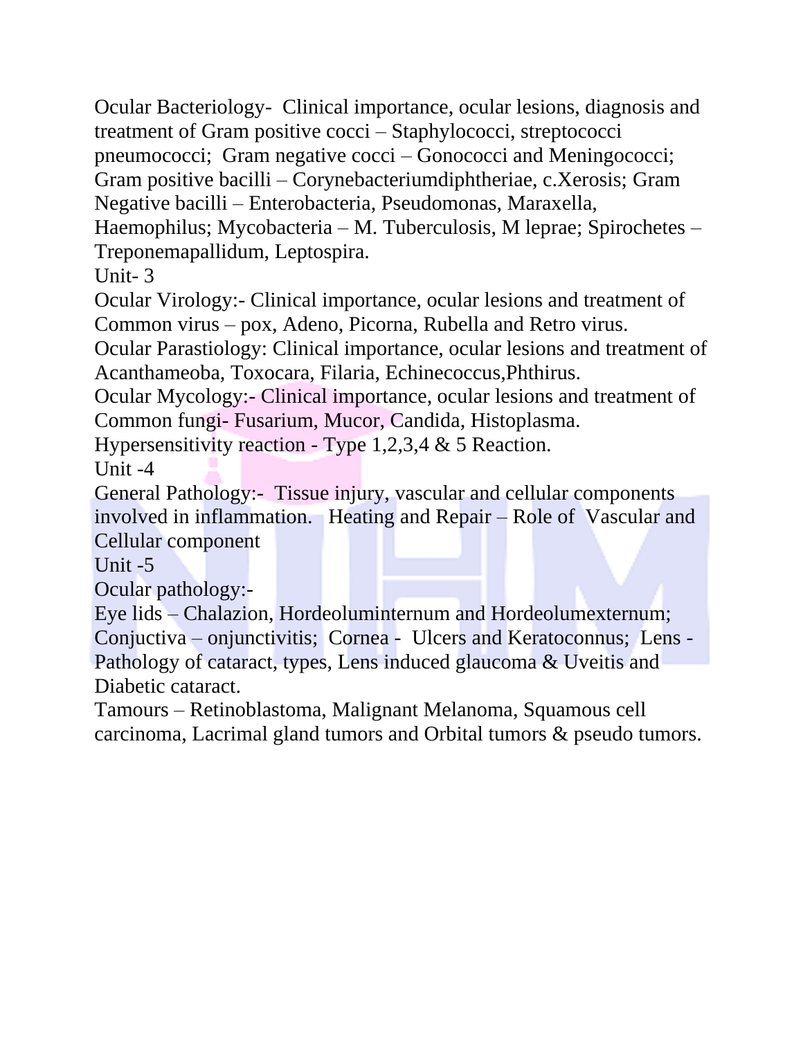Ocular Bacteriology- Clinical importance, ocular lesions, diagnosis and treatment of Gram positive cocci – Staphylococci, streptococci pneumococci; Gram negative cocci – Gonococci and Meningococci; Gram positive bacilli – Corynebacteriumdiphtheriae, c.Xerosis; Gram Negative bacilli – Enterobacteria, Pseudomonas, Maraxella, Haemophilus; Mycobacteria – M. Tuberculosis, M leprae; Spirochetes – Treponemapallidum, Leptospira.

Unit- 3

Ocular Virology:- Clinical importance, ocular lesions and treatment of Common virus – pox, Adeno, Picorna, Rubella and Retro virus.

Ocular Parastiology: Clinical importance, ocular lesions and treatment of Acanthameoba, Toxocara, Filaria, Echinecoccus,Phthirus.

Ocular Mycology:- Clinical importance, ocular lesions and treatment of Common fungi- Fusarium, Mucor, Candida, Histoplasma.

Hypersensitivity reaction - Type 1,2,3,4 & 5 Reaction.

Unit -4

General Pathology:- Tissue injury, vascular and cellular components involved in inflammation. Heating and Repair – Role of Vascular and Cellular component

Unit -5

Ocular pathology:-

Eye lids – Chalazion, Hordeoluminternum and Hordeolumexternum; Conjuctiva – onjunctivitis; Cornea - Ulcers and Keratoconnus; Lens - Pathology of cataract, types, Lens induced glaucoma & Uveitis and Diabetic cataract.

Tamours – Retinoblastoma, Malignant Melanoma, Squamous cell carcinoma, Lacrimal gland tumors and Orbital tumors & pseudo tumors.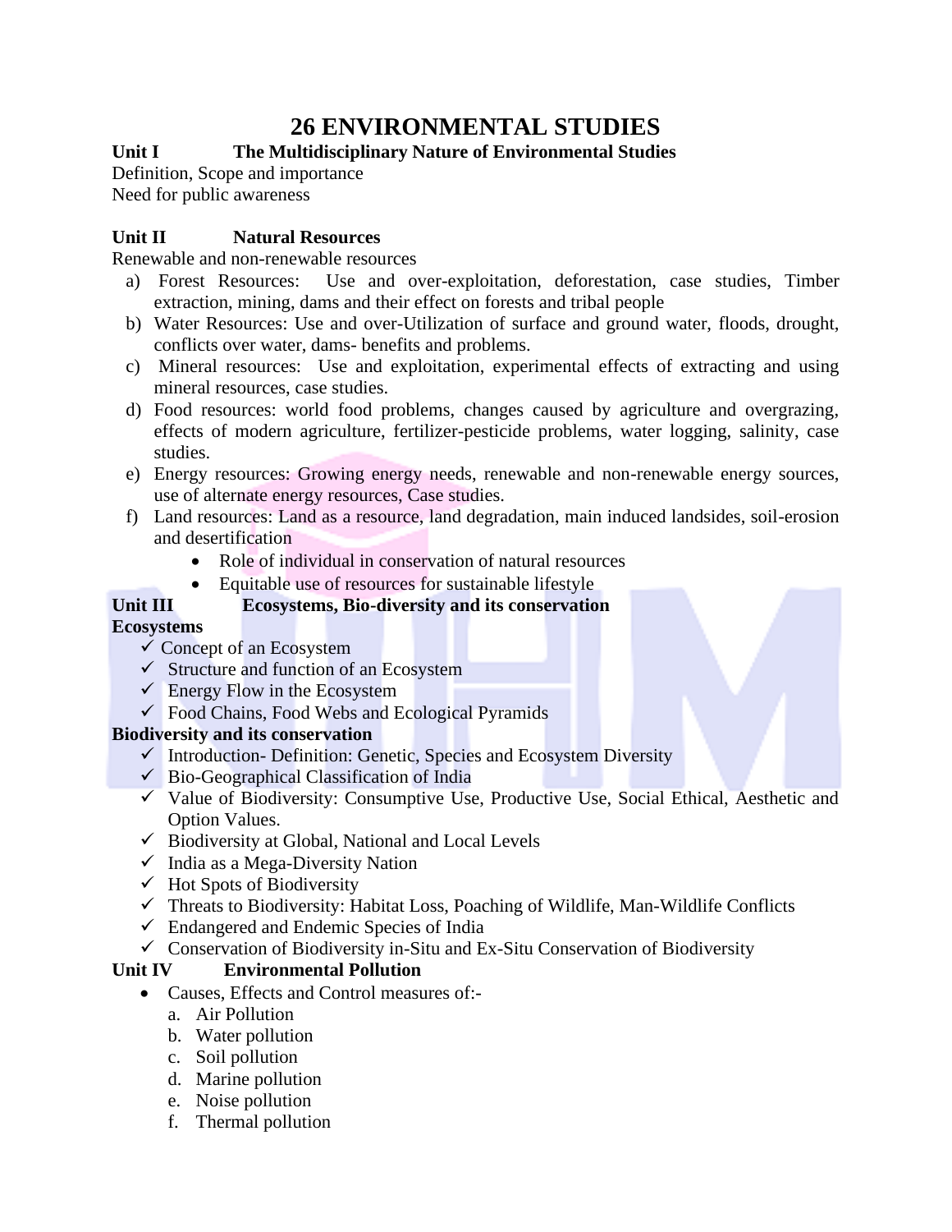# 26 ENVIRONMENTAL STUDIES

**Unit I The Multidisciplinary Nature of Environmental Studies**

Definition, Scope and importance

Need for public awareness

**Unit II Natural Resources**

Renewable and non-renewable resources

a) Forest Resources: Use and over-exploitation, deforestation, case studies, Timber extraction, mining, dams and their effect on forests and tribal people
b) Water Resources: Use and over-Utilization of surface and ground water, floods, drought, conflicts over water, dams- benefits and problems.
c) Mineral resources: Use and exploitation, experimental effects of extracting and using mineral resources, case studies.
d) Food resources: world food problems, changes caused by agriculture and overgrazing, effects of modern agriculture, fertilizer-pesticide problems, water logging, salinity, case studies.
e) Energy resources: Growing energy needs, renewable and non-renewable energy sources, use of alternate energy resources, Case studies.
f) Land resources: Land as a resource, land degradation, main induced landsides, soil-erosion and desertification
    - Role of individual in conservation of natural resources
    - Equitable use of resources for sustainable lifestyle

**Unit III Ecosystems, Bio-diversity and its conservation**

**Ecosystems**

- ✓ Concept of an Ecosystem
- ✓ Structure and function of an Ecosystem
- ✓ Energy Flow in the Ecosystem
- ✓ Food Chains, Food Webs and Ecological Pyramids

**Biodiversity and its conservation**

- ✓ Introduction- Definition: Genetic, Species and Ecosystem Diversity
- ✓ Bio-Geographical Classification of India
- ✓ Value of Biodiversity: Consumptive Use, Productive Use, Social Ethical, Aesthetic and Option Values.
- ✓ Biodiversity at Global, National and Local Levels
- ✓ India as a Mega-Diversity Nation
- ✓ Hot Spots of Biodiversity
- ✓ Threats to Biodiversity: Habitat Loss, Poaching of Wildlife, Man-Wildlife Conflicts
- ✓ Endangered and Endemic Species of India
- ✓ Conservation of Biodiversity in-Situ and Ex-Situ Conservation of Biodiversity

**Unit IV Environmental Pollution**

- Causes, Effects and Control measures of:-
    a. Air Pollution
    b. Water pollution
    c. Soil pollution
    d. Marine pollution
    e. Noise pollution
    f. Thermal pollution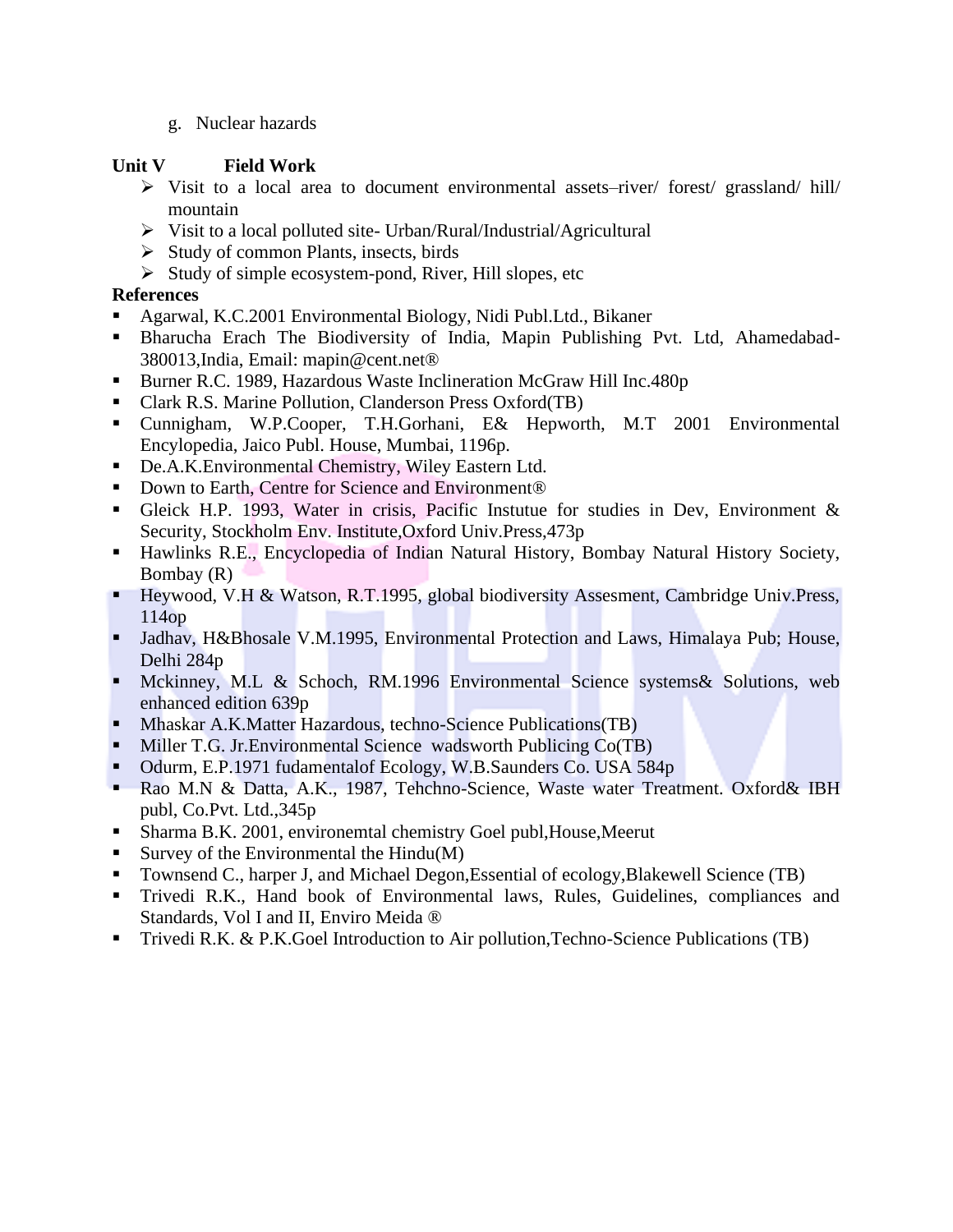g. Nuclear hazards

**Unit V Field Work**

- Visit to a local area to document environmental assets–river/ forest/ grassland/ hill/ mountain
- Visit to a local polluted site- Urban/Rural/Industrial/Agricultural
- Study of common Plants, insects, birds
- Study of simple ecosystem-pond, River, Hill slopes, etc

**References**

- Agarwal, K.C.2001 Environmental Biology, Nidi Publ.Ltd., Bikaner
- Bharucha Erach The Biodiversity of India, Mapin Publishing Pvt. Ltd, Ahamedabad-380013,India, Email: mapin@cent.net®
- Burner R.C. 1989, Hazardous Waste Inclineration McGraw Hill Inc.480p
- Clark R.S. Marine Pollution, Clanderson Press Oxford(TB)
- Cunnigham, W.P.Cooper, T.H.Gorhani, E& Hepworth, M.T 2001 Environmental Encylopedia, Jaico Publ. House, Mumbai, 1196p.
- De.A.K.Environmental Chemistry, Wiley Eastern Ltd.
- Down to Earth, Centre for Science and Environment®
- Gleick H.P. 1993, Water in crisis, Pacific Instutue for studies in Dev, Environment & Security, Stockholm Env. Institute,Oxford Univ.Press,473p
- Hawlinks R.E., Encyclopedia of Indian Natural History, Bombay Natural History Society, Bombay (R)
- Heywood, V.H & Watson, R.T.1995, global biodiversity Assesment, Cambridge Univ.Press, 114op
- Jadhav, H&Bhosale V.M.1995, Environmental Protection and Laws, Himalaya Pub; House, Delhi 284p
- Mckinney, M.L & Schoch, RM.1996 Environmental Science systems& Solutions, web enhanced edition 639p
- Mhaskar A.K.Matter Hazardous, techno-Science Publications(TB)
- Miller T.G. Jr.Environmental Science wadsworth Publicing Co(TB)
- Odurm, E.P.1971 fudamentalof Ecology, W.B.Saunders Co. USA 584p
- Rao M.N & Datta, A.K., 1987, Tehchno-Science, Waste water Treatment. Oxford& IBH publ, Co.Pvt. Ltd.,345p
- Sharma B.K. 2001, environemtal chemistry Goel publ,House,Meerut
- Survey of the Environmental the Hindu(M)
- Townsend C., harper J, and Michael Degon,Essential of ecology,Blakewell Science (TB)
- Trivedi R.K., Hand book of Environmental laws, Rules, Guidelines, compliances and Standards, Vol I and II, Enviro Meida ®
- Trivedi R.K. & P.K.Goel Introduction to Air pollution,Techno-Science Publications (TB)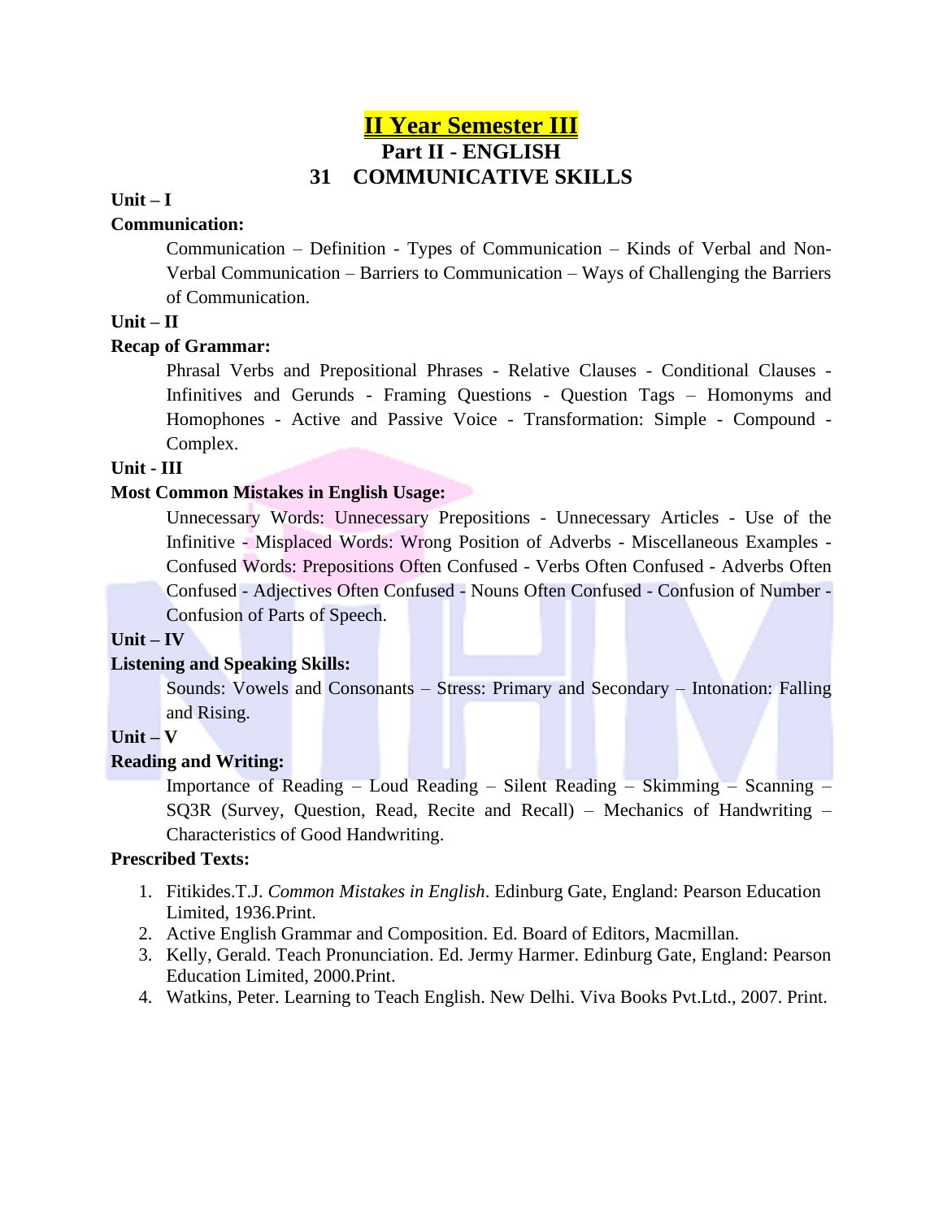# II Year Semester III

## Part II - ENGLISH

## 31 COMMUNICATIVE SKILLS

**Unit – I**

**Communication:**

Communication – Definition - Types of Communication – Kinds of Verbal and Non-Verbal Communication – Barriers to Communication – Ways of Challenging the Barriers of Communication.

**Unit – II**

**Recap of Grammar:**

Phrasal Verbs and Prepositional Phrases - Relative Clauses - Conditional Clauses - Infinitives and Gerunds - Framing Questions - Question Tags – Homonyms and Homophones - Active and Passive Voice - Transformation: Simple - Compound - Complex.

**Unit - III**

**Most Common Mistakes in English Usage:**

Unnecessary Words: Unnecessary Prepositions - Unnecessary Articles - Use of the Infinitive - Misplaced Words: Wrong Position of Adverbs - Miscellaneous Examples - Confused Words: Prepositions Often Confused - Verbs Often Confused - Adverbs Often Confused - Adjectives Often Confused - Nouns Often Confused - Confusion of Number - Confusion of Parts of Speech.

**Unit – IV**

**Listening and Speaking Skills:**

Sounds: Vowels and Consonants – Stress: Primary and Secondary – Intonation: Falling and Rising.

**Unit – V**

**Reading and Writing:**

Importance of Reading – Loud Reading – Silent Reading – Skimming – Scanning – SQ3R (Survey, Question, Read, Recite and Recall) – Mechanics of Handwriting – Characteristics of Good Handwriting.

**Prescribed Texts:**

1. Fitikides.T.J. *Common Mistakes in English*. Edinburg Gate, England: Pearson Education Limited, 1936.Print.
2. Active English Grammar and Composition. Ed. Board of Editors, Macmillan.
3. Kelly, Gerald. Teach Pronunciation. Ed. Jermy Harmer. Edinburg Gate, England: Pearson Education Limited, 2000.Print.
4. Watkins, Peter. Learning to Teach English. New Delhi. Viva Books Pvt.Ltd., 2007. Print.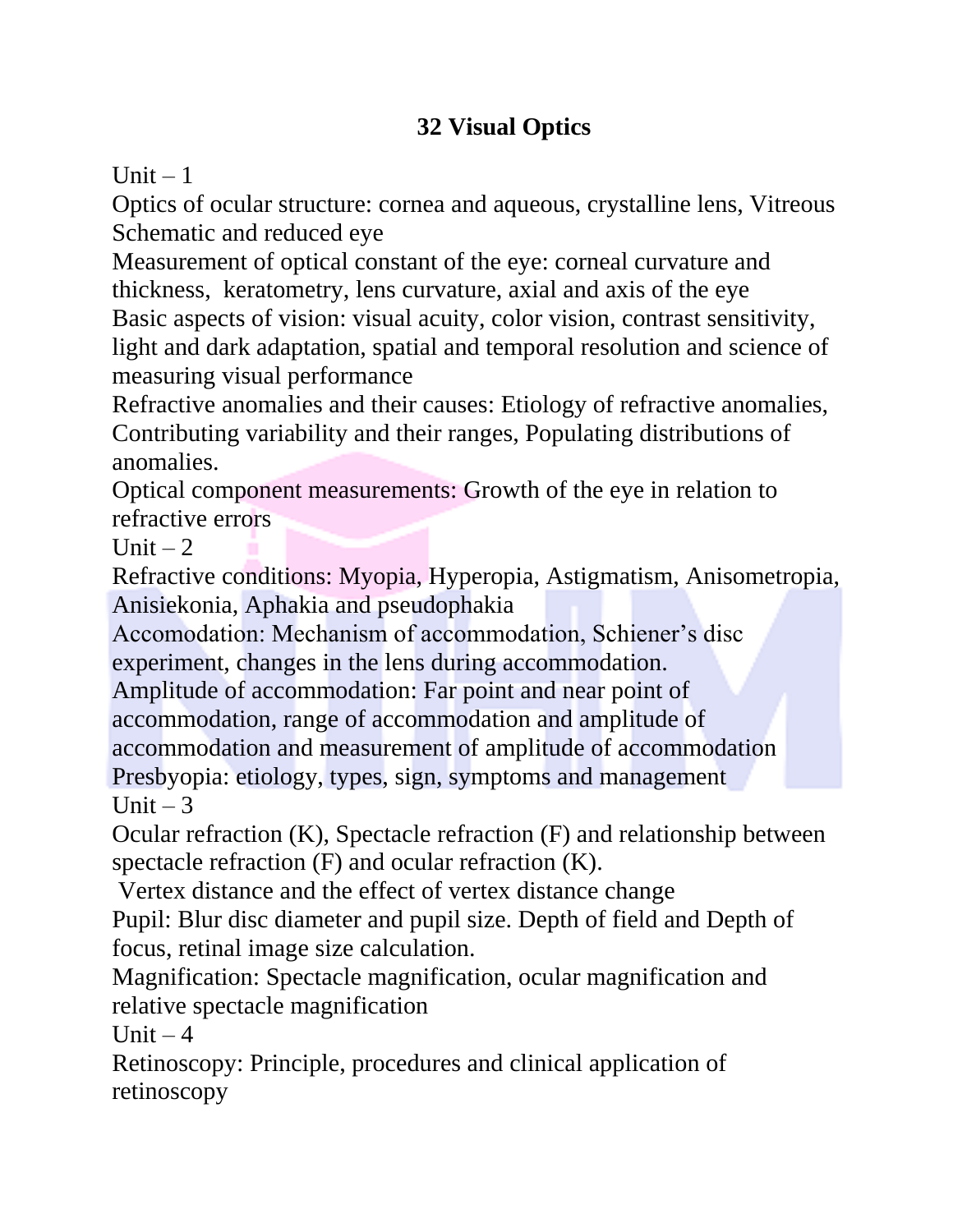# 32 Visual Optics

Unit – 1

Optics of ocular structure: cornea and aqueous, crystalline lens, Vitreous Schematic and reduced eye

Measurement of optical constant of the eye: corneal curvature and thickness, keratometry, lens curvature, axial and axis of the eye

Basic aspects of vision: visual acuity, color vision, contrast sensitivity, light and dark adaptation, spatial and temporal resolution and science of measuring visual performance

Refractive anomalies and their causes: Etiology of refractive anomalies, Contributing variability and their ranges, Populating distributions of anomalies.

Optical component measurements: Growth of the eye in relation to refractive errors

Unit – 2

Refractive conditions: Myopia, Hyperopia, Astigmatism, Anisometropia, Anisiekonia, Aphakia and pseudophakia

Accomodation: Mechanism of accommodation, Schiener's disc experiment, changes in the lens during accommodation.

Amplitude of accommodation: Far point and near point of accommodation, range of accommodation and amplitude of accommodation and measurement of amplitude of accommodation

Presbyopia: etiology, types, sign, symptoms and management

Unit – 3

Ocular refraction (K), Spectacle refraction (F) and relationship between spectacle refraction (F) and ocular refraction (K).

Vertex distance and the effect of vertex distance change

Pupil: Blur disc diameter and pupil size. Depth of field and Depth of focus, retinal image size calculation.

Magnification: Spectacle magnification, ocular magnification and relative spectacle magnification

Unit – 4

Retinoscopy: Principle, procedures and clinical application of retinoscopy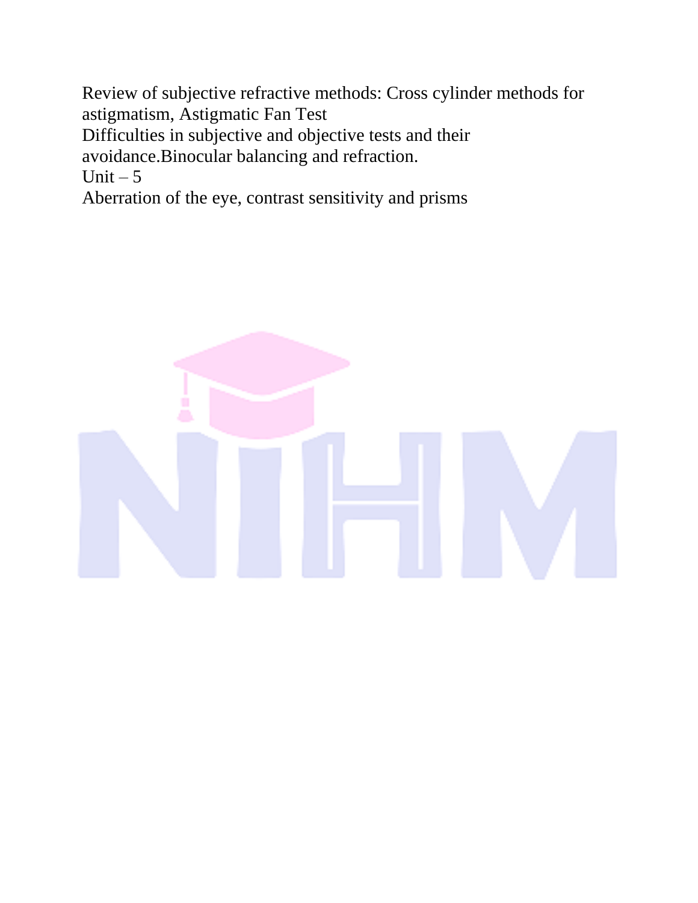Review of subjective refractive methods: Cross cylinder methods for astigmatism, Astigmatic Fan Test

Difficulties in subjective and objective tests and their avoidance.Binocular balancing and refraction.

Unit – 5

Aberration of the eye, contrast sensitivity and prisms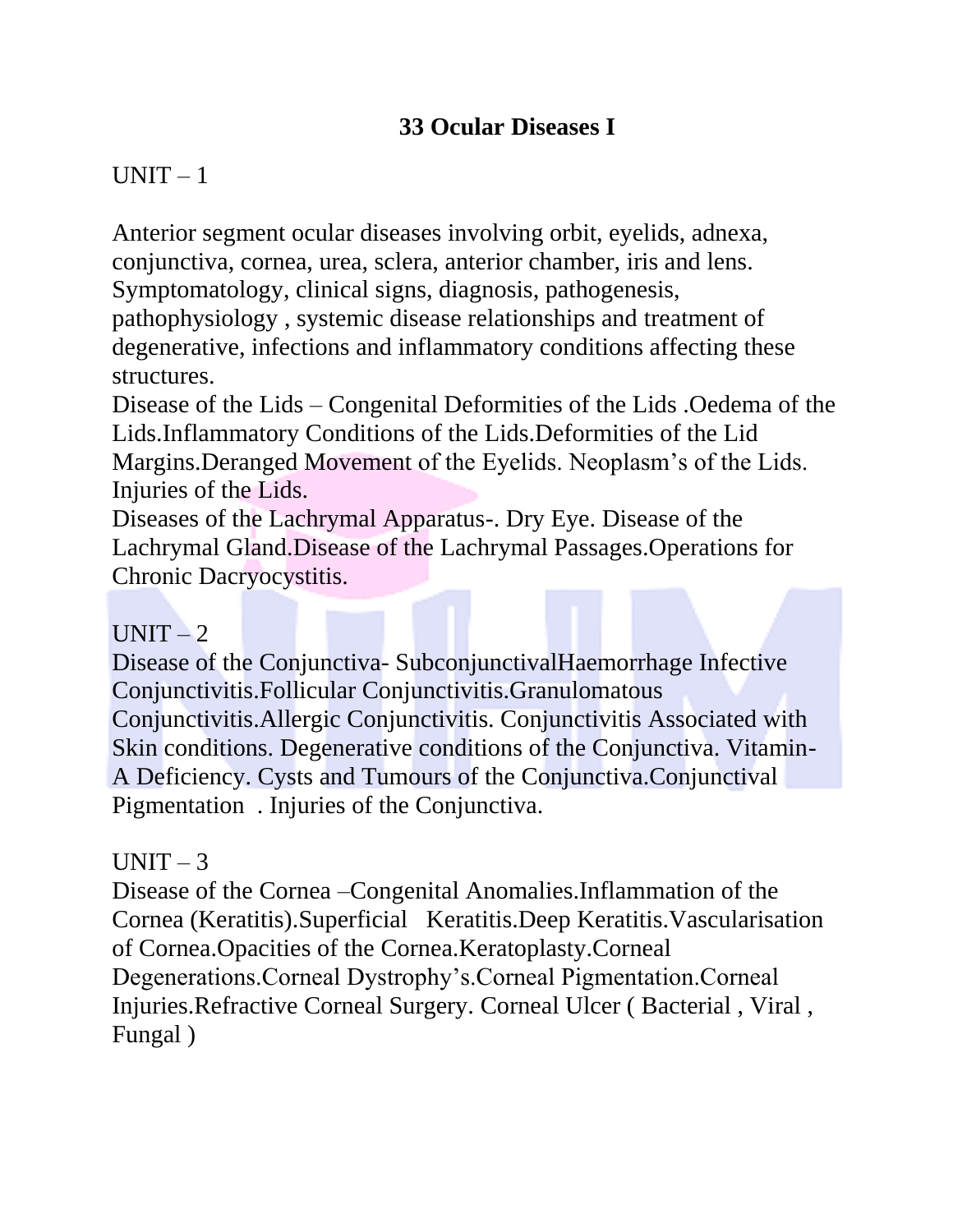# 33 Ocular Diseases I

UNIT – 1

Anterior segment ocular diseases involving orbit, eyelids, adnexa, conjunctiva, cornea, urea, sclera, anterior chamber, iris and lens. Symptomatology, clinical signs, diagnosis, pathogenesis, pathophysiology , systemic disease relationships and treatment of degenerative, infections and inflammatory conditions affecting these structures.

Disease of the Lids – Congenital Deformities of the Lids .Oedema of the Lids.Inflammatory Conditions of the Lids.Deformities of the Lid Margins.Deranged Movement of the Eyelids. Neoplasm's of the Lids. Injuries of the Lids.

Diseases of the Lachrymal Apparatus-. Dry Eye. Disease of the Lachrymal Gland.Disease of the Lachrymal Passages.Operations for Chronic Dacryocystitis.

UNIT – 2

Disease of the Conjunctiva- SubconjunctivalHaemorrhage Infective Conjunctivitis.Follicular Conjunctivitis.Granulomatous Conjunctivitis.Allergic Conjunctivitis. Conjunctivitis Associated with Skin conditions. Degenerative conditions of the Conjunctiva. Vitamin-A Deficiency. Cysts and Tumours of the Conjunctiva.Conjunctival Pigmentation . Injuries of the Conjunctiva.

UNIT – 3

Disease of the Cornea –Congenital Anomalies.Inflammation of the Cornea (Keratitis).Superficial Keratitis.Deep Keratitis.Vascularisation of Cornea.Opacities of the Cornea.Keratoplasty.Corneal Degenerations.Corneal Dystrophy's.Corneal Pigmentation.Corneal Injuries.Refractive Corneal Surgery. Corneal Ulcer ( Bacterial , Viral , Fungal )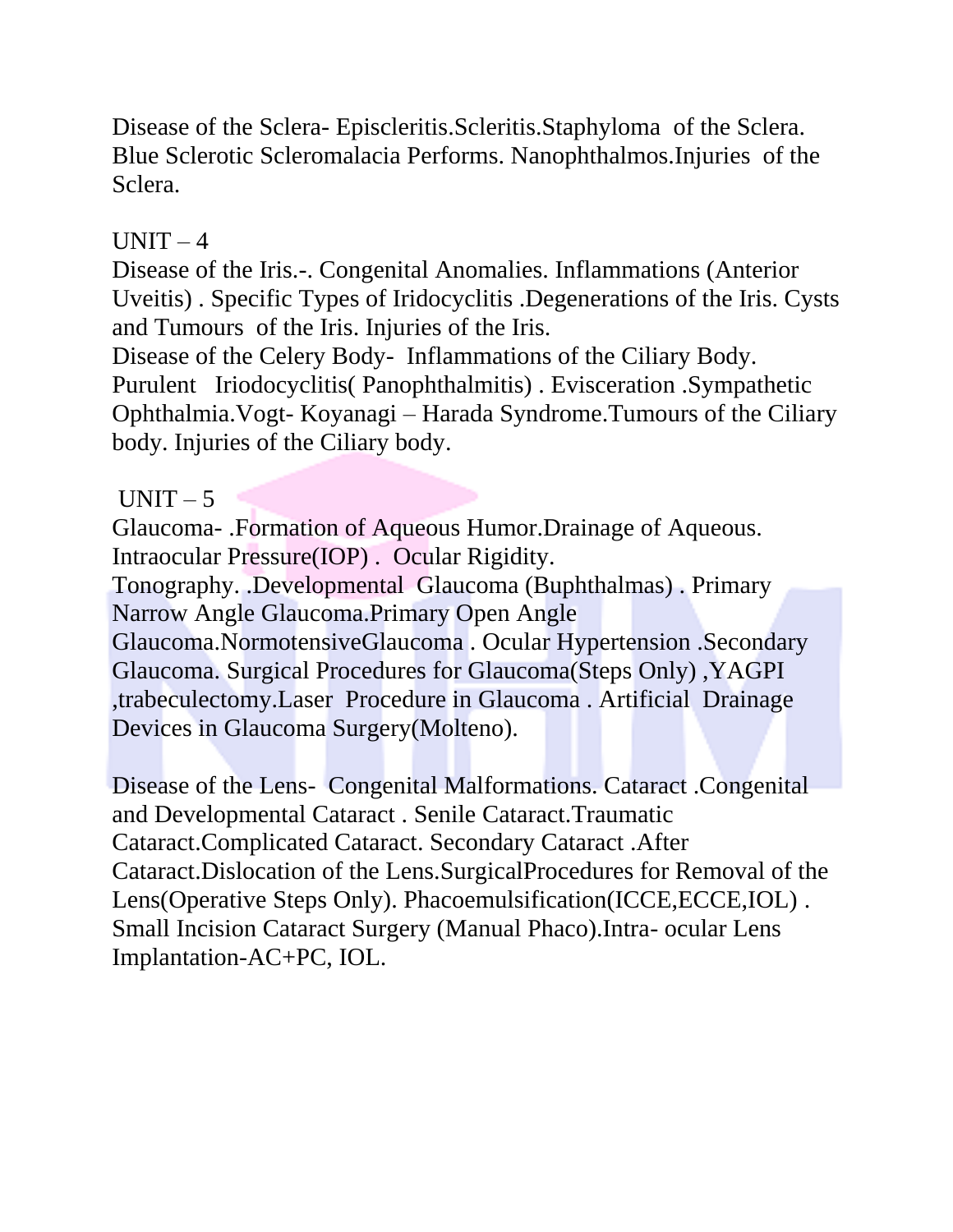Disease of the Sclera- Episcleritis.Scleritis.Staphyloma of the Sclera. Blue Sclerotic Scleromalacia Performs. Nanophthalmos.Injuries of the Sclera.

## UNIT – 4

Disease of the Iris.-. Congenital Anomalies. Inflammations (Anterior Uveitis) . Specific Types of Iridocyclitis .Degenerations of the Iris. Cysts and Tumours of the Iris. Injuries of the Iris.

Disease of the Celery Body- Inflammations of the Ciliary Body. Purulent Iriodocyclitis( Panophthalmitis) . Evisceration .Sympathetic Ophthalmia.Vogt- Koyanagi – Harada Syndrome.Tumours of the Ciliary body. Injuries of the Ciliary body.

## UNIT – 5

Glaucoma- .Formation of Aqueous Humor.Drainage of Aqueous. Intraocular Pressure(IOP) . Ocular Rigidity.

Tonography. .Developmental Glaucoma (Buphthalmas) . Primary Narrow Angle Glaucoma.Primary Open Angle Glaucoma.NormotensiveGlaucoma . Ocular Hypertension .Secondary Glaucoma. Surgical Procedures for Glaucoma(Steps Only) ,YAGPI ,trabeculectomy.Laser Procedure in Glaucoma . Artificial Drainage Devices in Glaucoma Surgery(Molteno).

Disease of the Lens- Congenital Malformations. Cataract .Congenital and Developmental Cataract . Senile Cataract.Traumatic Cataract.Complicated Cataract. Secondary Cataract .After Cataract.Dislocation of the Lens.SurgicalProcedures for Removal of the Lens(Operative Steps Only). Phacoemulsification(ICCE,ECCE,IOL) . Small Incision Cataract Surgery (Manual Phaco).Intra- ocular Lens Implantation-AC+PC, IOL.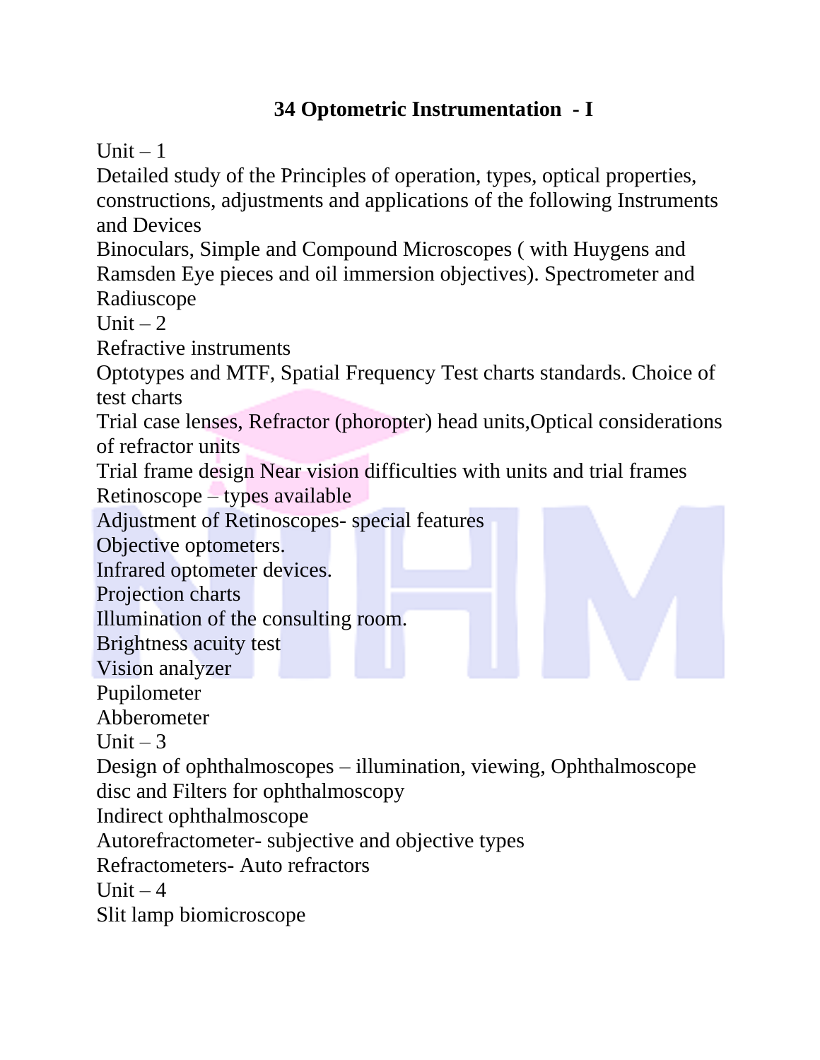# 34 Optometric Instrumentation - I

Unit – 1

Detailed study of the Principles of operation, types, optical properties, constructions, adjustments and applications of the following Instruments and Devices

Binoculars, Simple and Compound Microscopes ( with Huygens and Ramsden Eye pieces and oil immersion objectives). Spectrometer and Radiuscope

Unit – 2

Refractive instruments

Optotypes and MTF, Spatial Frequency Test charts standards. Choice of test charts

Trial case lenses, Refractor (phoropter) head units,Optical considerations of refractor units

Trial frame design Near vision difficulties with units and trial frames

Retinoscope – types available

Adjustment of Retinoscopes- special features

Objective optometers.

Infrared optometer devices.

Projection charts

Illumination of the consulting room.

Brightness acuity test

Vision analyzer

Pupilometer

Abberometer

Unit – 3

Design of ophthalmoscopes – illumination, viewing, Ophthalmoscope disc and Filters for ophthalmoscopy

Indirect ophthalmoscope

Autorefractometer- subjective and objective types

Refractometers- Auto refractors

Unit – 4

Slit lamp biomicroscope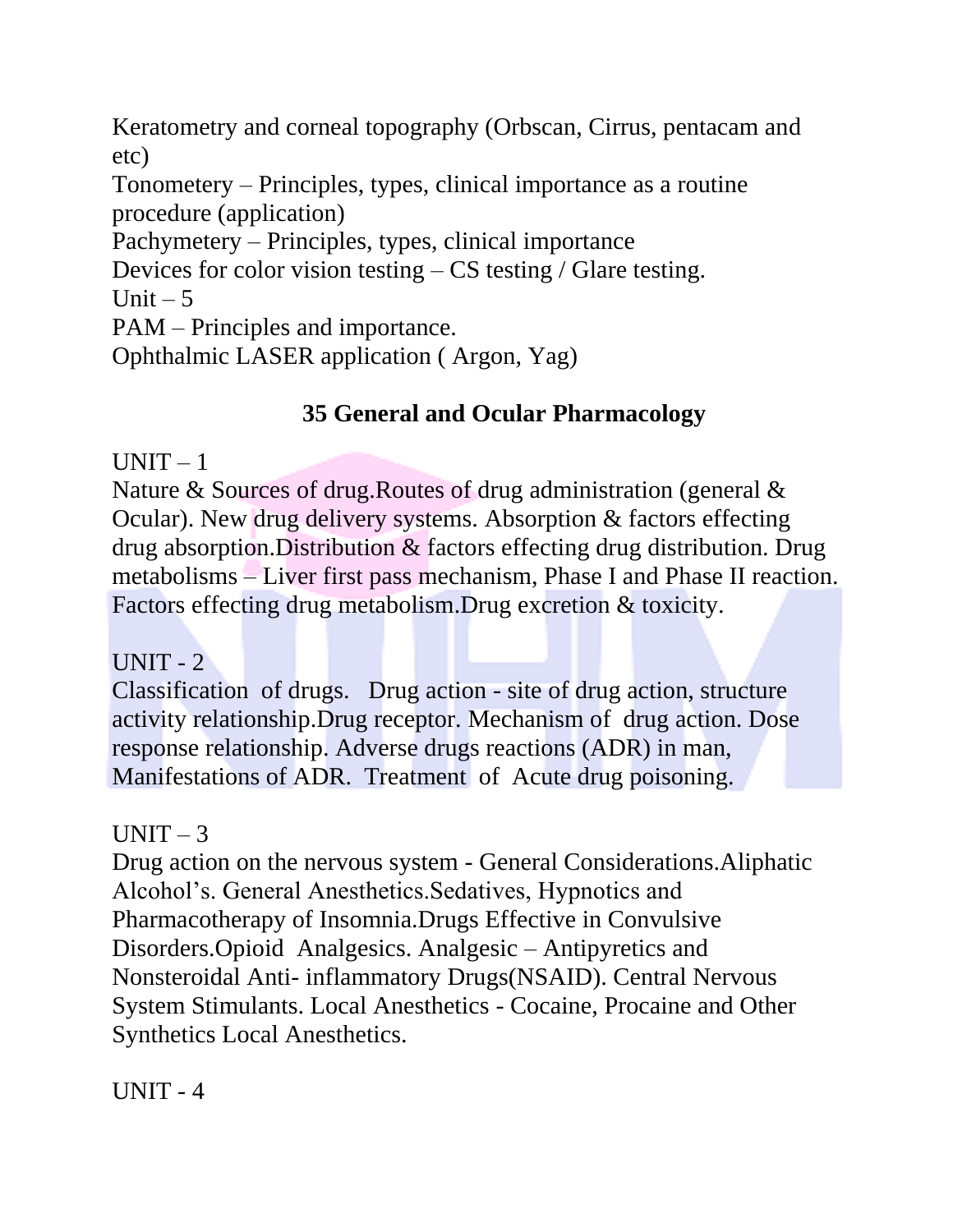Keratometry and corneal topography (Orbscan, Cirrus, pentacam and etc)

Tonometery – Principles, types, clinical importance as a routine procedure (application)

Pachymetery – Principles, types, clinical importance

Devices for color vision testing – CS testing / Glare testing.

Unit – 5

PAM – Principles and importance.

Ophthalmic LASER application ( Argon, Yag)

## 35 General and Ocular Pharmacology

UNIT – 1

Nature & Sources of drug.Routes of drug administration (general & Ocular). New drug delivery systems. Absorption & factors effecting drug absorption.Distribution & factors effecting drug distribution. Drug metabolisms – Liver first pass mechanism, Phase I and Phase II reaction. Factors effecting drug metabolism.Drug excretion & toxicity.

UNIT - 2

Classification of drugs. Drug action - site of drug action, structure activity relationship.Drug receptor. Mechanism of drug action. Dose response relationship. Adverse drugs reactions (ADR) in man, Manifestations of ADR. Treatment of Acute drug poisoning.

UNIT – 3

Drug action on the nervous system - General Considerations.Aliphatic Alcohol's. General Anesthetics.Sedatives, Hypnotics and Pharmacotherapy of Insomnia.Drugs Effective in Convulsive Disorders.Opioid Analgesics. Analgesic – Antipyretics and Nonsteroidal Anti- inflammatory Drugs(NSAID). Central Nervous System Stimulants. Local Anesthetics - Cocaine, Procaine and Other Synthetics Local Anesthetics.

UNIT - 4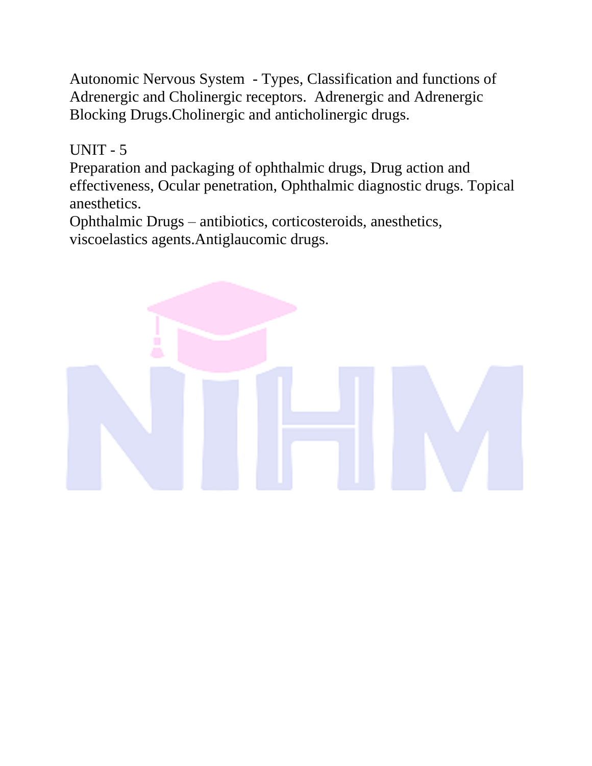Autonomic Nervous System - Types, Classification and functions of Adrenergic and Cholinergic receptors. Adrenergic and Adrenergic Blocking Drugs.Cholinergic and anticholinergic drugs.

## UNIT - 5

Preparation and packaging of ophthalmic drugs, Drug action and effectiveness, Ocular penetration, Ophthalmic diagnostic drugs. Topical anesthetics.

Ophthalmic Drugs – antibiotics, corticosteroids, anesthetics, viscoelastics agents.Antiglaucomic drugs.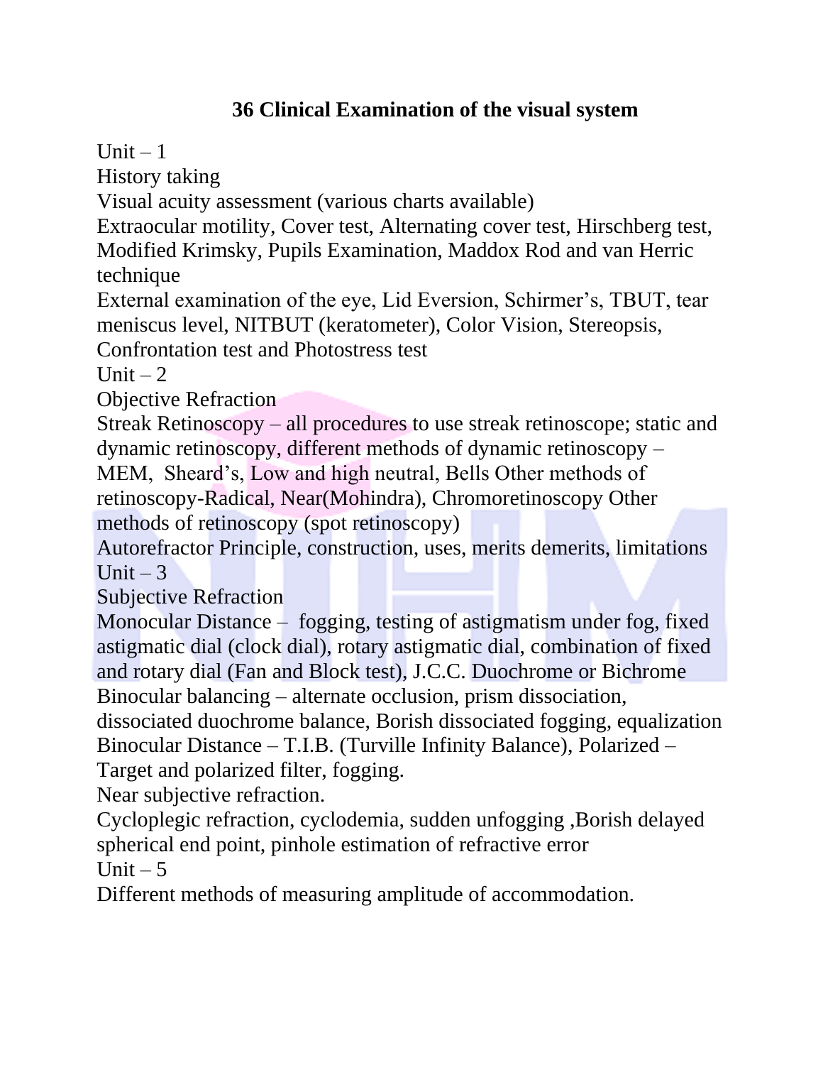# 36 Clinical Examination of the visual system

Unit – 1

History taking

Visual acuity assessment (various charts available)

Extraocular motility, Cover test, Alternating cover test, Hirschberg test, Modified Krimsky, Pupils Examination, Maddox Rod and van Herric technique

External examination of the eye, Lid Eversion, Schirmer's, TBUT, tear meniscus level, NITBUT (keratometer), Color Vision, Stereopsis, Confrontation test and Photostress test

Unit – 2

Objective Refraction

Streak Retinoscopy – all procedures to use streak retinoscope; static and dynamic retinoscopy, different methods of dynamic retinoscopy – MEM, Sheard's, Low and high neutral, Bells Other methods of retinoscopy-Radical, Near(Mohindra), Chromoretinoscopy Other methods of retinoscopy (spot retinoscopy)

Autorefractor Principle, construction, uses, merits demerits, limitations

Unit – 3

Subjective Refraction

Monocular Distance – fogging, testing of astigmatism under fog, fixed astigmatic dial (clock dial), rotary astigmatic dial, combination of fixed and rotary dial (Fan and Block test), J.C.C. Duochrome or Bichrome

Binocular balancing – alternate occlusion, prism dissociation, dissociated duochrome balance, Borish dissociated fogging, equalization

Binocular Distance – T.I.B. (Turville Infinity Balance), Polarized – Target and polarized filter, fogging.

Near subjective refraction.

Cycloplegic refraction, cyclodemia, sudden unfogging ,Borish delayed spherical end point, pinhole estimation of refractive error

Unit – 5

Different methods of measuring amplitude of accommodation.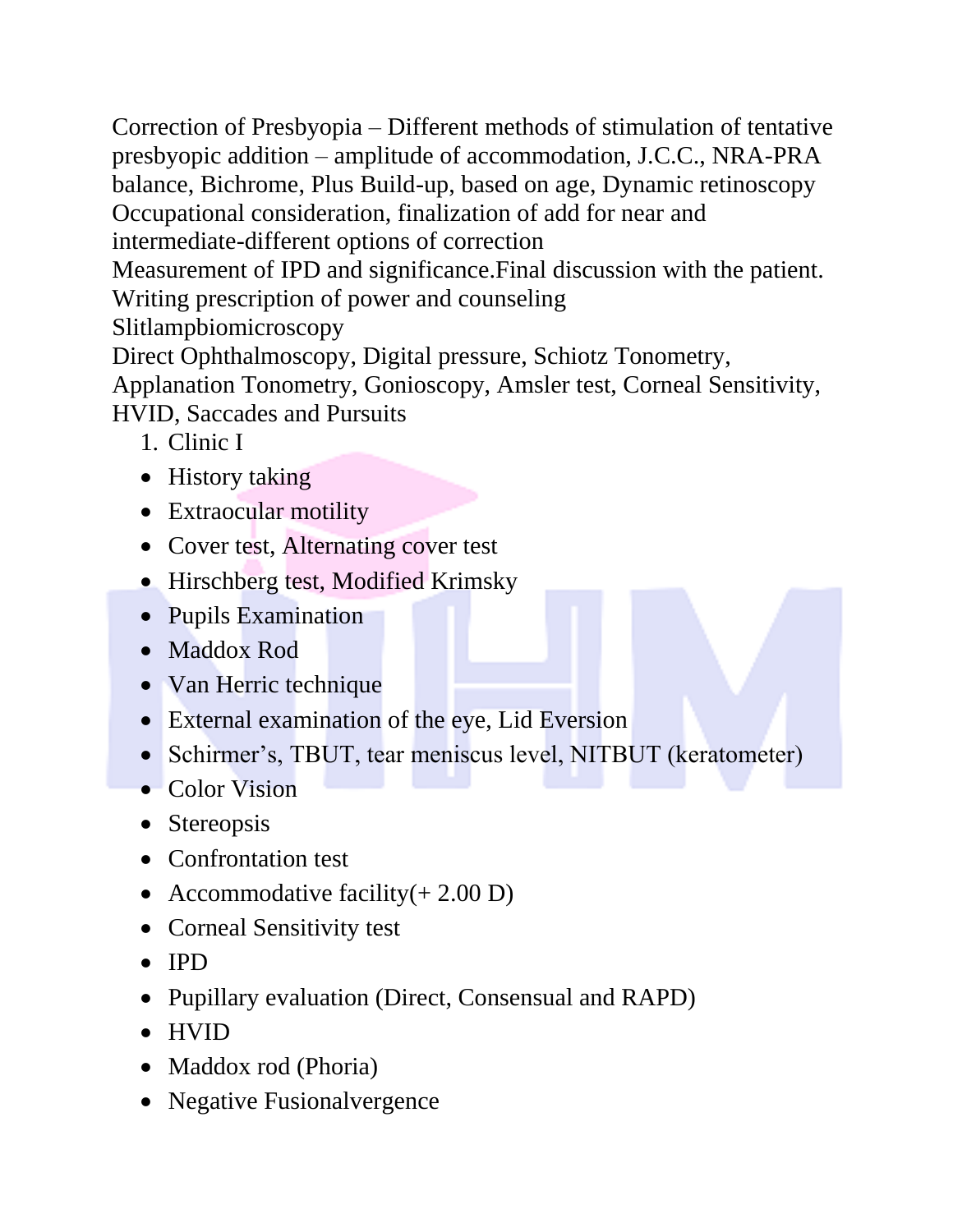Correction of Presbyopia – Different methods of stimulation of tentative presbyopic addition – amplitude of accommodation, J.C.C., NRA-PRA balance, Bichrome, Plus Build-up, based on age, Dynamic retinoscopy
Occupational consideration, finalization of add for near and intermediate-different options of correction
Measurement of IPD and significance.Final discussion with the patient.
Writing prescription of power and counseling
Slitlampbiomicroscopy
Direct Ophthalmoscopy, Digital pressure, Schiotz Tonometry, Applanation Tonometry, Gonioscopy, Amsler test, Corneal Sensitivity, HVID, Saccades and Pursuits

1. Clinic I

- History taking
- Extraocular motility
- Cover test, Alternating cover test
- Hirschberg test, Modified Krimsky
- Pupils Examination
- Maddox Rod
- Van Herric technique
- External examination of the eye, Lid Eversion
- Schirmer's, TBUT, tear meniscus level, NITBUT (keratometer)
- Color Vision
- Stereopsis
- Confrontation test
- Accommodative facility(+ 2.00 D)
- Corneal Sensitivity test
- IPD
- Pupillary evaluation (Direct, Consensual and RAPD)
- HVID
- Maddox rod (Phoria)
- Negative Fusionalvergence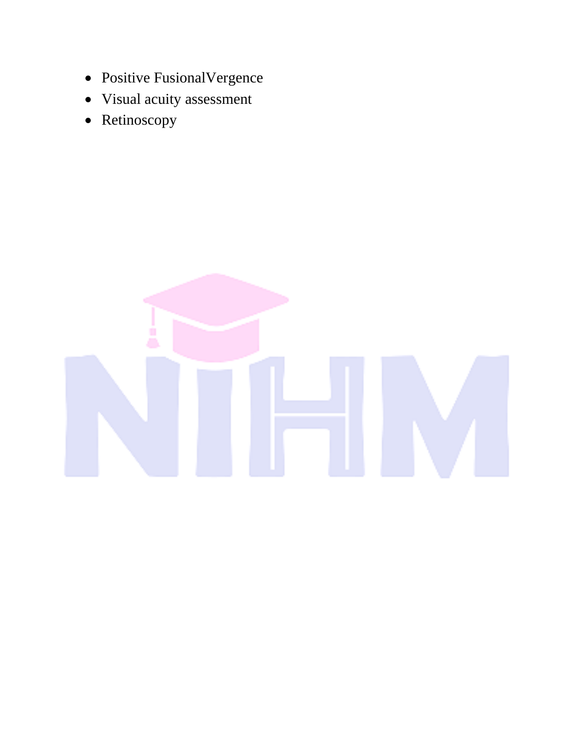- Positive FusionalVergence
- Visual acuity assessment
- Retinoscopy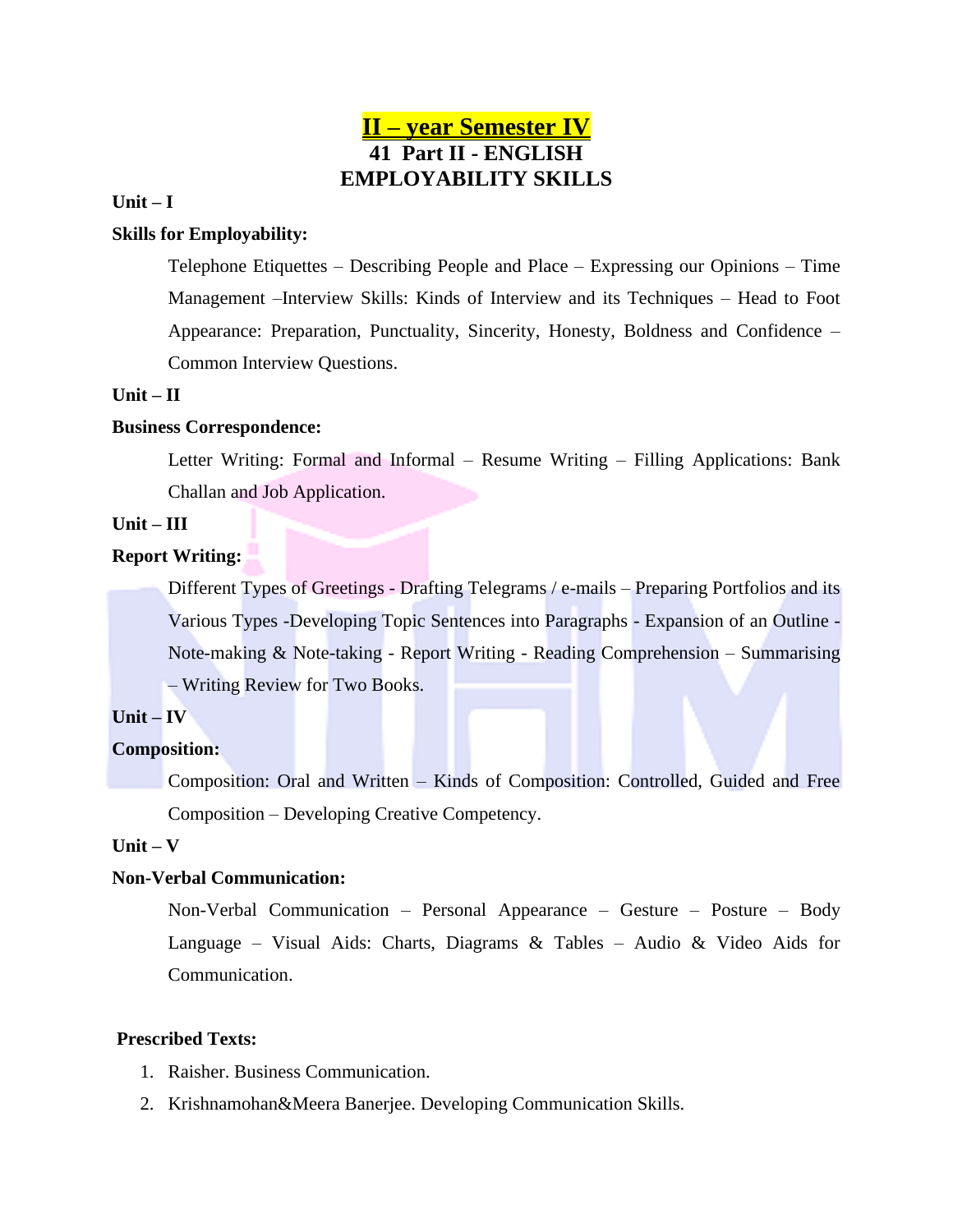# **II – year Semester IV**

## 41 Part II - ENGLISH
## EMPLOYABILITY SKILLS

**Unit – I**

**Skills for Employability:**

Telephone Etiquettes – Describing People and Place – Expressing our Opinions – Time Management –Interview Skills: Kinds of Interview and its Techniques – Head to Foot Appearance: Preparation, Punctuality, Sincerity, Honesty, Boldness and Confidence – Common Interview Questions.

**Unit – II**

**Business Correspondence:**

Letter Writing: Formal and Informal – Resume Writing – Filling Applications: Bank Challan and Job Application.

**Unit – III**

**Report Writing:**

Different Types of Greetings - Drafting Telegrams / e-mails – Preparing Portfolios and its Various Types -Developing Topic Sentences into Paragraphs - Expansion of an Outline - Note-making & Note-taking - Report Writing - Reading Comprehension – Summarising – Writing Review for Two Books.

**Unit – IV**

**Composition:**

Composition: Oral and Written – Kinds of Composition: Controlled, Guided and Free Composition – Developing Creative Competency.

**Unit – V**

**Non-Verbal Communication:**

Non-Verbal Communication – Personal Appearance – Gesture – Posture – Body Language – Visual Aids: Charts, Diagrams & Tables – Audio & Video Aids for Communication.

**Prescribed Texts:**

1. Raisher. Business Communication.
2. Krishnamohan&Meera Banerjee. Developing Communication Skills.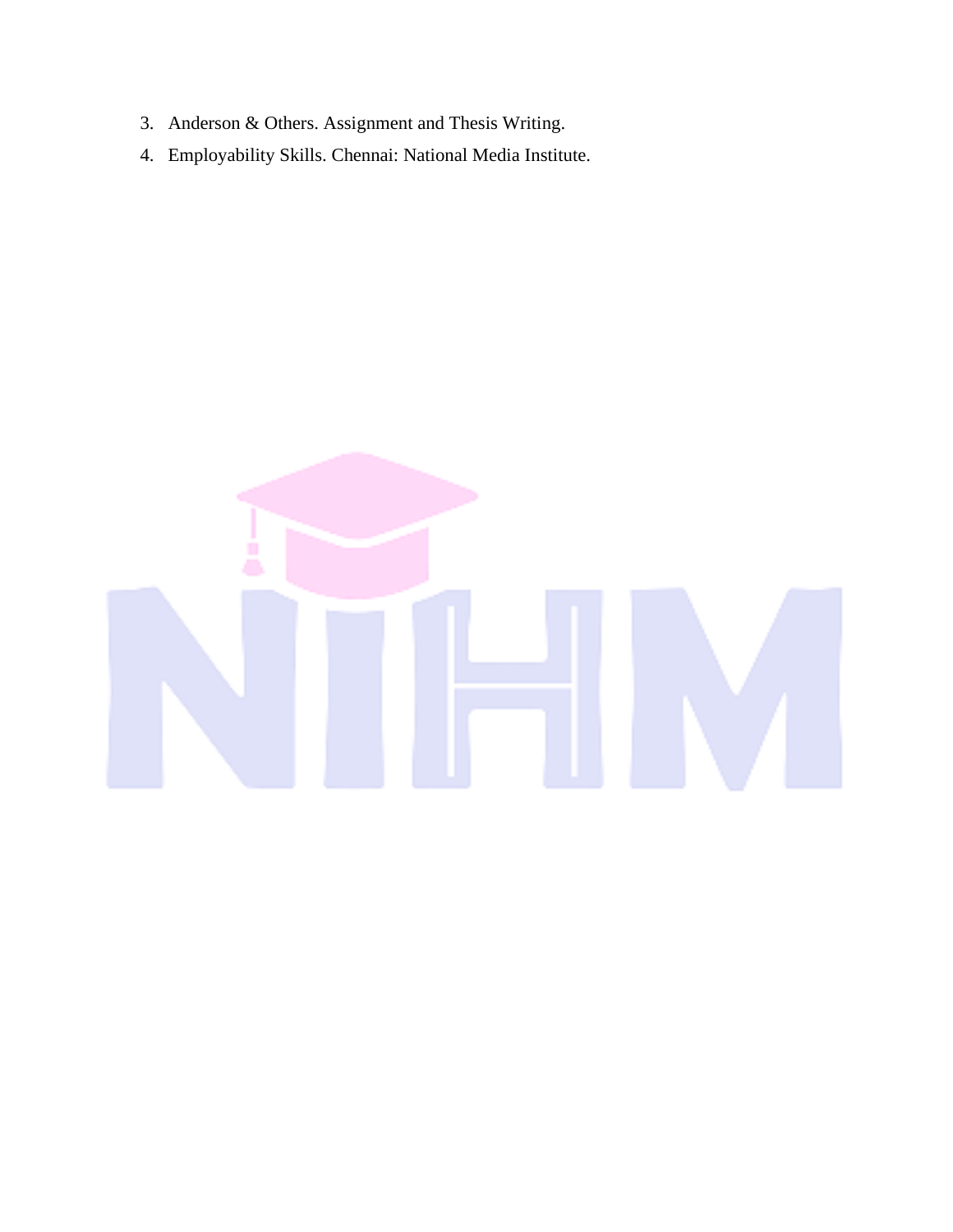3. Anderson & Others. Assignment and Thesis Writing.
4. Employability Skills. Chennai: National Media Institute.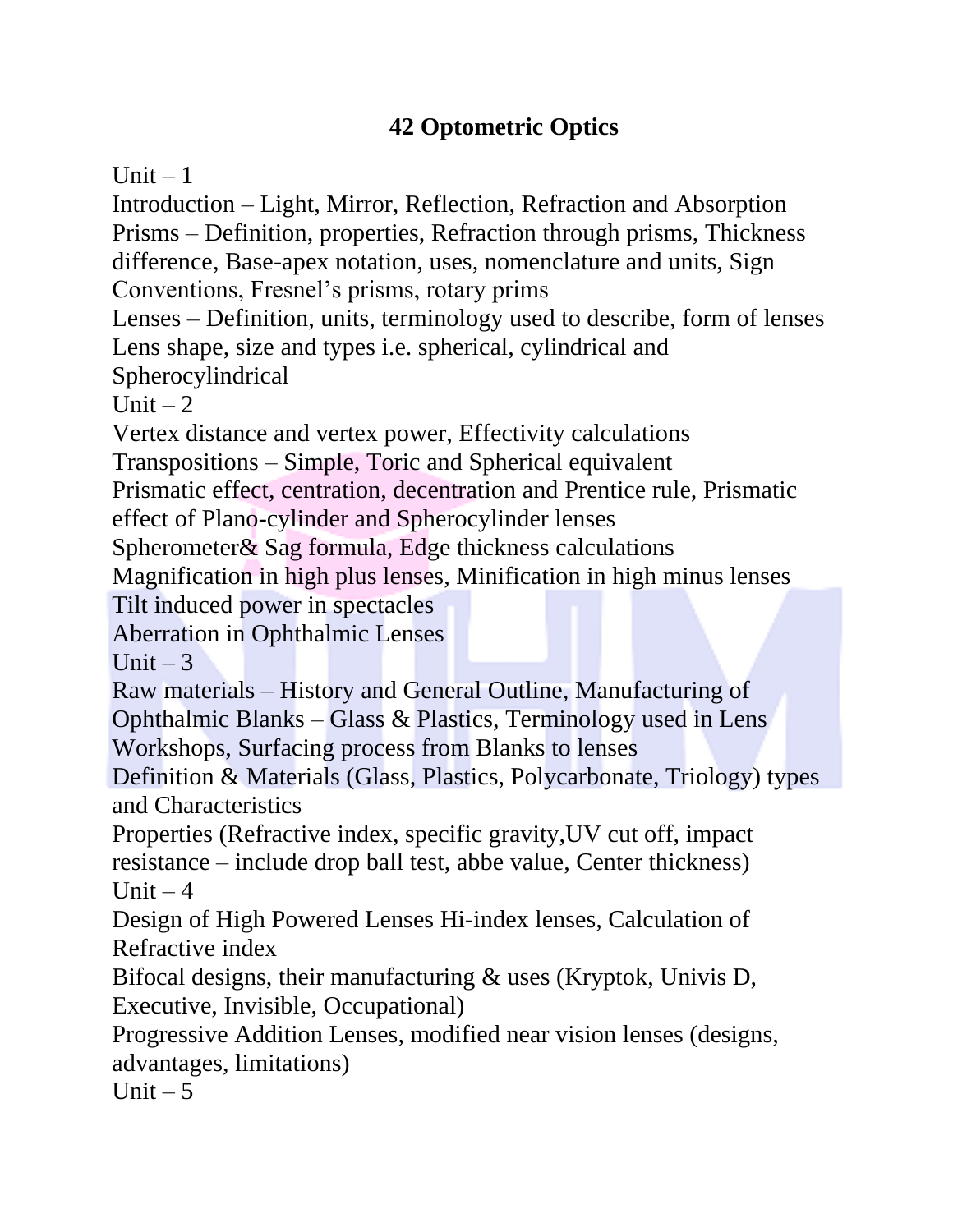# 42 Optometric Optics

Unit – 1

Introduction – Light, Mirror, Reflection, Refraction and Absorption

Prisms – Definition, properties, Refraction through prisms, Thickness difference, Base-apex notation, uses, nomenclature and units, Sign Conventions, Fresnel's prisms, rotary prims

Lenses – Definition, units, terminology used to describe, form of lenses Lens shape, size and types i.e. spherical, cylindrical and Spherocylindrical

Unit – 2

Vertex distance and vertex power, Effectivity calculations

Transpositions – Simple, Toric and Spherical equivalent

Prismatic effect, centration, decentration and Prentice rule, Prismatic effect of Plano-cylinder and Spherocylinder lenses

Spherometer& Sag formula, Edge thickness calculations

Magnification in high plus lenses, Minification in high minus lenses

Tilt induced power in spectacles

Aberration in Ophthalmic Lenses

Unit – 3

Raw materials – History and General Outline, Manufacturing of Ophthalmic Blanks – Glass & Plastics, Terminology used in Lens Workshops, Surfacing process from Blanks to lenses

Definition & Materials (Glass, Plastics, Polycarbonate, Triology) types and Characteristics

Properties (Refractive index, specific gravity,UV cut off, impact resistance – include drop ball test, abbe value, Center thickness)

Unit – 4

Design of High Powered Lenses Hi-index lenses, Calculation of Refractive index

Bifocal designs, their manufacturing & uses (Kryptok, Univis D, Executive, Invisible, Occupational)

Progressive Addition Lenses, modified near vision lenses (designs, advantages, limitations)

Unit – 5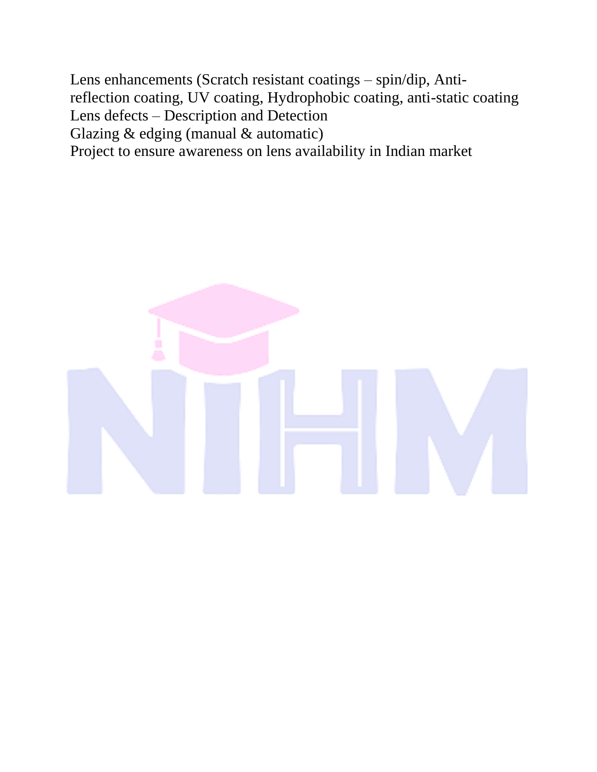Lens enhancements (Scratch resistant coatings – spin/dip, Anti-reflection coating, UV coating, Hydrophobic coating, anti-static coating
Lens defects – Description and Detection
Glazing & edging (manual & automatic)
Project to ensure awareness on lens availability in Indian market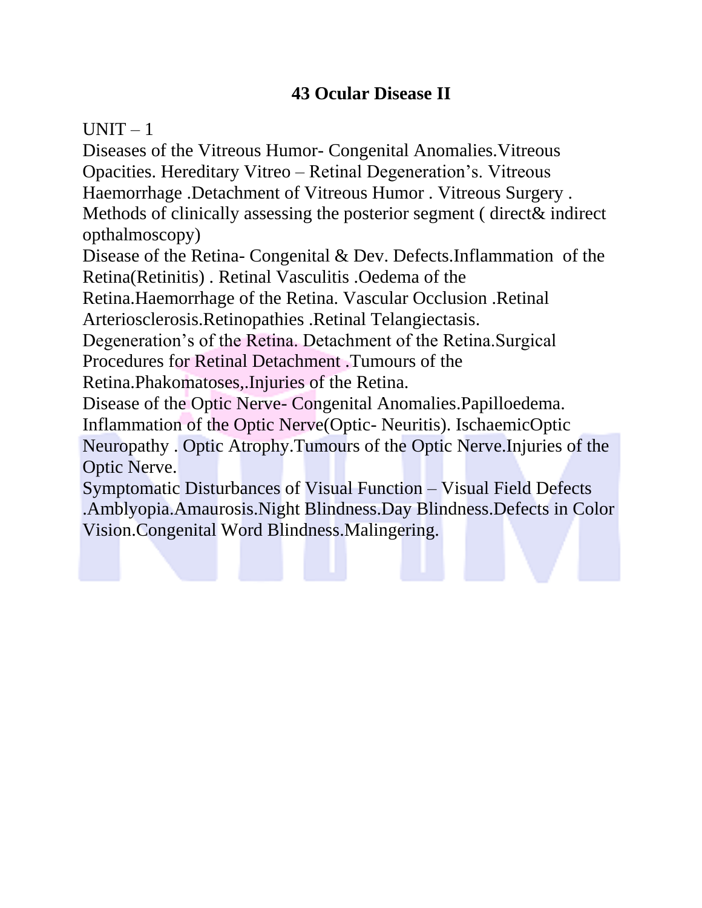# 43 Ocular Disease II

UNIT – 1

Diseases of the Vitreous Humor- Congenital Anomalies.Vitreous Opacities. Hereditary Vitreo – Retinal Degeneration's. Vitreous Haemorrhage .Detachment of Vitreous Humor . Vitreous Surgery . Methods of clinically assessing the posterior segment ( direct& indirect opthalmoscopy)

Disease of the Retina- Congenital & Dev. Defects.Inflammation of the Retina(Retinitis) . Retinal Vasculitis .Oedema of the Retina.Haemorrhage of the Retina. Vascular Occlusion .Retinal Arteriosclerosis.Retinopathies .Retinal Telangiectasis. Degeneration's of the Retina. Detachment of the Retina.Surgical Procedures for Retinal Detachment .Tumours of the Retina.Phakomatoses,.Injuries of the Retina.

Disease of the Optic Nerve- Congenital Anomalies.Papilloedema. Inflammation of the Optic Nerve(Optic- Neuritis). IschaemicOptic Neuropathy . Optic Atrophy.Tumours of the Optic Nerve.Injuries of the Optic Nerve.

Symptomatic Disturbances of Visual Function – Visual Field Defects .Amblyopia.Amaurosis.Night Blindness.Day Blindness.Defects in Color Vision.Congenital Word Blindness.Malingering.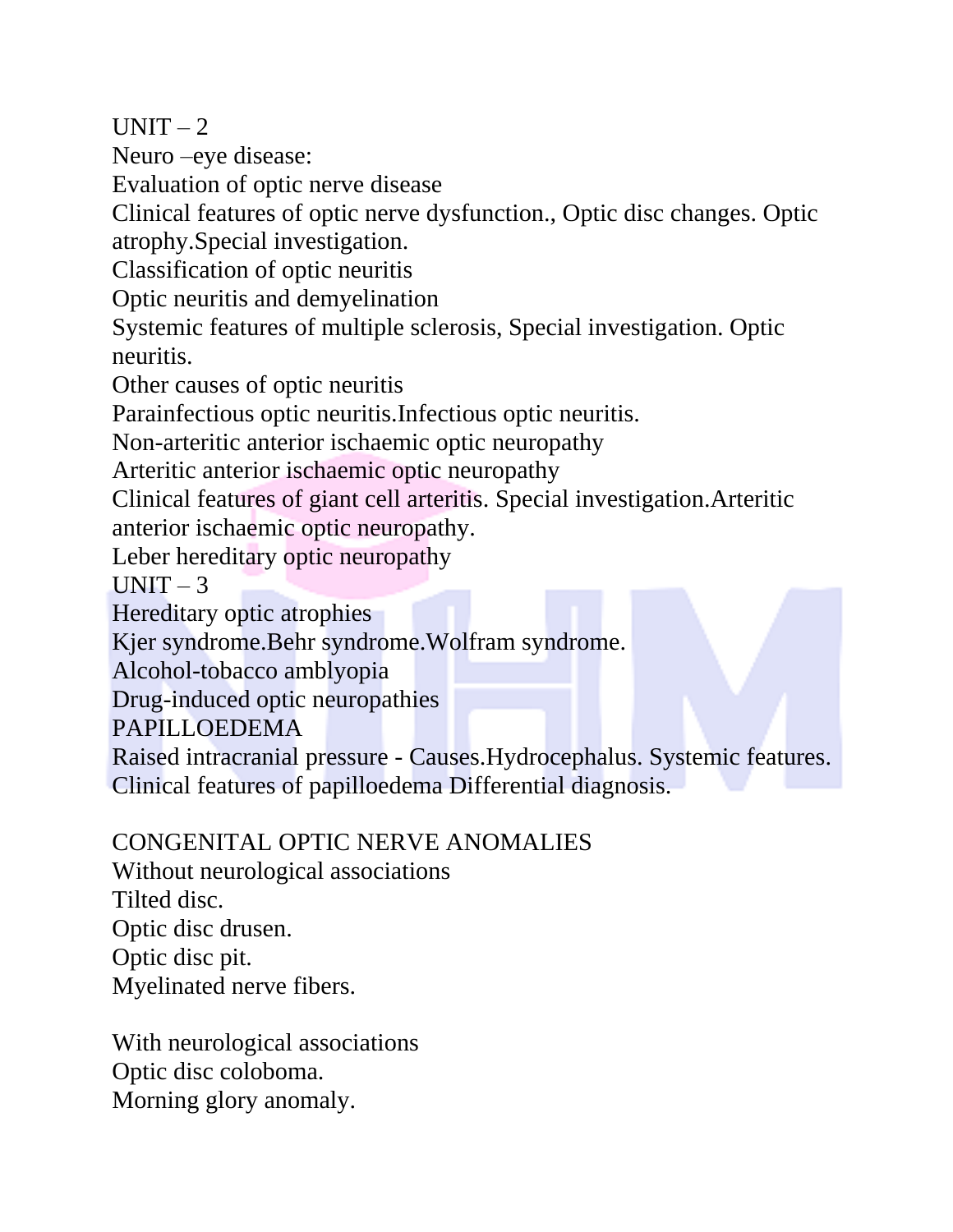UNIT – 2

Neuro –eye disease:

Evaluation of optic nerve disease

Clinical features of optic nerve dysfunction., Optic disc changes. Optic atrophy.Special investigation.

Classification of optic neuritis

Optic neuritis and demyelination

Systemic features of multiple sclerosis, Special investigation. Optic neuritis.

Other causes of optic neuritis

Parainfectious optic neuritis.Infectious optic neuritis.

Non-arteritic anterior ischaemic optic neuropathy

Arteritic anterior ischaemic optic neuropathy

Clinical features of giant cell arteritis. Special investigation.Arteritic anterior ischaemic optic neuropathy.

Leber hereditary optic neuropathy

UNIT – 3

Hereditary optic atrophies

Kjer syndrome.Behr syndrome.Wolfram syndrome.

Alcohol-tobacco amblyopia

Drug-induced optic neuropathies

PAPILLOEDEMA

Raised intracranial pressure - Causes.Hydrocephalus. Systemic features.

Clinical features of papilloedema Differential diagnosis.

CONGENITAL OPTIC NERVE ANOMALIES

Without neurological associations

Tilted disc.

Optic disc drusen.

Optic disc pit.

Myelinated nerve fibers.

With neurological associations

Optic disc coloboma.

Morning glory anomaly.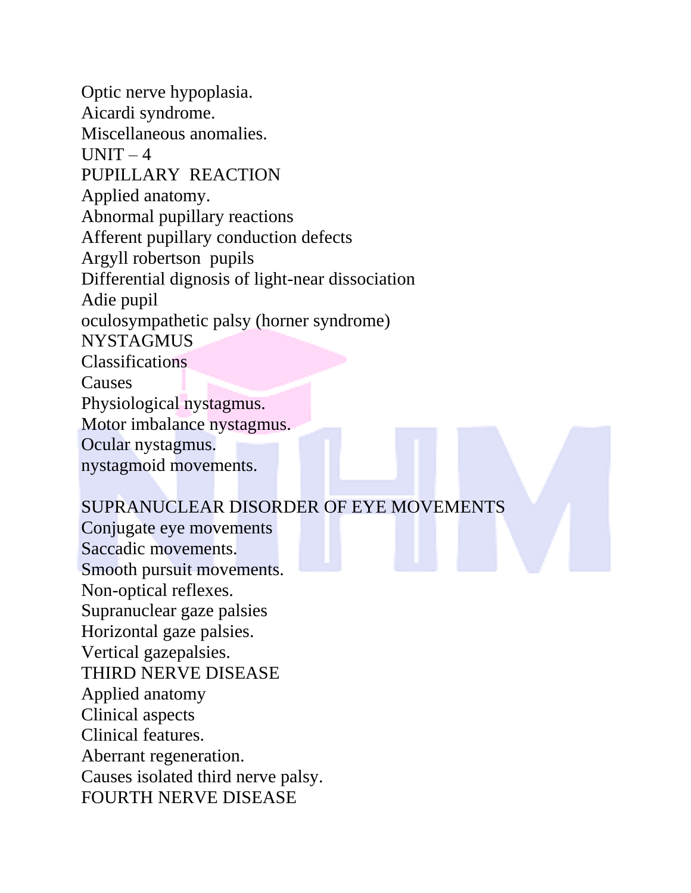Optic nerve hypoplasia.
Aicardi syndrome.
Miscellaneous anomalies.

## UNIT – 4

### PUPILLARY REACTION

Applied anatomy.
Abnormal pupillary reactions
Afferent pupillary conduction defects
Argyll robertson pupils
Differential dignosis of light-near dissociation
Adie pupil
oculosympathetic palsy (horner syndrome)

### NYSTAGMUS

Classifications
Causes
Physiological nystagmus.
Motor imbalance nystagmus.
Ocular nystagmus.
nystagmoid movements.

### SUPRANUCLEAR DISORDER OF EYE MOVEMENTS

Conjugate eye movements
Saccadic movements.
Smooth pursuit movements.
Non-optical reflexes.
Supranuclear gaze palsies
Horizontal gaze palsies.
Vertical gazepalsies.

### THIRD NERVE DISEASE

Applied anatomy
Clinical aspects
Clinical features.
Aberrant regeneration.
Causes isolated third nerve palsy.

### FOURTH NERVE DISEASE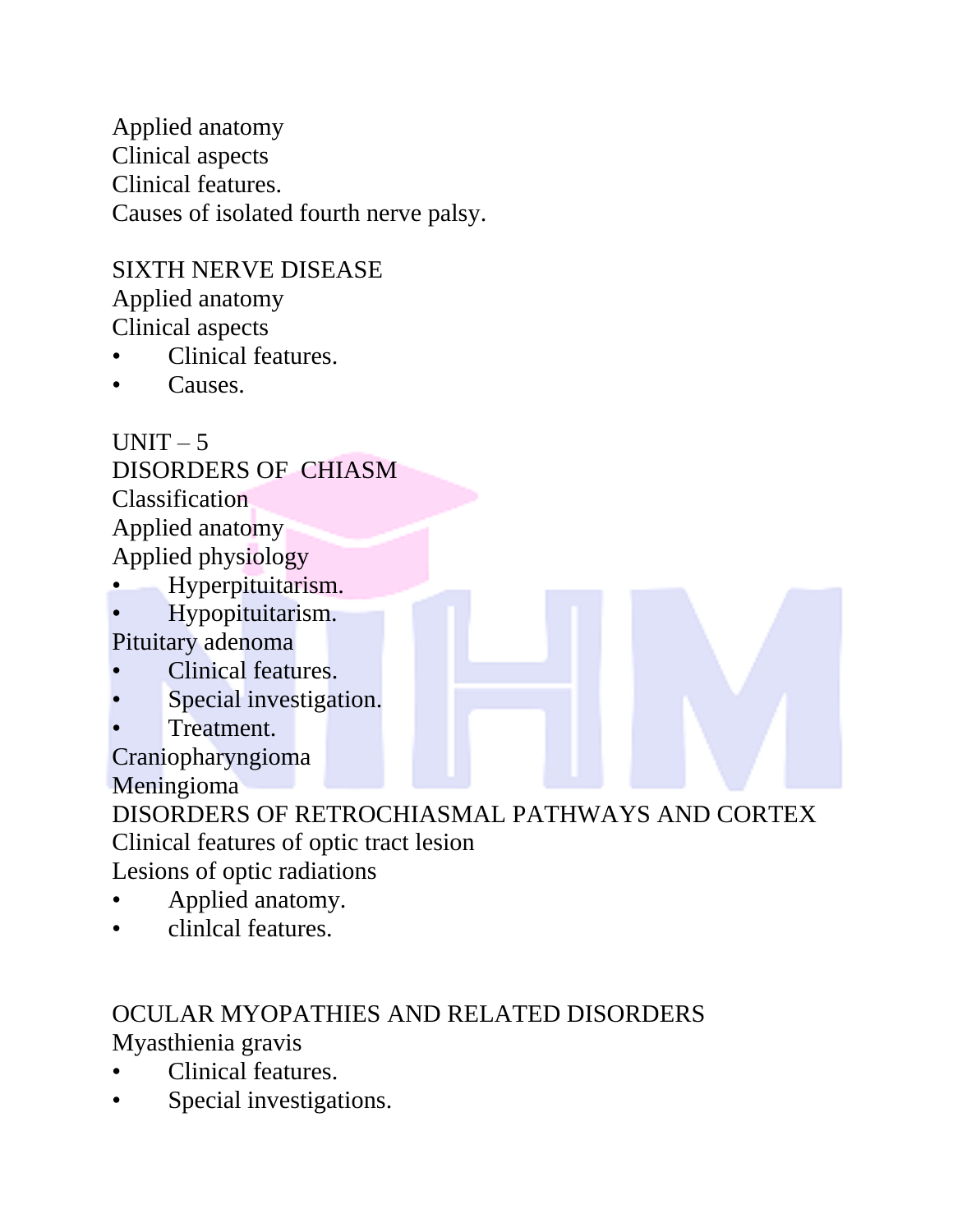Applied anatomy
Clinical aspects
Clinical features.
Causes of isolated fourth nerve palsy.

SIXTH NERVE DISEASE
Applied anatomy
Clinical aspects
- Clinical features.
- Causes.

UNIT – 5
DISORDERS OF CHIASM
Classification
Applied anatomy
Applied physiology
- Hyperpituitarism.
- Hypopituitarism.

Pituitary adenoma
- Clinical features.
- Special investigation.
- Treatment.

Craniopharyngioma
Meningioma
DISORDERS OF RETROCHIASMAL PATHWAYS AND CORTEX
Clinical features of optic tract lesion
Lesions of optic radiations
- Applied anatomy.
- clinlcal features.

OCULAR MYOPATHIES AND RELATED DISORDERS
Myasthienia gravis
- Clinical features.
- Special investigations.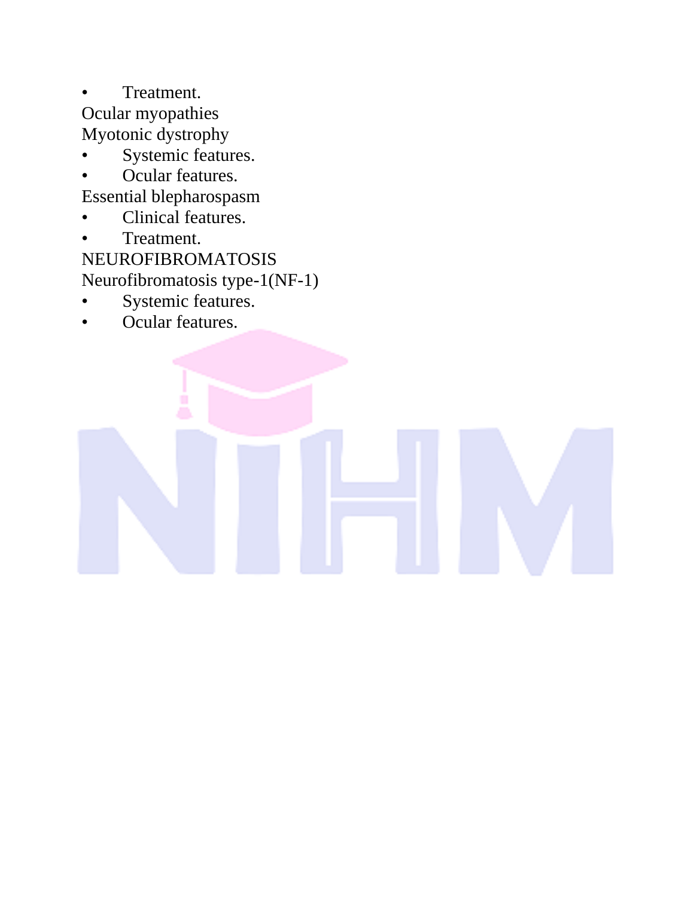- Treatment.

Ocular myopathies

Myotonic dystrophy

- Systemic features.
- Ocular features.

Essential blepharospasm

- Clinical features.
- Treatment.

NEUROFIBROMATOSIS

Neurofibromatosis type-1(NF-1)

- Systemic features.
- Ocular features.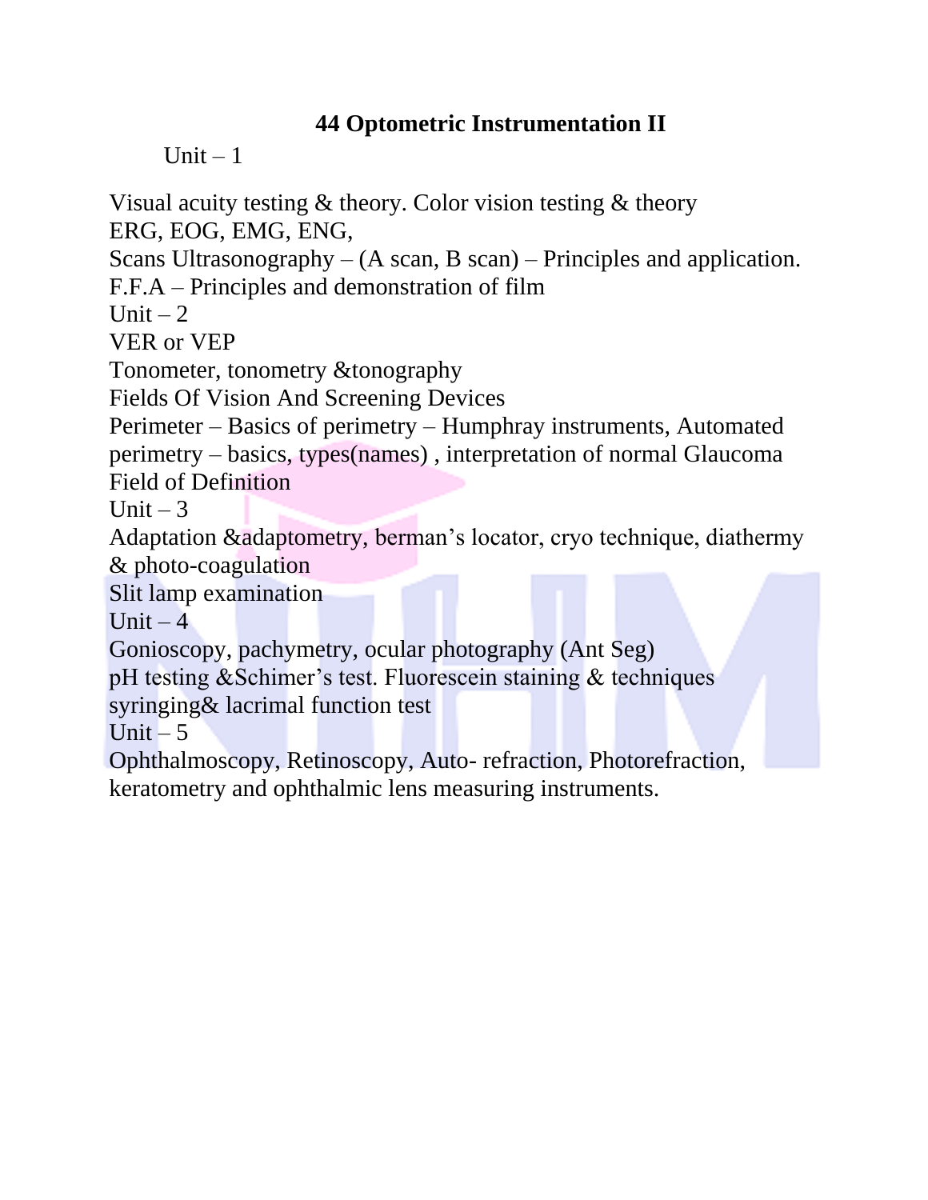# 44 Optometric Instrumentation II

Unit – 1

Visual acuity testing & theory. Color vision testing & theory
ERG, EOG, EMG, ENG,
Scans Ultrasonography – (A scan, B scan) – Principles and application.
F.F.A – Principles and demonstration of film

Unit – 2

VER or VEP
Tonometer, tonometry &tonography
Fields Of Vision And Screening Devices
Perimeter – Basics of perimetry – Humphray instruments, Automated perimetry – basics, types(names) , interpretation of normal Glaucoma Field of Definition

Unit – 3

Adaptation &adaptometry, berman's locator, cryo technique, diathermy & photo-coagulation
Slit lamp examination

Unit – 4

Gonioscopy, pachymetry, ocular photography (Ant Seg)
pH testing &Schimer's test. Fluorescein staining & techniques syringing& lacrimal function test

Unit – 5

Ophthalmoscopy, Retinoscopy, Auto- refraction, Photorefraction, keratometry and ophthalmic lens measuring instruments.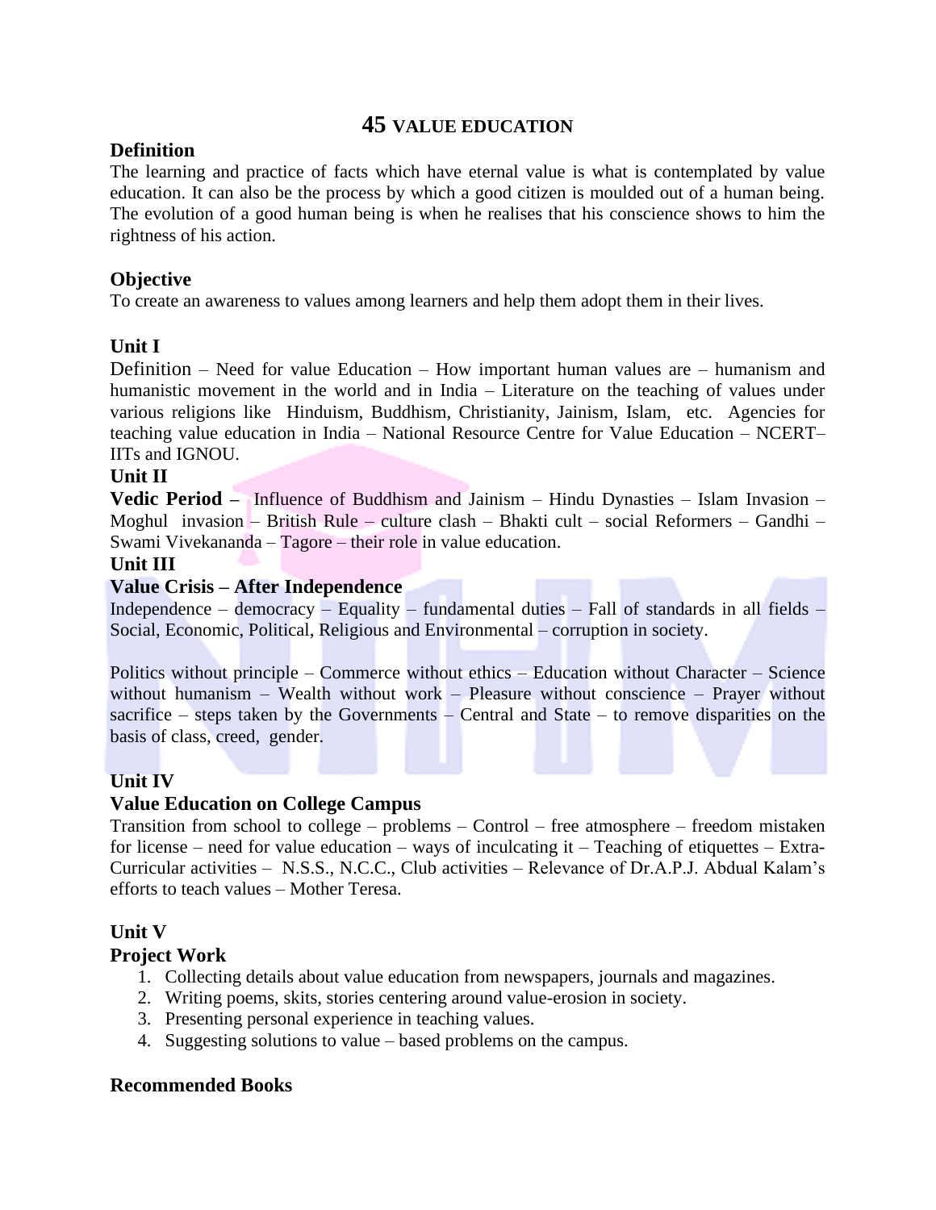# 45 VALUE EDUCATION

**Definition**

The learning and practice of facts which have eternal value is what is contemplated by value education. It can also be the process by which a good citizen is moulded out of a human being. The evolution of a good human being is when he realises that his conscience shows to him the rightness of his action.

**Objective**

To create an awareness to values among learners and help them adopt them in their lives.

**Unit I**

Definition – Need for value Education – How important human values are – humanism and humanistic movement in the world and in India – Literature on the teaching of values under various religions like Hinduism, Buddhism, Christianity, Jainism, Islam, etc. Agencies for teaching value education in India – National Resource Centre for Value Education – NCERT– IITs and IGNOU.

**Unit II**

**Vedic Period –** Influence of Buddhism and Jainism – Hindu Dynasties – Islam Invasion – Moghul invasion – British Rule – culture clash – Bhakti cult – social Reformers – Gandhi – Swami Vivekananda – Tagore – their role in value education.

**Unit III**

**Value Crisis – After Independence**

Independence – democracy – Equality – fundamental duties – Fall of standards in all fields – Social, Economic, Political, Religious and Environmental – corruption in society.

Politics without principle – Commerce without ethics – Education without Character – Science without humanism – Wealth without work – Pleasure without conscience – Prayer without sacrifice – steps taken by the Governments – Central and State – to remove disparities on the basis of class, creed, gender.

**Unit IV**

**Value Education on College Campus**

Transition from school to college – problems – Control – free atmosphere – freedom mistaken for license – need for value education – ways of inculcating it – Teaching of etiquettes – Extra-Curricular activities – N.S.S., N.C.C., Club activities – Relevance of Dr.A.P.J. Abdual Kalam's efforts to teach values – Mother Teresa.

**Unit V**

**Project Work**

1. Collecting details about value education from newspapers, journals and magazines.
2. Writing poems, skits, stories centering around value-erosion in society.
3. Presenting personal experience in teaching values.
4. Suggesting solutions to value – based problems on the campus.

**Recommended Books**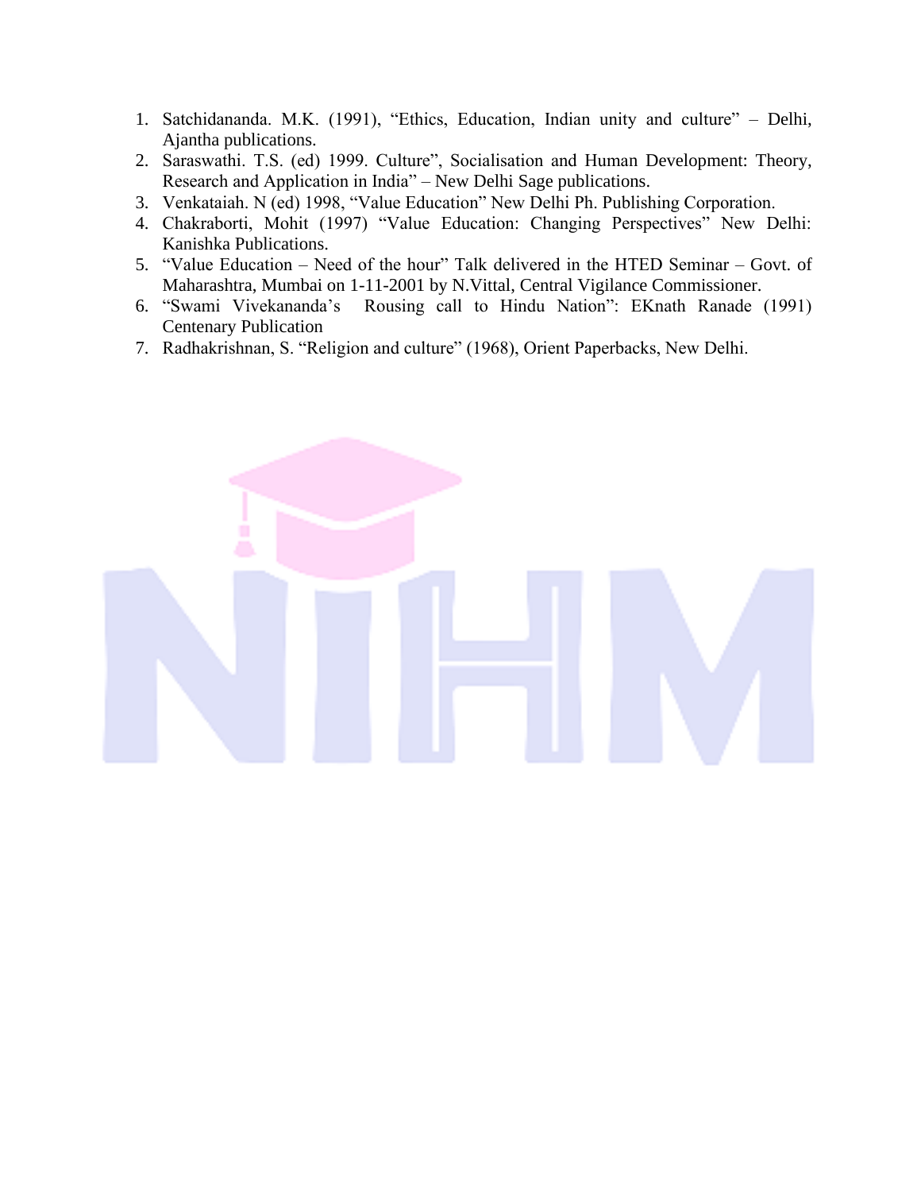1. Satchidananda. M.K. (1991), "Ethics, Education, Indian unity and culture" – Delhi, Ajantha publications.
2. Saraswathi. T.S. (ed) 1999. Culture", Socialisation and Human Development: Theory, Research and Application in India" – New Delhi Sage publications.
3. Venkataiah. N (ed) 1998, "Value Education" New Delhi Ph. Publishing Corporation.
4. Chakraborti, Mohit (1997) "Value Education: Changing Perspectives" New Delhi: Kanishka Publications.
5. "Value Education – Need of the hour" Talk delivered in the HTED Seminar – Govt. of Maharashtra, Mumbai on 1-11-2001 by N.Vittal, Central Vigilance Commissioner.
6. "Swami Vivekananda's Rousing call to Hindu Nation": EKnath Ranade (1991) Centenary Publication
7. Radhakrishnan, S. "Religion and culture" (1968), Orient Paperbacks, New Delhi.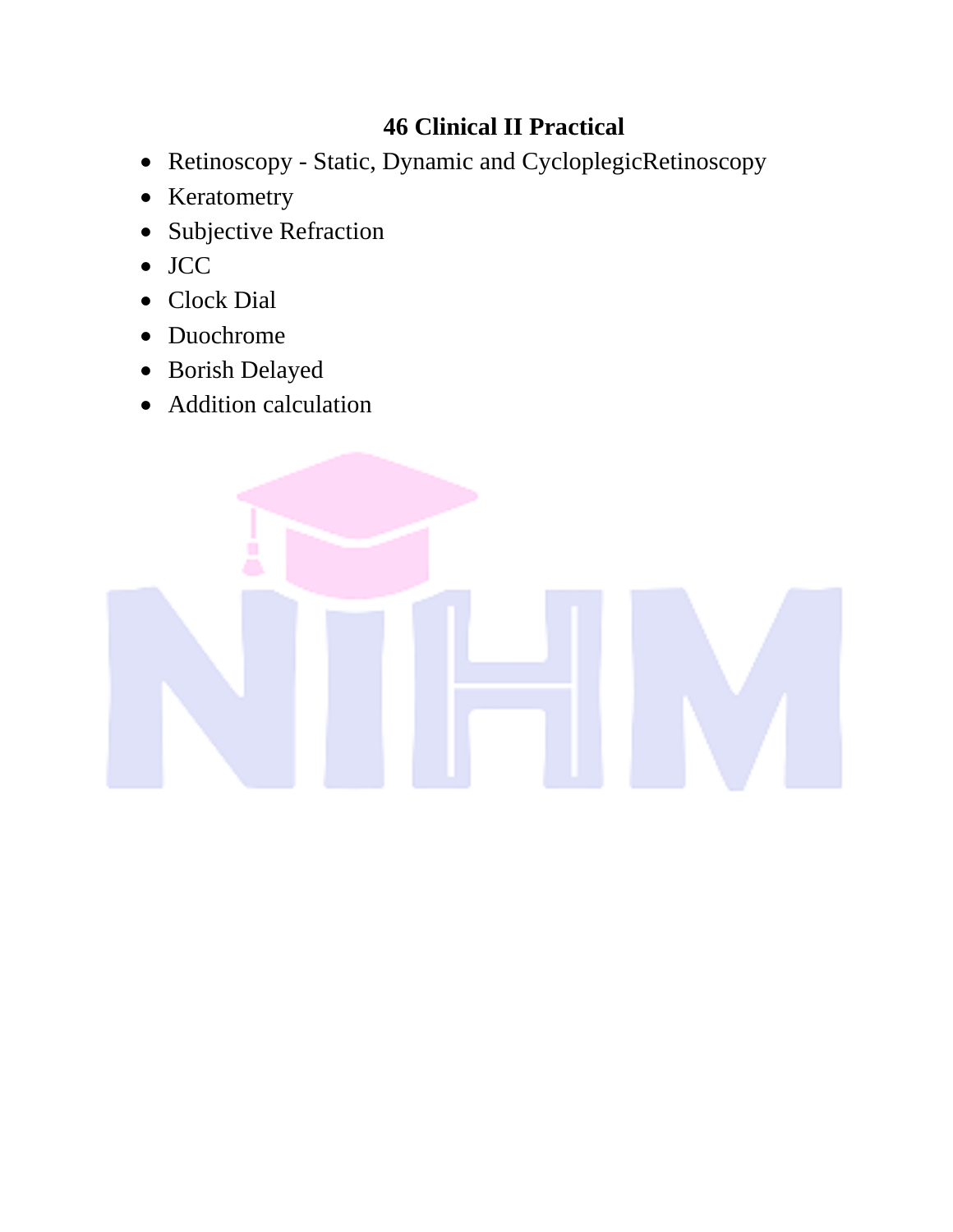## 46 Clinical II Practical

- Retinoscopy - Static, Dynamic and CycloplegicRetinoscopy
- Keratometry
- Subjective Refraction
- JCC
- Clock Dial
- Duochrome
- Borish Delayed
- Addition calculation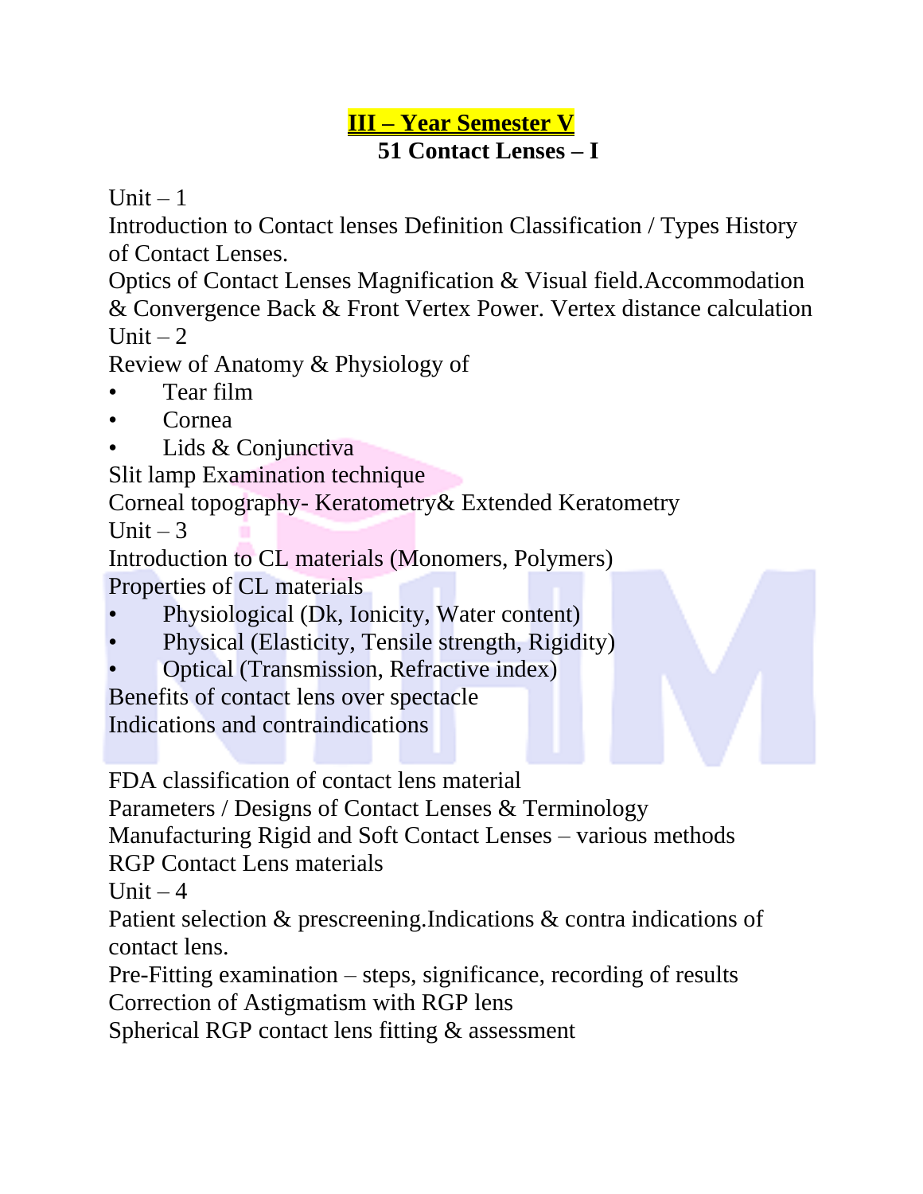# III – Year Semester V

## 51 Contact Lenses – I

Unit – 1

Introduction to Contact lenses Definition Classification / Types History of Contact Lenses.

Optics of Contact Lenses Magnification & Visual field.Accommodation & Convergence Back & Front Vertex Power. Vertex distance calculation

Unit – 2

Review of Anatomy & Physiology of

- Tear film
- Cornea
- Lids & Conjunctiva

Slit lamp Examination technique

Corneal topography- Keratometry& Extended Keratometry

Unit – 3

Introduction to CL materials (Monomers, Polymers)

Properties of CL materials

- Physiological (Dk, Ionicity, Water content)
- Physical (Elasticity, Tensile strength, Rigidity)
- Optical (Transmission, Refractive index)

Benefits of contact lens over spectacle

Indications and contraindications

FDA classification of contact lens material

Parameters / Designs of Contact Lenses & Terminology

Manufacturing Rigid and Soft Contact Lenses – various methods

RGP Contact Lens materials

Unit – 4

Patient selection & prescreening.Indications & contra indications of contact lens.

Pre-Fitting examination – steps, significance, recording of results

Correction of Astigmatism with RGP lens

Spherical RGP contact lens fitting & assessment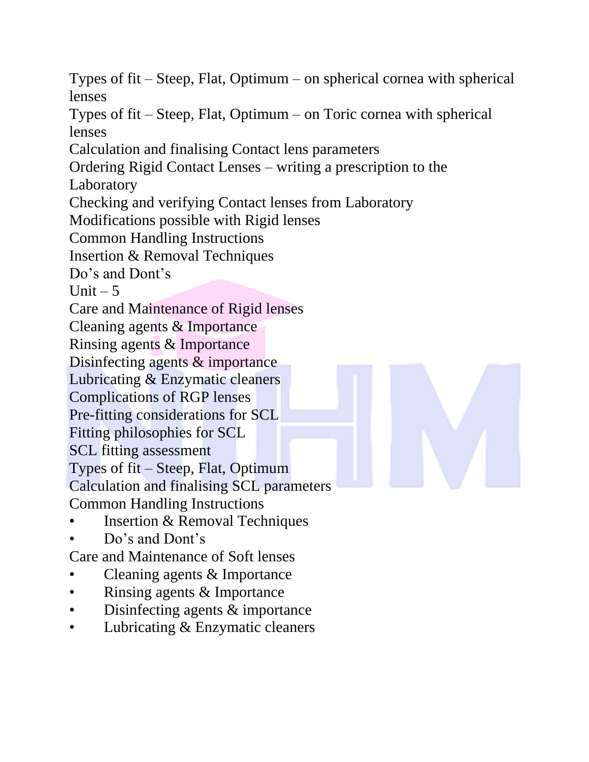Types of fit – Steep, Flat, Optimum – on spherical cornea with spherical lenses

Types of fit – Steep, Flat, Optimum – on Toric cornea with spherical lenses

Calculation and finalising Contact lens parameters

Ordering Rigid Contact Lenses – writing a prescription to the Laboratory

Checking and verifying Contact lenses from Laboratory

Modifications possible with Rigid lenses

Common Handling Instructions

Insertion & Removal Techniques

Do's and Dont's

Unit – 5

Care and Maintenance of Rigid lenses

Cleaning agents & Importance

Rinsing agents & Importance

Disinfecting agents & importance

Lubricating & Enzymatic cleaners

Complications of RGP lenses

Pre-fitting considerations for SCL

Fitting philosophies for SCL

SCL fitting assessment

Types of fit – Steep, Flat, Optimum

Calculation and finalising SCL parameters

Common Handling Instructions

- Insertion & Removal Techniques
- Do's and Dont's

Care and Maintenance of Soft lenses

- Cleaning agents & Importance
- Rinsing agents & Importance
- Disinfecting agents & importance
- Lubricating & Enzymatic cleaners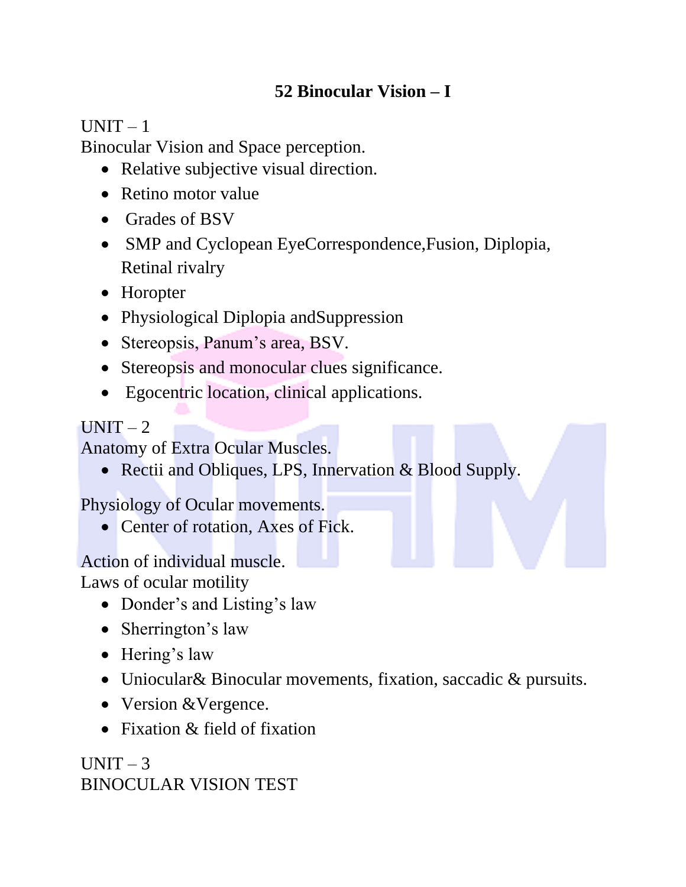# 52 Binocular Vision – I

UNIT – 1

Binocular Vision and Space perception.

- Relative subjective visual direction.
- Retino motor value
- Grades of BSV
- SMP and Cyclopean EyeCorrespondence,Fusion, Diplopia, Retinal rivalry
- Horopter
- Physiological Diplopia andSuppression
- Stereopsis, Panum's area, BSV.
- Stereopsis and monocular clues significance.
- Egocentric location, clinical applications.

UNIT – 2

Anatomy of Extra Ocular Muscles.

- Rectii and Obliques, LPS, Innervation & Blood Supply.

Physiology of Ocular movements.

- Center of rotation, Axes of Fick.

Action of individual muscle.

Laws of ocular motility

- Donder's and Listing's law
- Sherrington's law
- Hering's law
- Uniocular& Binocular movements, fixation, saccadic & pursuits.
- Version &Vergence.
- Fixation & field of fixation

UNIT – 3

BINOCULAR VISION TEST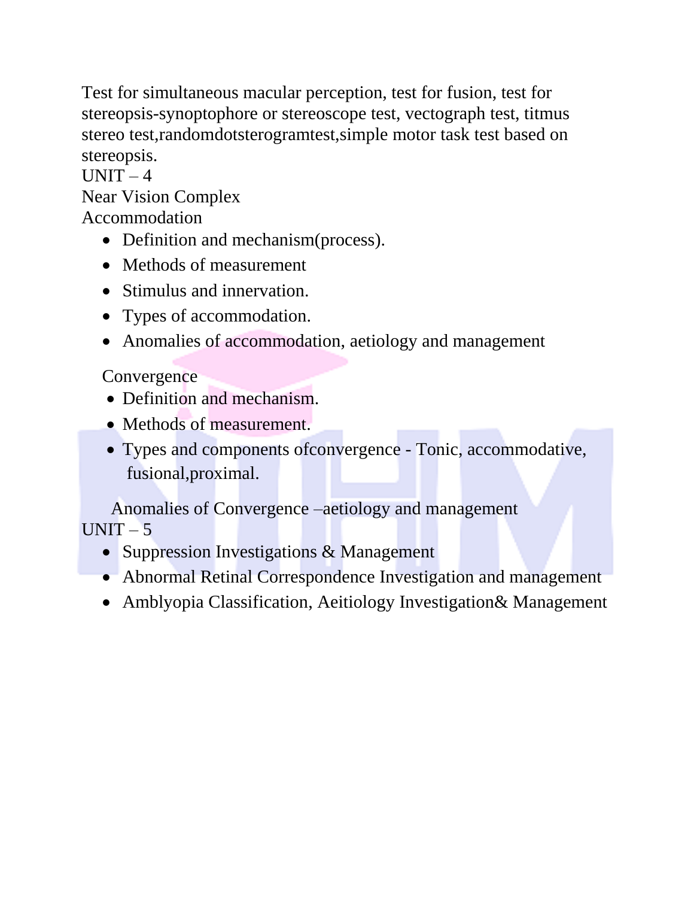Test for simultaneous macular perception, test for fusion, test for stereopsis-synoptophore or stereoscope test, vectograph test, titmus stereo test,randomdotsterogramtest,simple motor task test based on stereopsis.

UNIT – 4

Near Vision Complex

Accommodation

- Definition and mechanism(process).
- Methods of measurement
- Stimulus and innervation.
- Types of accommodation.
- Anomalies of accommodation, aetiology and management

Convergence

- Definition and mechanism.
- Methods of measurement.
- Types and components ofconvergence - Tonic, accommodative, fusional,proximal.

Anomalies of Convergence –aetiology and management

UNIT – 5

- Suppression Investigations & Management
- Abnormal Retinal Correspondence Investigation and management
- Amblyopia Classification, Aeitiology Investigation& Management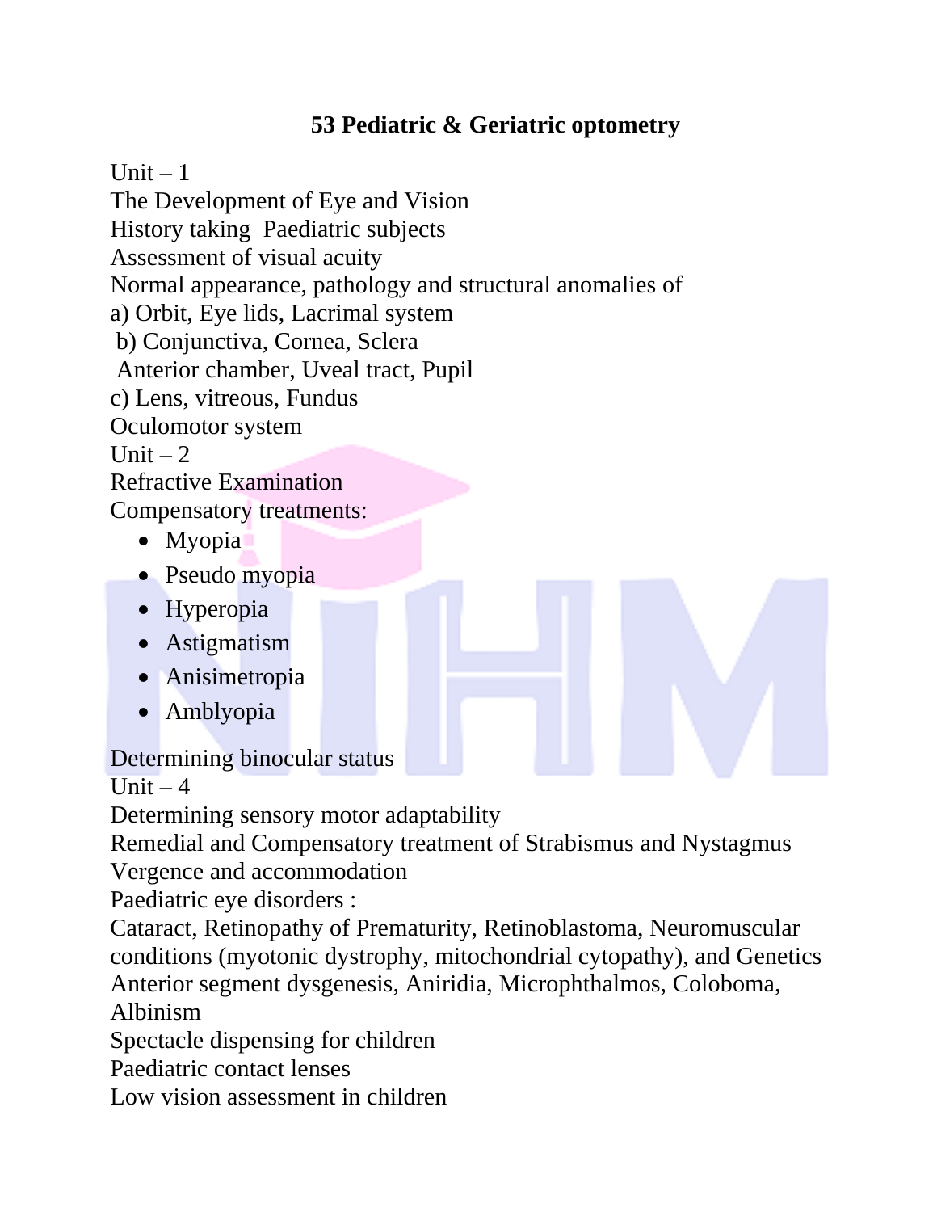# 53 Pediatric & Geriatric optometry

Unit – 1

The Development of Eye and Vision

History taking Paediatric subjects

Assessment of visual acuity

Normal appearance, pathology and structural anomalies of

a) Orbit, Eye lids, Lacrimal system

b) Conjunctiva, Cornea, Sclera

Anterior chamber, Uveal tract, Pupil

c) Lens, vitreous, Fundus

Oculomotor system

Unit – 2

Refractive Examination

Compensatory treatments:

- Myopia
- Pseudo myopia
- Hyperopia
- Astigmatism
- Anisimetropia
- Amblyopia

Determining binocular status

Unit – 4

Determining sensory motor adaptability

Remedial and Compensatory treatment of Strabismus and Nystagmus

Vergence and accommodation

Paediatric eye disorders :

Cataract, Retinopathy of Prematurity, Retinoblastoma, Neuromuscular conditions (myotonic dystrophy, mitochondrial cytopathy), and Genetics

Anterior segment dysgenesis, Aniridia, Microphthalmos, Coloboma, Albinism

Spectacle dispensing for children

Paediatric contact lenses

Low vision assessment in children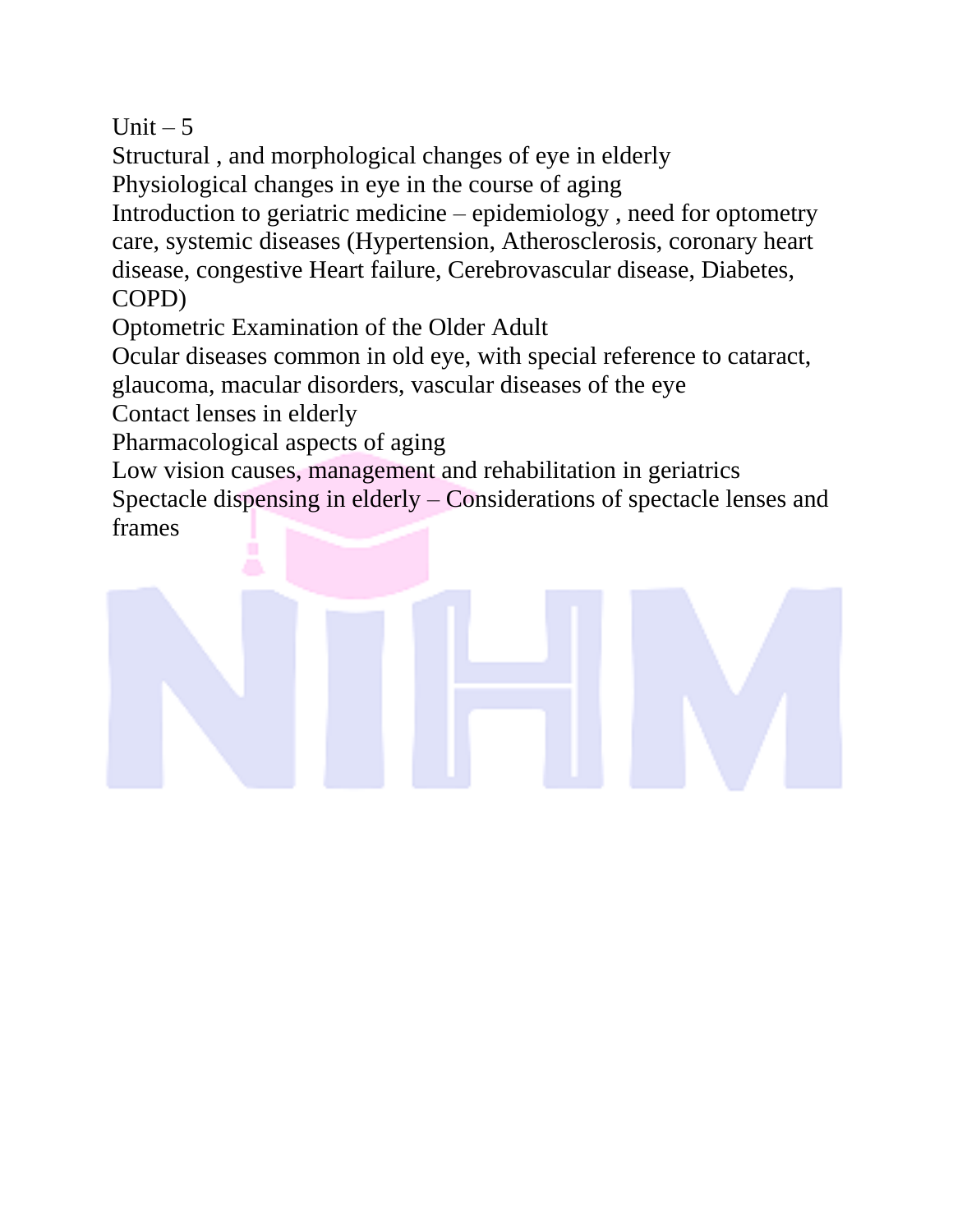Unit – 5

Structural , and morphological changes of eye in elderly

Physiological changes in eye in the course of aging

Introduction to geriatric medicine – epidemiology , need for optometry care, systemic diseases (Hypertension, Atherosclerosis, coronary heart disease, congestive Heart failure, Cerebrovascular disease, Diabetes, COPD)

Optometric Examination of the Older Adult

Ocular diseases common in old eye, with special reference to cataract, glaucoma, macular disorders, vascular diseases of the eye

Contact lenses in elderly

Pharmacological aspects of aging

Low vision causes, management and rehabilitation in geriatrics

Spectacle dispensing in elderly – Considerations of spectacle lenses and frames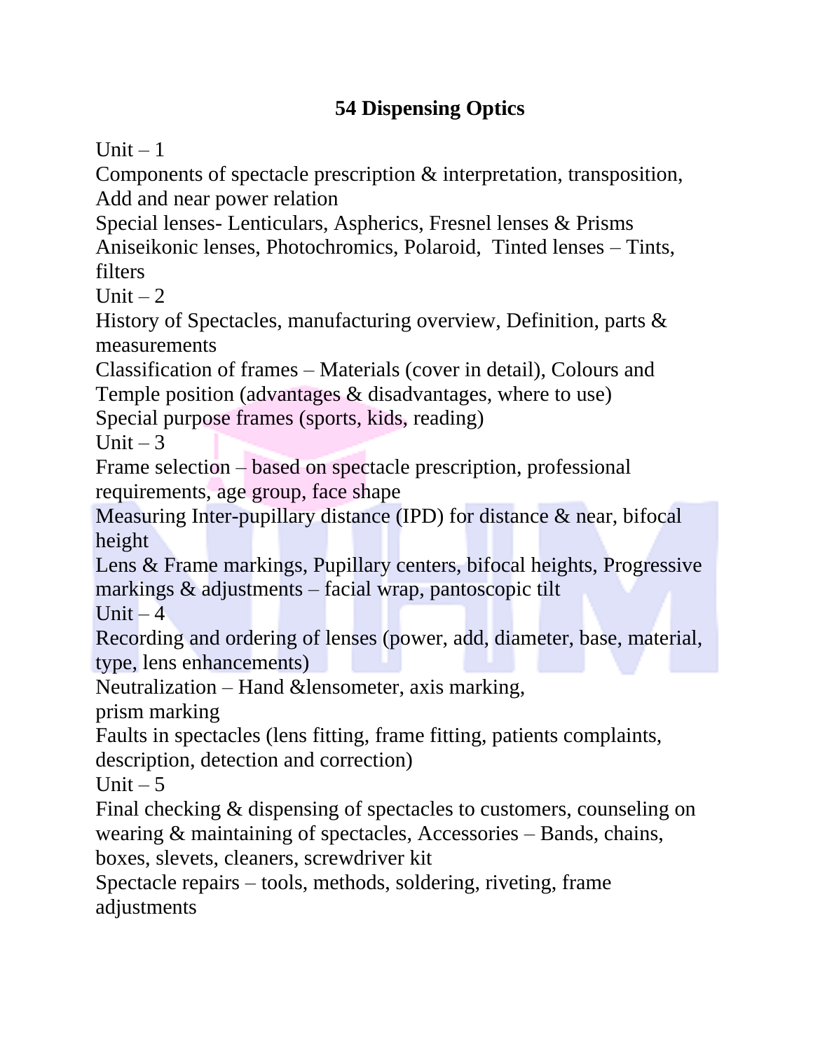# 54 Dispensing Optics

Unit – 1

Components of spectacle prescription & interpretation, transposition, Add and near power relation

Special lenses- Lenticulars, Aspherics, Fresnel lenses & Prisms

Aniseikonic lenses, Photochromics, Polaroid, Tinted lenses – Tints, filters

Unit – 2

History of Spectacles, manufacturing overview, Definition, parts & measurements

Classification of frames – Materials (cover in detail), Colours and Temple position (advantages & disadvantages, where to use)

Special purpose frames (sports, kids, reading)

Unit – 3

Frame selection – based on spectacle prescription, professional requirements, age group, face shape

Measuring Inter-pupillary distance (IPD) for distance & near, bifocal height

Lens & Frame markings, Pupillary centers, bifocal heights, Progressive markings & adjustments – facial wrap, pantoscopic tilt

Unit – 4

Recording and ordering of lenses (power, add, diameter, base, material, type, lens enhancements)

Neutralization – Hand &lensometer, axis marking, prism marking

Faults in spectacles (lens fitting, frame fitting, patients complaints, description, detection and correction)

Unit – 5

Final checking & dispensing of spectacles to customers, counseling on wearing & maintaining of spectacles, Accessories – Bands, chains, boxes, slevets, cleaners, screwdriver kit

Spectacle repairs – tools, methods, soldering, riveting, frame adjustments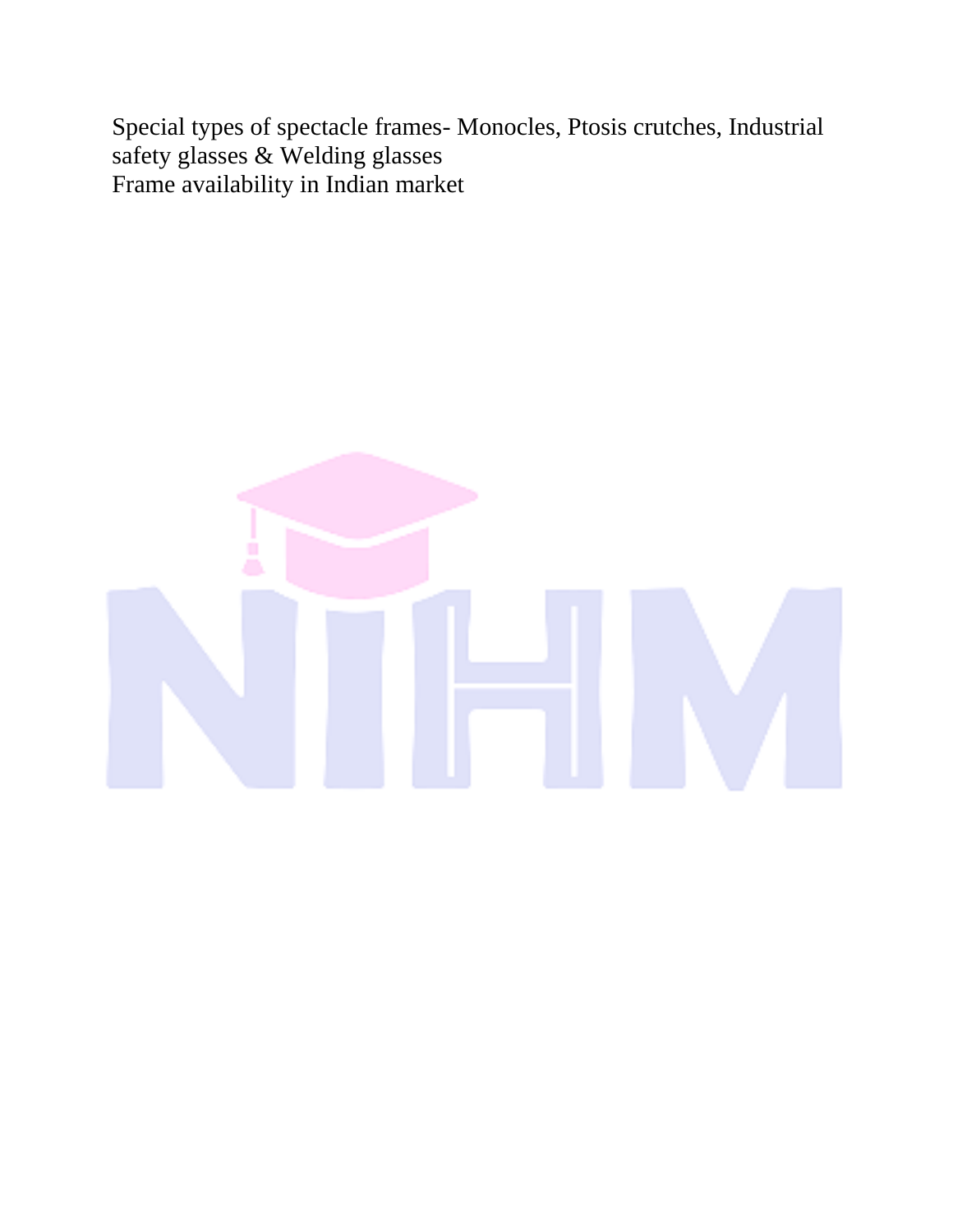Special types of spectacle frames- Monocles, Ptosis crutches, Industrial safety glasses & Welding glasses

Frame availability in Indian market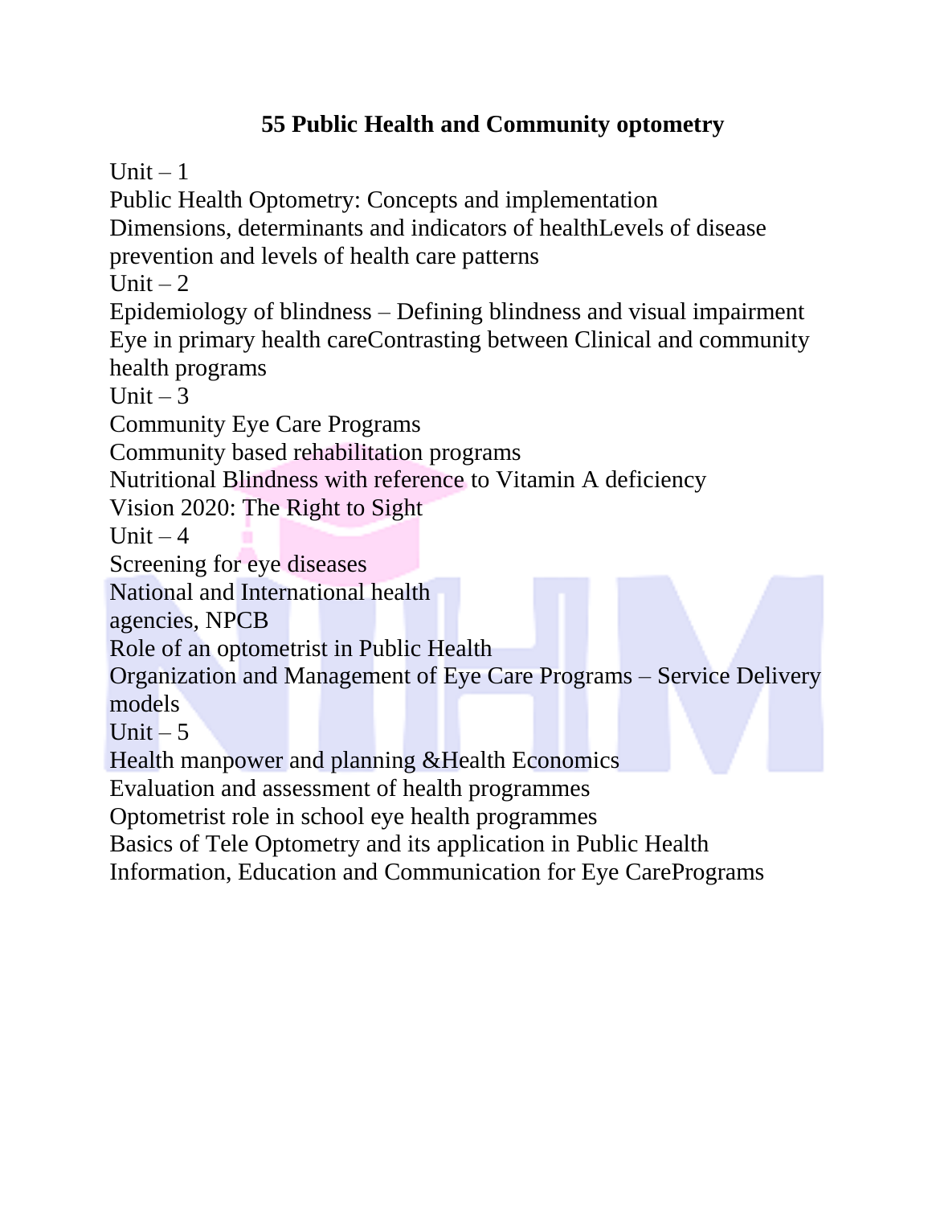# 55 Public Health and Community optometry

Unit – 1

Public Health Optometry: Concepts and implementation

Dimensions, determinants and indicators of healthLevels of disease prevention and levels of health care patterns

Unit – 2

Epidemiology of blindness – Defining blindness and visual impairment

Eye in primary health careContrasting between Clinical and community health programs

Unit – 3

Community Eye Care Programs

Community based rehabilitation programs

Nutritional Blindness with reference to Vitamin A deficiency

Vision 2020: The Right to Sight

Unit – 4

Screening for eye diseases

National and International health agencies, NPCB

Role of an optometrist in Public Health

Organization and Management of Eye Care Programs – Service Delivery models

Unit – 5

Health manpower and planning &Health Economics

Evaluation and assessment of health programmes

Optometrist role in school eye health programmes

Basics of Tele Optometry and its application in Public Health

Information, Education and Communication for Eye CarePrograms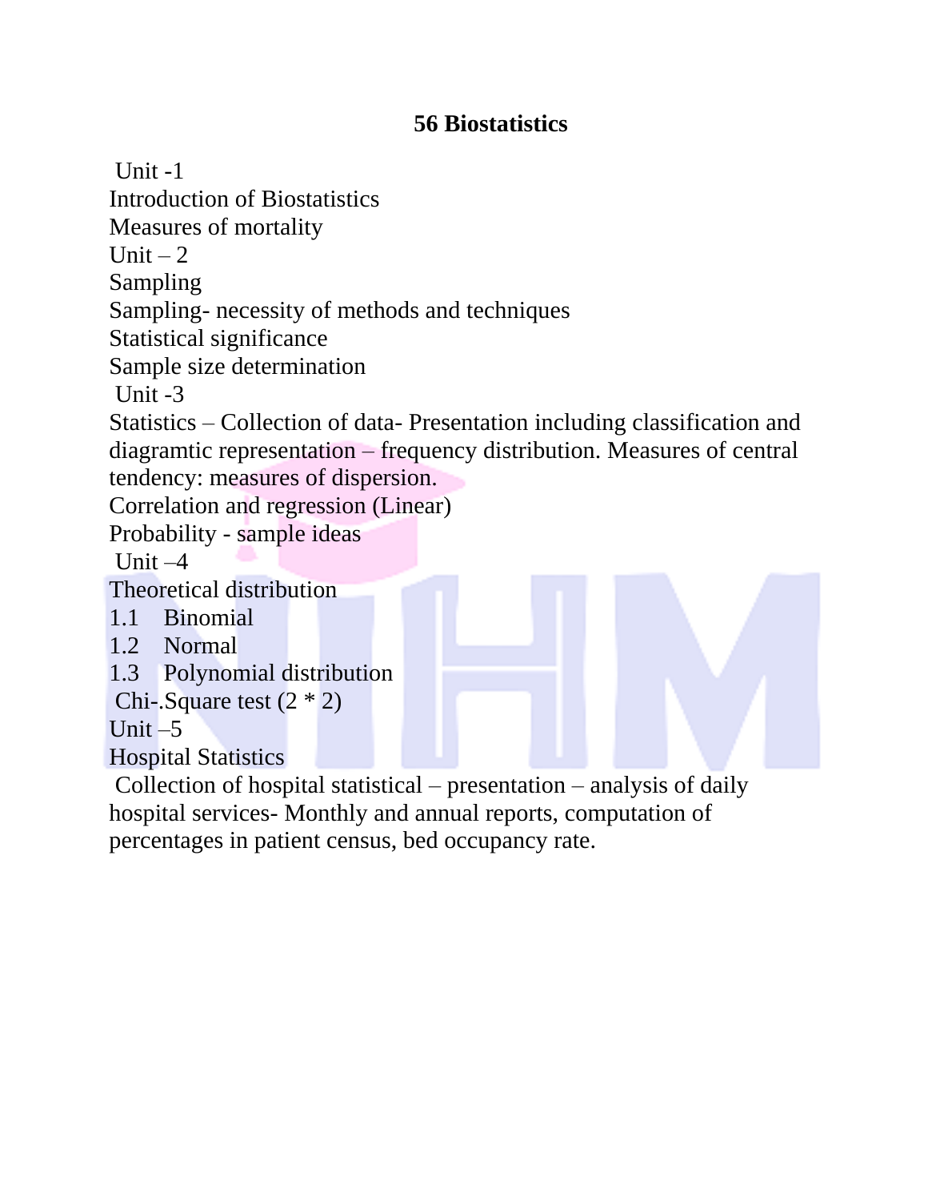# 56 Biostatistics

Unit -1

Introduction of Biostatistics

Measures of mortality

Unit – 2

Sampling

Sampling- necessity of methods and techniques

Statistical significance

Sample size determination

Unit -3

Statistics – Collection of data- Presentation including classification and diagramtic representation – frequency distribution. Measures of central tendency: measures of dispersion.

Correlation and regression (Linear)

Probability - sample ideas

Unit –4

Theoretical distribution

1.1 Binomial

1.2 Normal

1.3 Polynomial distribution

Chi-.Square test (2 * 2)

Unit –5

Hospital Statistics

Collection of hospital statistical – presentation – analysis of daily hospital services- Monthly and annual reports, computation of percentages in patient census, bed occupancy rate.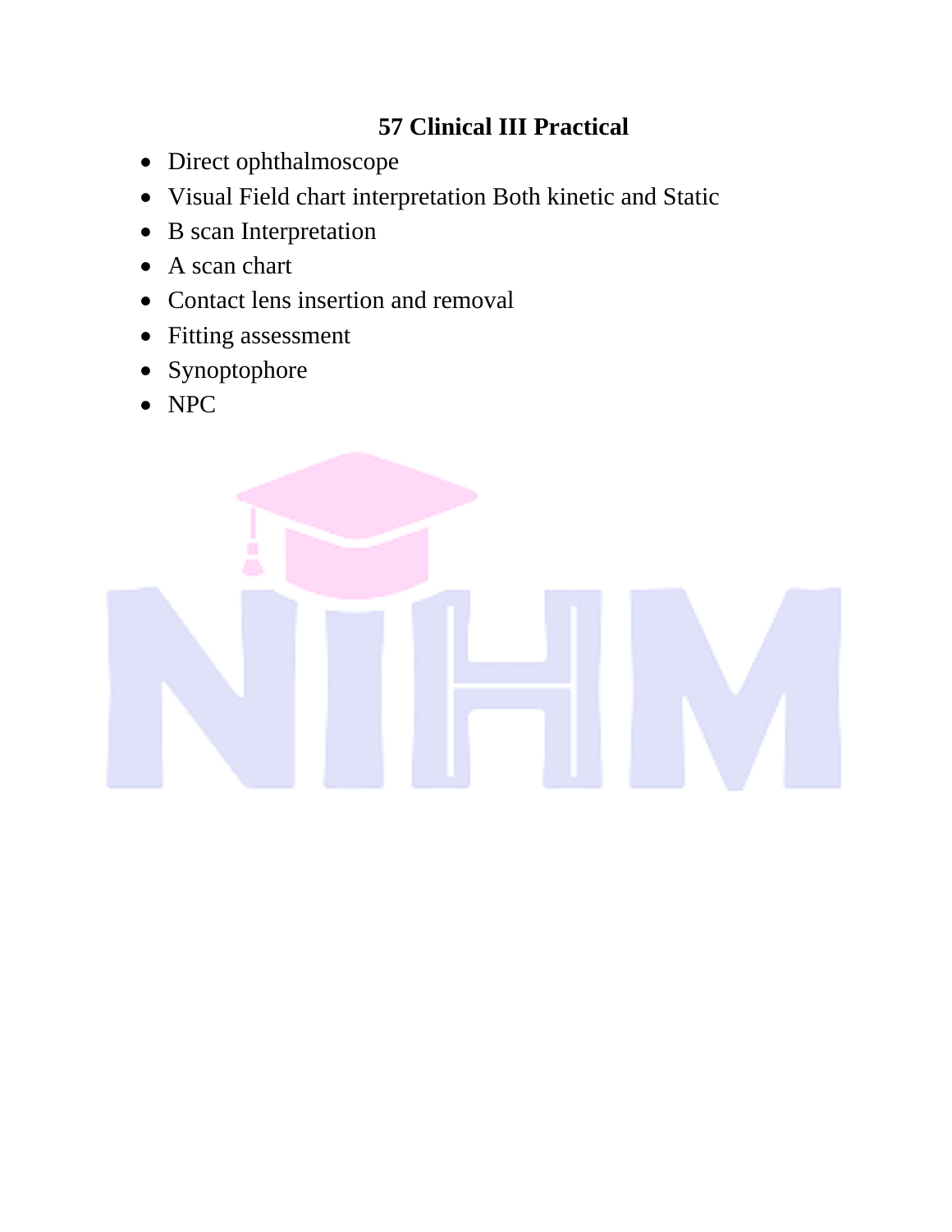## 57 Clinical III Practical

- Direct ophthalmoscope
- Visual Field chart interpretation Both kinetic and Static
- B scan Interpretation
- A scan chart
- Contact lens insertion and removal
- Fitting assessment
- Synoptophore
- NPC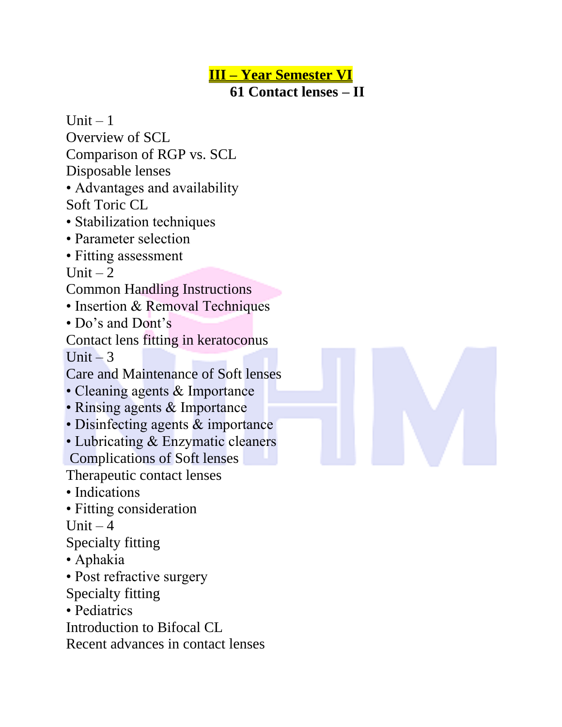## III – Year Semester VI

### 61 Contact lenses – II

Unit – 1

Overview of SCL

Comparison of RGP vs. SCL

Disposable lenses

- Advantages and availability

Soft Toric CL

- Stabilization techniques
- Parameter selection
- Fitting assessment

Unit – 2

Common Handling Instructions

- Insertion & Removal Techniques
- Do's and Dont's

Contact lens fitting in keratoconus

Unit – 3

Care and Maintenance of Soft lenses

- Cleaning agents & Importance
- Rinsing agents & Importance
- Disinfecting agents & importance
- Lubricating & Enzymatic cleaners

Complications of Soft lenses

Therapeutic contact lenses

- Indications
- Fitting consideration

Unit – 4

Specialty fitting

- Aphakia
- Post refractive surgery

Specialty fitting

- Pediatrics

Introduction to Bifocal CL

Recent advances in contact lenses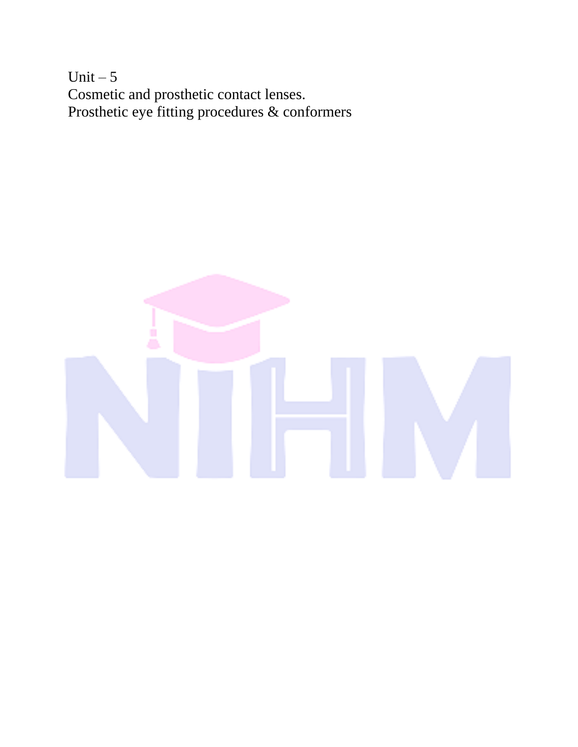Unit – 5

Cosmetic and prosthetic contact lenses.

Prosthetic eye fitting procedures & conformers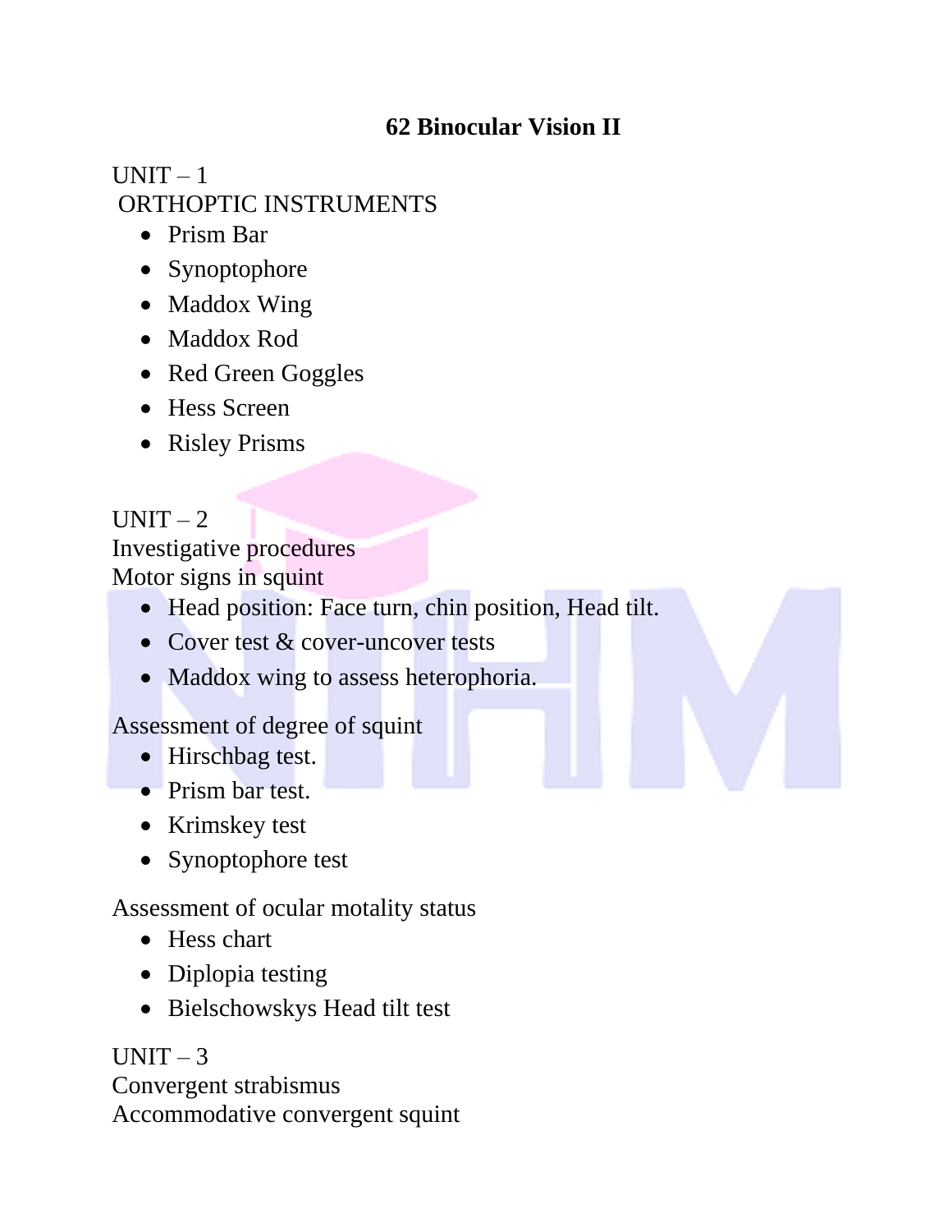# 62 Binocular Vision II

UNIT – 1

ORTHOPTIC INSTRUMENTS

- Prism Bar
- Synoptophore
- Maddox Wing
- Maddox Rod
- Red Green Goggles
- Hess Screen
- Risley Prisms

UNIT – 2

Investigative procedures

Motor signs in squint

- Head position: Face turn, chin position, Head tilt.
- Cover test & cover-uncover tests
- Maddox wing to assess heterophoria.

Assessment of degree of squint

- Hirschbag test.
- Prism bar test.
- Krimskey test
- Synoptophore test

Assessment of ocular motality status

- Hess chart
- Diplopia testing
- Bielschowskys Head tilt test

UNIT – 3

Convergent strabismus

Accommodative convergent squint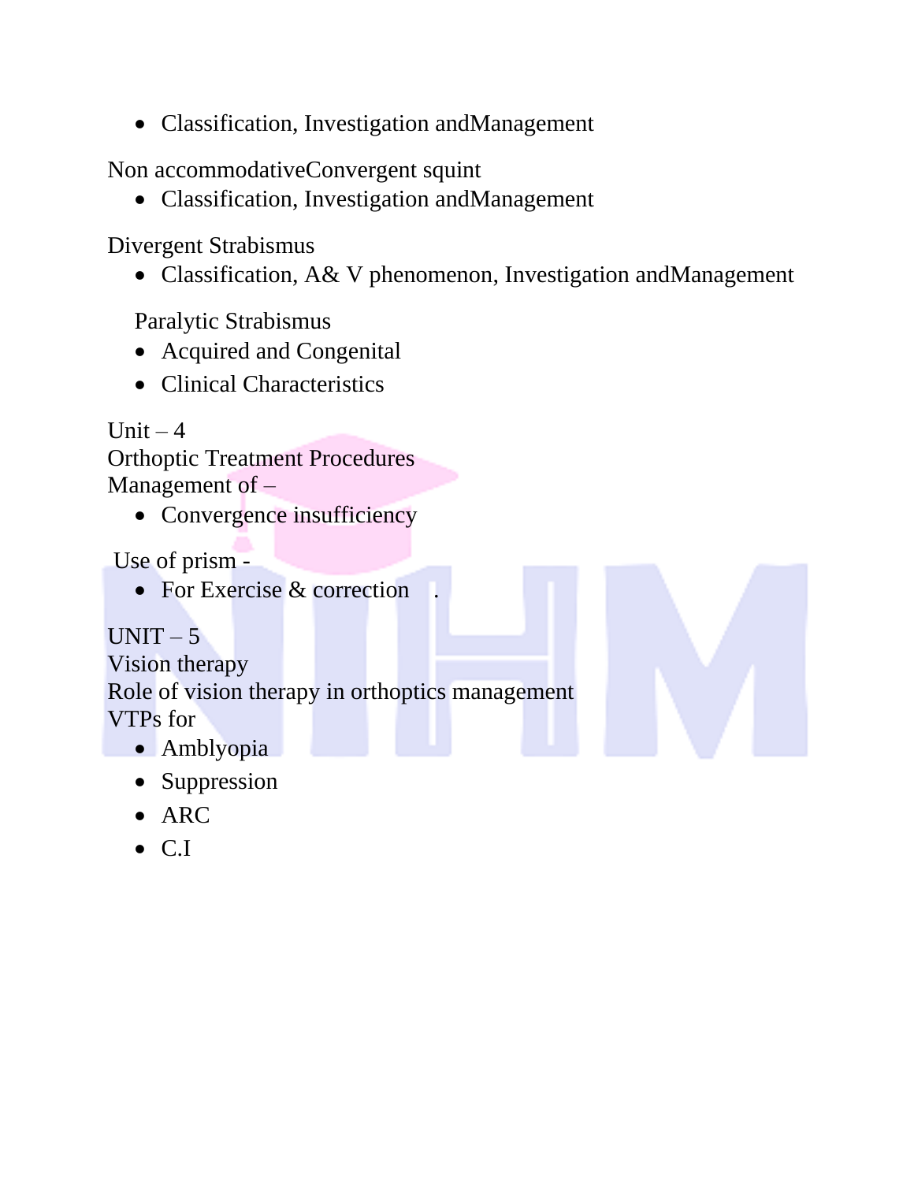- Classification, Investigation andManagement

Non accommodativeConvergent squint

- Classification, Investigation andManagement

Divergent Strabismus

- Classification, A& V phenomenon, Investigation andManagement

Paralytic Strabismus

- Acquired and Congenital
- Clinical Characteristics

Unit – 4

Orthoptic Treatment Procedures

Management of –

- Convergence insufficiency

Use of prism -

- For Exercise & correction .

UNIT – 5

Vision therapy

Role of vision therapy in orthoptics management

VTPs for

- Amblyopia
- Suppression
- ARC
- C.I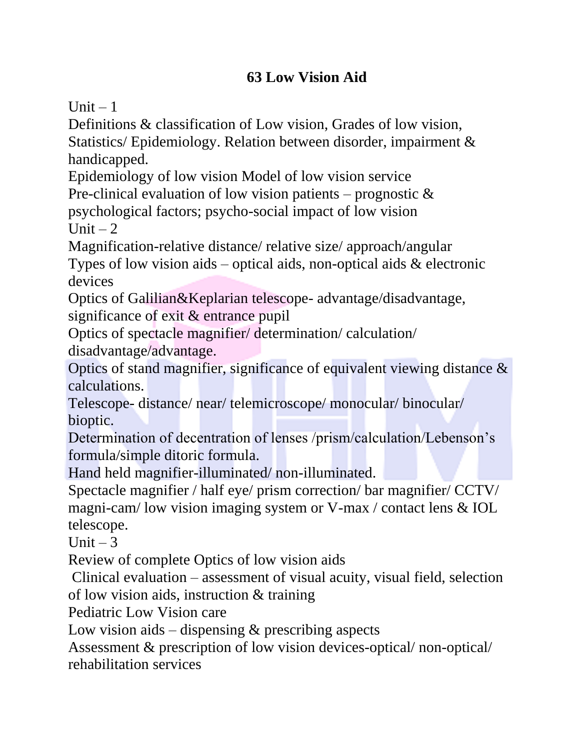# 63 Low Vision Aid

Unit – 1

Definitions & classification of Low vision, Grades of low vision, Statistics/ Epidemiology. Relation between disorder, impairment & handicapped.

Epidemiology of low vision Model of low vision service

Pre-clinical evaluation of low vision patients – prognostic & psychological factors; psycho-social impact of low vision

Unit – 2

Magnification-relative distance/ relative size/ approach/angular

Types of low vision aids – optical aids, non-optical aids & electronic devices

Optics of Galilian&Keplarian telescope- advantage/disadvantage, significance of exit & entrance pupil

Optics of spectacle magnifier/ determination/ calculation/ disadvantage/advantage.

Optics of stand magnifier, significance of equivalent viewing distance & calculations.

Telescope- distance/ near/ telemicroscope/ monocular/ binocular/ bioptic.

Determination of decentration of lenses /prism/calculation/Lebenson's formula/simple ditoric formula.

Hand held magnifier-illuminated/ non-illuminated.

Spectacle magnifier / half eye/ prism correction/ bar magnifier/ CCTV/ magni-cam/ low vision imaging system or V-max / contact lens & IOL telescope.

Unit – 3

Review of complete Optics of low vision aids

Clinical evaluation – assessment of visual acuity, visual field, selection of low vision aids, instruction & training

Pediatric Low Vision care

Low vision aids – dispensing & prescribing aspects

Assessment & prescription of low vision devices-optical/ non-optical/ rehabilitation services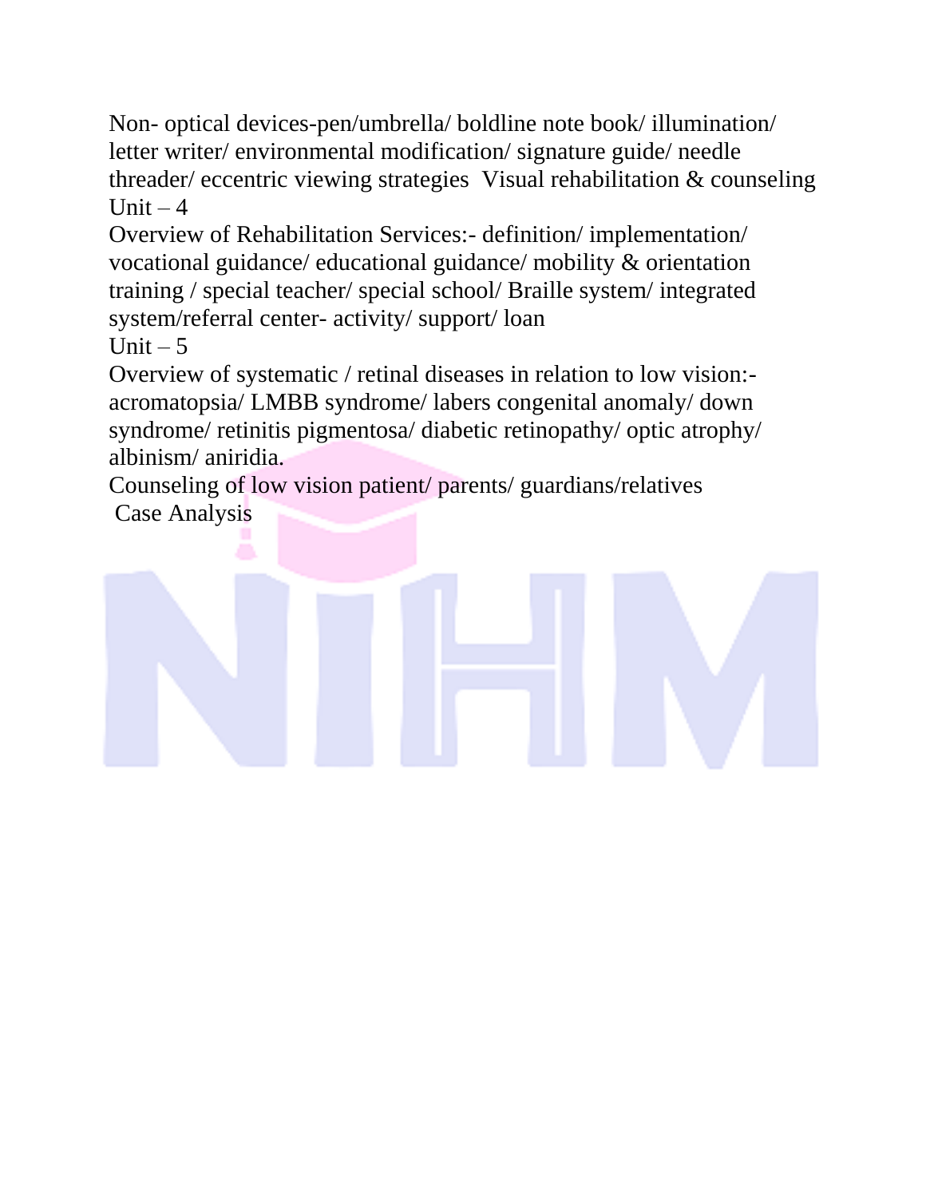Non- optical devices-pen/umbrella/ boldline note book/ illumination/ letter writer/ environmental modification/ signature guide/ needle threader/ eccentric viewing strategies  Visual rehabilitation & counseling

Unit – 4

Overview of Rehabilitation Services:- definition/ implementation/ vocational guidance/ educational guidance/ mobility & orientation training / special teacher/ special school/ Braille system/ integrated system/referral center- activity/ support/ loan

Unit – 5

Overview of systematic / retinal diseases in relation to low vision:- acromatopsia/ LMBB syndrome/ labers congenital anomaly/ down syndrome/ retinitis pigmentosa/ diabetic retinopathy/ optic atrophy/ albinism/ aniridia.

Counseling of low vision patient/ parents/ guardians/relatives

Case Analysis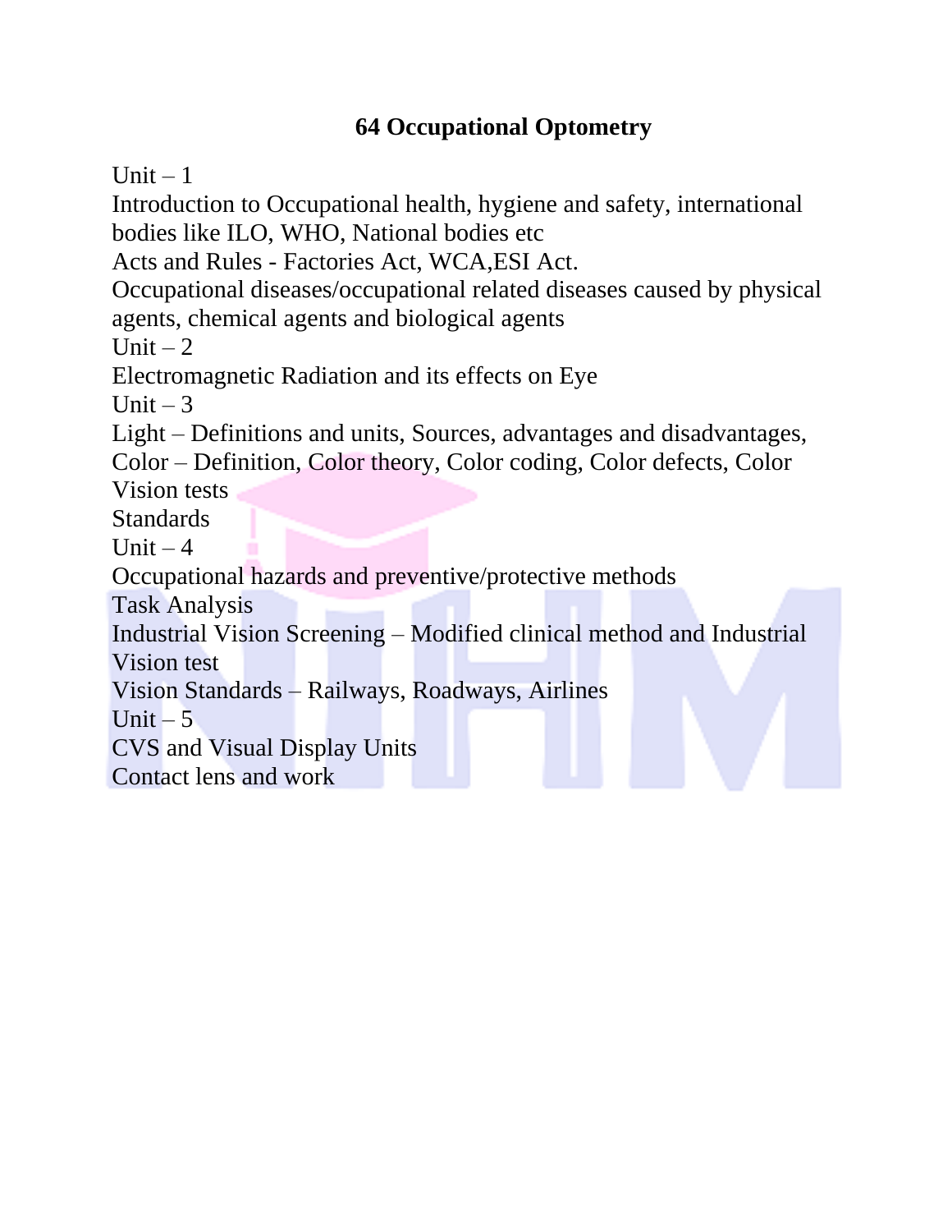# 64 Occupational Optometry

Unit – 1

Introduction to Occupational health, hygiene and safety, international bodies like ILO, WHO, National bodies etc

Acts and Rules - Factories Act, WCA,ESI Act.

Occupational diseases/occupational related diseases caused by physical agents, chemical agents and biological agents

Unit – 2

Electromagnetic Radiation and its effects on Eye

Unit – 3

Light – Definitions and units, Sources, advantages and disadvantages, Color – Definition, Color theory, Color coding, Color defects, Color Vision tests

Standards

Unit – 4

Occupational hazards and preventive/protective methods

Task Analysis

Industrial Vision Screening – Modified clinical method and Industrial Vision test

Vision Standards – Railways, Roadways, Airlines

Unit – 5

CVS and Visual Display Units

Contact lens and work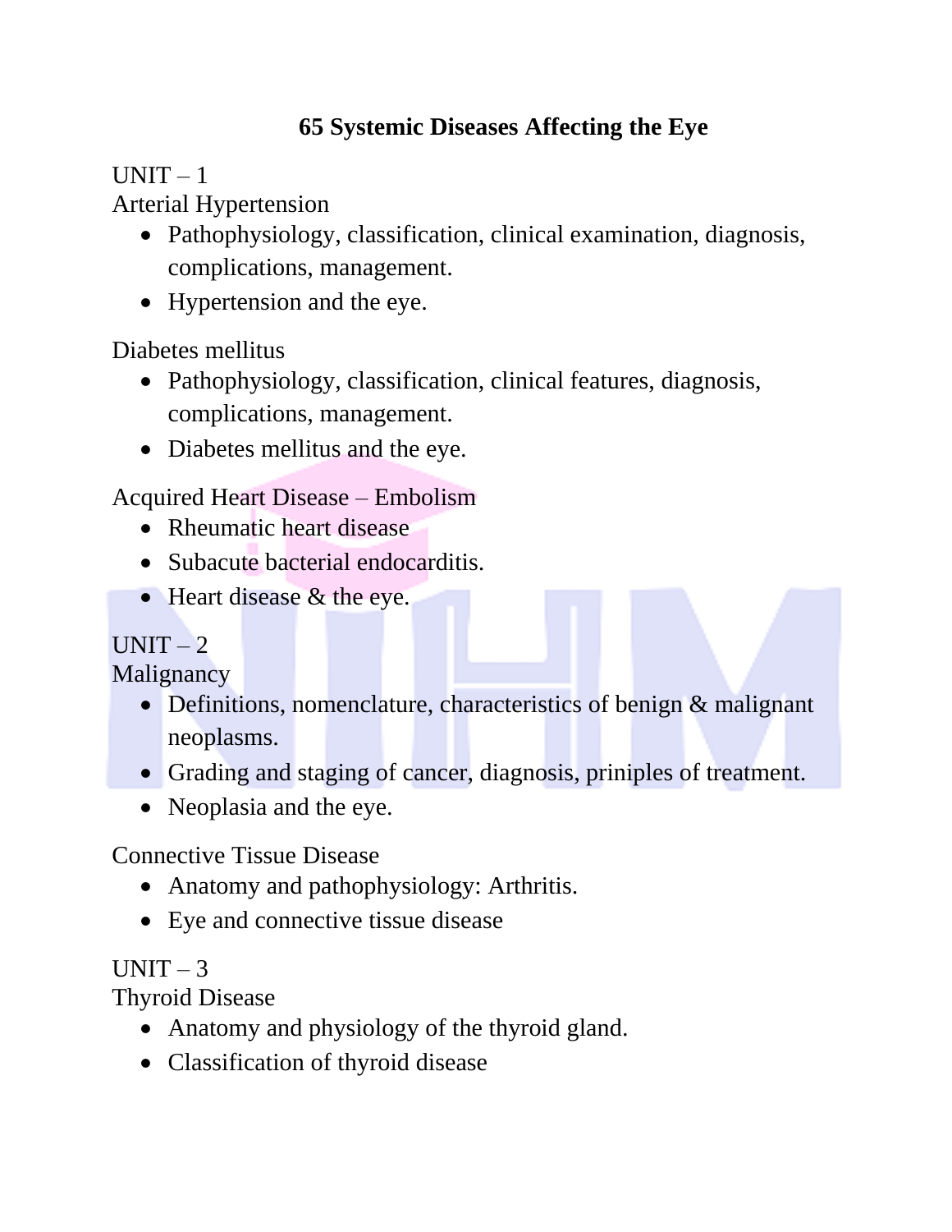# 65 Systemic Diseases Affecting the Eye

UNIT – 1

Arterial Hypertension

- Pathophysiology, classification, clinical examination, diagnosis, complications, management.
- Hypertension and the eye.

Diabetes mellitus

- Pathophysiology, classification, clinical features, diagnosis, complications, management.
- Diabetes mellitus and the eye.

Acquired Heart Disease – Embolism

- Rheumatic heart disease
- Subacute bacterial endocarditis.
- Heart disease & the eye.

UNIT – 2

Malignancy

- Definitions, nomenclature, characteristics of benign & malignant neoplasms.
- Grading and staging of cancer, diagnosis, priniples of treatment.
- Neoplasia and the eye.

Connective Tissue Disease

- Anatomy and pathophysiology: Arthritis.
- Eye and connective tissue disease

UNIT – 3

Thyroid Disease

- Anatomy and physiology of the thyroid gland.
- Classification of thyroid disease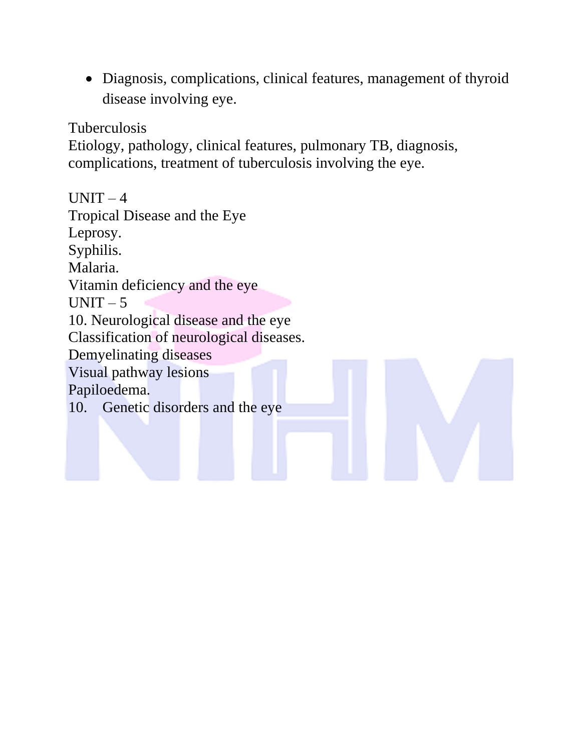- Diagnosis, complications, clinical features, management of thyroid disease involving eye.

Tuberculosis
Etiology, pathology, clinical features, pulmonary TB, diagnosis, complications, treatment of tuberculosis involving the eye.

UNIT – 4
Tropical Disease and the Eye
Leprosy.
Syphilis.
Malaria.
Vitamin deficiency and the eye
UNIT – 5
10. Neurological disease and the eye
Classification of neurological diseases.
Demyelinating diseases
Visual pathway lesions
Papiloedema.
10. Genetic disorders and the eye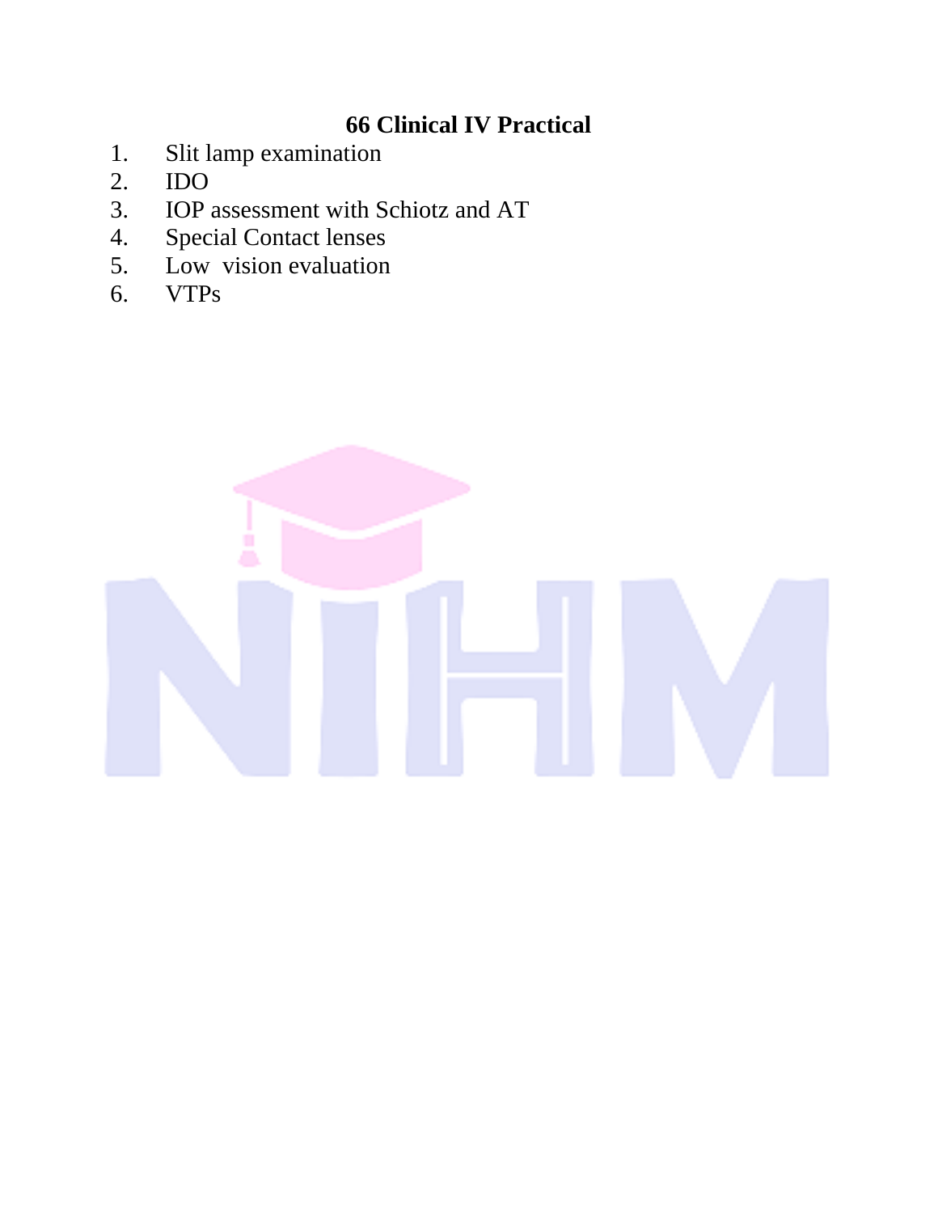## 66 Clinical IV Practical

1. Slit lamp examination
2. IDO
3. IOP assessment with Schiotz and AT
4. Special Contact lenses
5. Low vision evaluation
6. VTPs